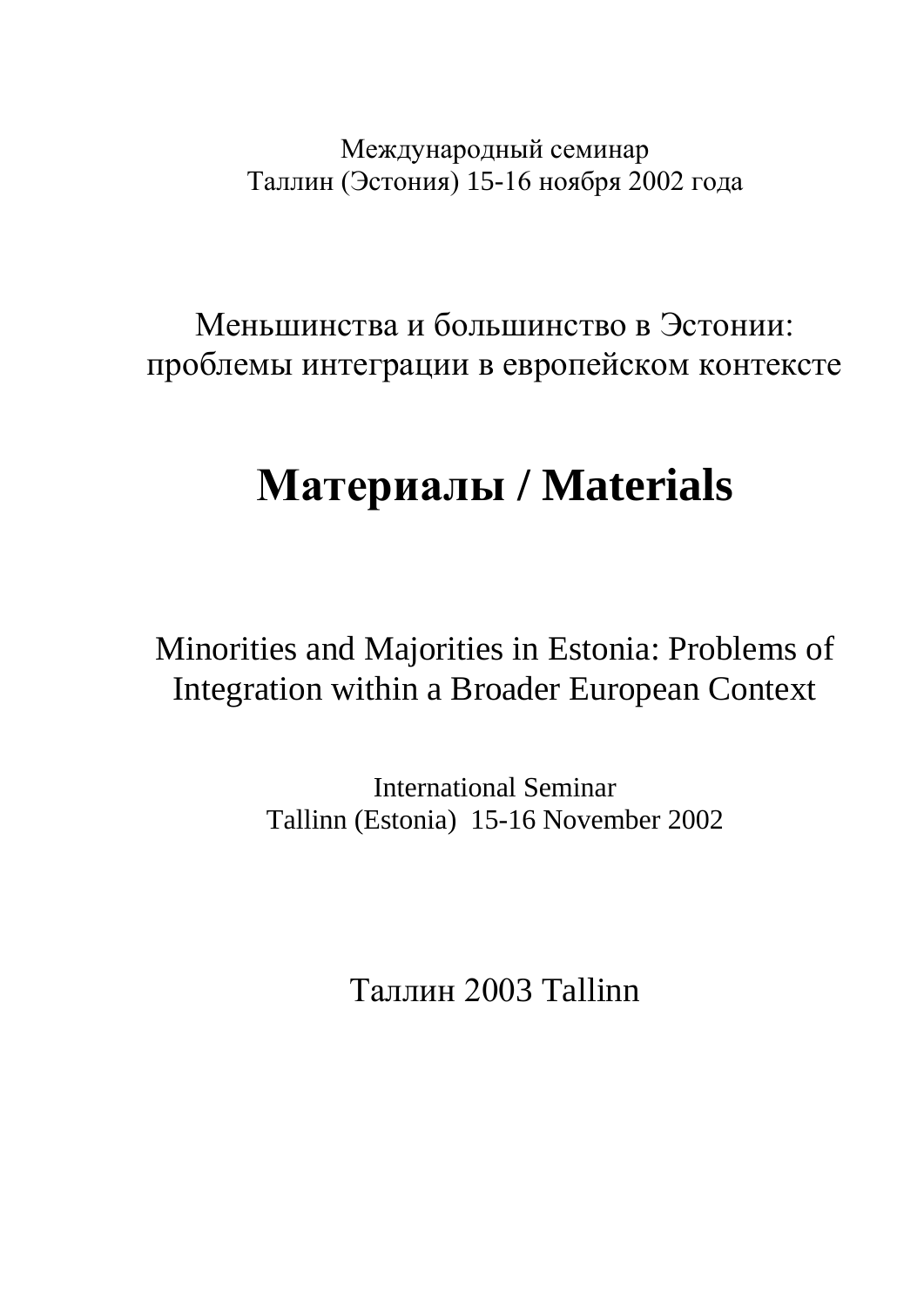Международный семинар
Таллин (Эстония) 15-16 ноября 2002 года

Меньшинства и большинство в Эстонии:
проблемы интеграции в европейском контексте

# Материалы / Materials

Minorities and Majorities in Estonia: Problems of Integration within a Broader European Context

International Seminar
Tallinn (Estonia) 15-16 November 2002

Таллин 2003 Tallinn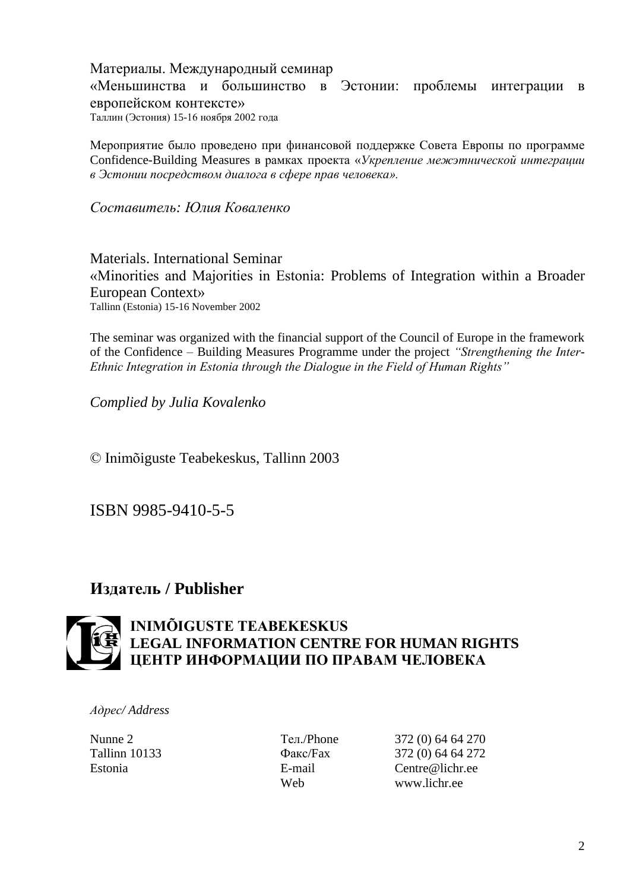Материалы. Международный семинар
«Меньшинства и большинство в Эстонии: проблемы интеграции в европейском контексте»
Таллин (Эстония) 15-16 ноября 2002 года

Мероприятие было проведено при финансовой поддержке Совета Европы по программе Confidence-Building Measures в рамках проекта «*Укрепление межэтнической интеграции в Эстонии посредством диалога в сфере прав человека».*

*Составитель: Юлия Коваленко*

Materials. International Seminar
«Minorities and Majorities in Estonia: Problems of Integration within a Broader European Context»
Tallinn (Estonia) 15-16 November 2002

The seminar was organized with the financial support of the Council of Europe in the framework of the Confidence – Building Measures Programme under the project *"Strengthening the Inter-Ethnic Integration in Estonia through the Dialogue in the Field of Human Rights"*

*Complied by Julia Kovalenko*

© Inimõiguste Teabekeskus, Tallinn 2003

ISBN 9985-9410-5-5

## Издатель / Publisher

**INIMÕIGUSTE TEABEKESKUS**
**LEGAL INFORMATION CENTRE FOR HUMAN RIGHTS**
**ЦЕНТР ИНФОРМАЦИИ ПО ПРАВАМ ЧЕЛОВЕКА**

*Адрес/ Address*

| | | |
|---|---|---|
| Nunne 2 | Тел./Phone | 372 (0) 64 64 270 |
| Tallinn 10133 | Факс/Fax | 372 (0) 64 64 272 |
| Estonia | E-mail | Centre@lichr.ee |
| | Web | www.lichr.ee |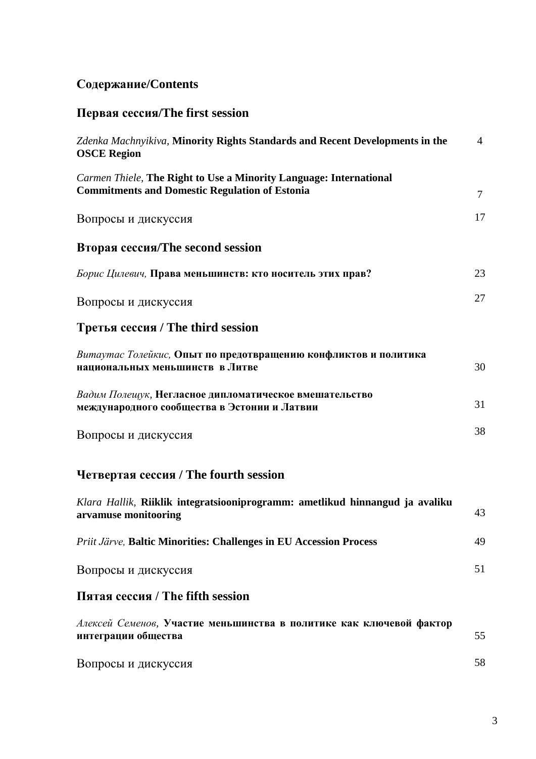# Содержание/Contents

## Первая сессия/The first session

*Zdenka Machnyikiva,* **Minority Rights Standards and Recent Developments in the OSCE Region** 4

*Carmen Thiele,* **The Right to Use a Minority Language: International Commitments and Domestic Regulation of Estonia** 7

Вопросы и дискуссия 17

## Вторая сессия/The second session

*Борис Цилевич,* **Права меньшинств: кто носитель этих прав?** 23

Вопросы и дискуссия 27

## Третья сессия / The third session

*Витаутас Толейкис,* **Опыт по предотвращению конфликтов и политика национальных меньшинств в Литве** 30

*Вадим Полещук,* **Негласное дипломатическое вмешательство международного сообщества в Эстонии и Латвии** 31

Вопросы и дискуссия 38

## Четвертая сессия / The fourth session

*Klara Hallik,* **Riiklik integratsiooniprogramm: ametlikud hinnangud ja avaliku arvamuse monitooring** 43

*Priit Järve,* **Baltic Minorities: Challenges in EU Accession Process** 49

Вопросы и дискуссия 51

## Пятая сессия / The fifth session

*Алексей Семенов,* **Участие меньшинства в политике как ключевой фактор интеграции общества** 55

Вопросы и дискуссия 58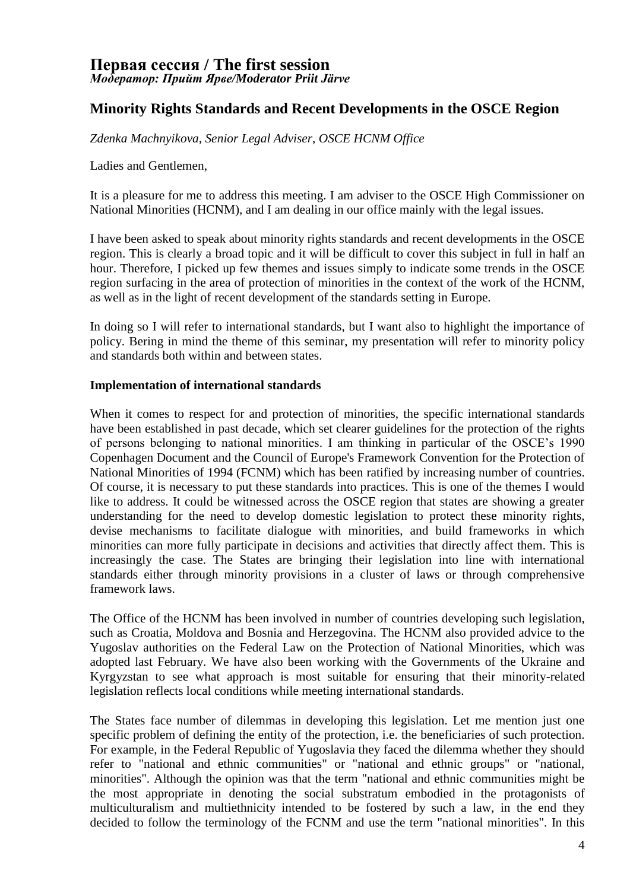# Первая сессия / The first session

***Модератор: Прийт Ярве/Moderator Priit Järve***

## Minority Rights Standards and Recent Developments in the OSCE Region

*Zdenka Machnyikova, Senior Legal Adviser, OSCE HCNM Office*

Ladies and Gentlemen,

It is a pleasure for me to address this meeting. I am adviser to the OSCE High Commissioner on National Minorities (HCNM), and I am dealing in our office mainly with the legal issues.

I have been asked to speak about minority rights standards and recent developments in the OSCE region. This is clearly a broad topic and it will be difficult to cover this subject in full in half an hour. Therefore, I picked up few themes and issues simply to indicate some trends in the OSCE region surfacing in the area of protection of minorities in the context of the work of the HCNM, as well as in the light of recent development of the standards setting in Europe.

In doing so I will refer to international standards, but I want also to highlight the importance of policy. Bering in mind the theme of this seminar, my presentation will refer to minority policy and standards both within and between states.

### Implementation of international standards

When it comes to respect for and protection of minorities, the specific international standards have been established in past decade, which set clearer guidelines for the protection of the rights of persons belonging to national minorities. I am thinking in particular of the OSCE's 1990 Copenhagen Document and the Council of Europe's Framework Convention for the Protection of National Minorities of 1994 (FCNM) which has been ratified by increasing number of countries. Of course, it is necessary to put these standards into practices. This is one of the themes I would like to address. It could be witnessed across the OSCE region that states are showing a greater understanding for the need to develop domestic legislation to protect these minority rights, devise mechanisms to facilitate dialogue with minorities, and build frameworks in which minorities can more fully participate in decisions and activities that directly affect them. This is increasingly the case. The States are bringing their legislation into line with international standards either through minority provisions in a cluster of laws or through comprehensive framework laws.

The Office of the HCNM has been involved in number of countries developing such legislation, such as Croatia, Moldova and Bosnia and Herzegovina. The HCNM also provided advice to the Yugoslav authorities on the Federal Law on the Protection of National Minorities, which was adopted last February. We have also been working with the Governments of the Ukraine and Kyrgyzstan to see what approach is most suitable for ensuring that their minority-related legislation reflects local conditions while meeting international standards.

The States face number of dilemmas in developing this legislation. Let me mention just one specific problem of defining the entity of the protection, i.e. the beneficiaries of such protection. For example, in the Federal Republic of Yugoslavia they faced the dilemma whether they should refer to "national and ethnic communities" or "national and ethnic groups" or "national, minorities". Although the opinion was that the term "national and ethnic communities might be the most appropriate in denoting the social substratum embodied in the protagonists of multiculturalism and multiethnicity intended to be fostered by such a law, in the end they decided to follow the terminology of the FCNM and use the term "national minorities". In this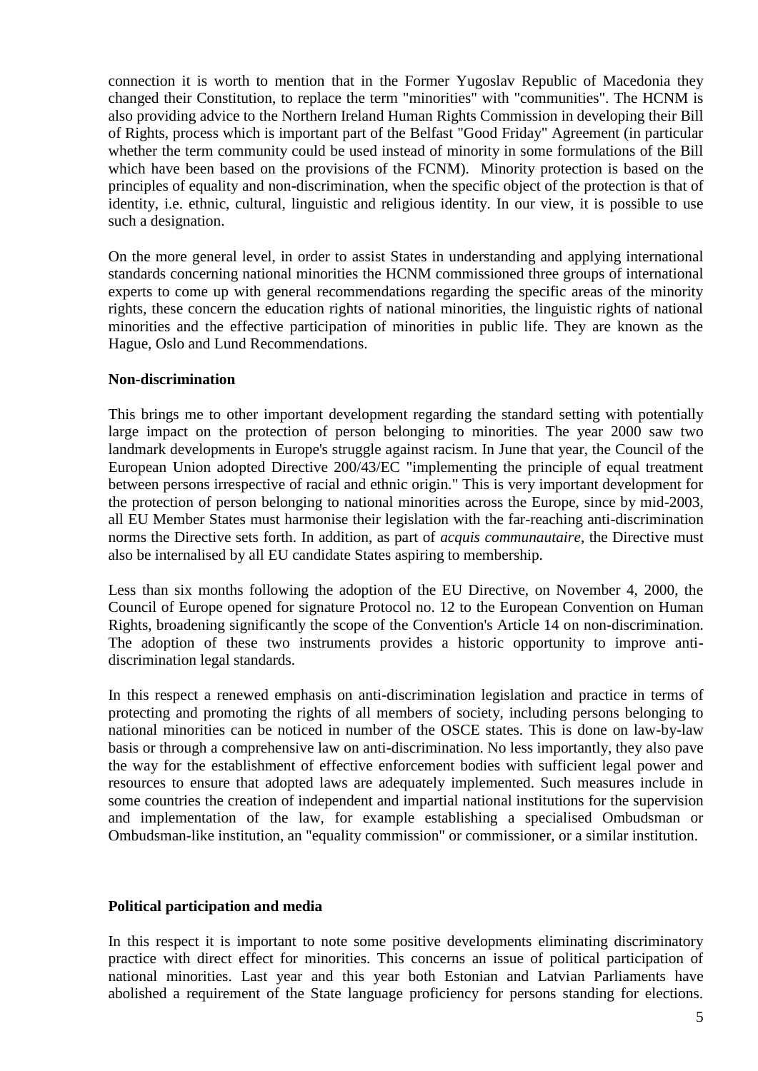connection it is worth to mention that in the Former Yugoslav Republic of Macedonia they changed their Constitution, to replace the term "minorities" with "communities". The HCNM is also providing advice to the Northern Ireland Human Rights Commission in developing their Bill of Rights, process which is important part of the Belfast "Good Friday" Agreement (in particular whether the term community could be used instead of minority in some formulations of the Bill which have been based on the provisions of the FCNM). Minority protection is based on the principles of equality and non-discrimination, when the specific object of the protection is that of identity, i.e. ethnic, cultural, linguistic and religious identity. In our view, it is possible to use such a designation.

On the more general level, in order to assist States in understanding and applying international standards concerning national minorities the HCNM commissioned three groups of international experts to come up with general recommendations regarding the specific areas of the minority rights, these concern the education rights of national minorities, the linguistic rights of national minorities and the effective participation of minorities in public life. They are known as the Hague, Oslo and Lund Recommendations.

**Non-discrimination**

This brings me to other important development regarding the standard setting with potentially large impact on the protection of person belonging to minorities. The year 2000 saw two landmark developments in Europe's struggle against racism. In June that year, the Council of the European Union adopted Directive 200/43/EC "implementing the principle of equal treatment between persons irrespective of racial and ethnic origin." This is very important development for the protection of person belonging to national minorities across the Europe, since by mid-2003, all EU Member States must harmonise their legislation with the far-reaching anti-discrimination norms the Directive sets forth. In addition, as part of *acquis communautaire*, the Directive must also be internalised by all EU candidate States aspiring to membership.

Less than six months following the adoption of the EU Directive, on November 4, 2000, the Council of Europe opened for signature Protocol no. 12 to the European Convention on Human Rights, broadening significantly the scope of the Convention's Article 14 on non-discrimination. The adoption of these two instruments provides a historic opportunity to improve anti-discrimination legal standards.

In this respect a renewed emphasis on anti-discrimination legislation and practice in terms of protecting and promoting the rights of all members of society, including persons belonging to national minorities can be noticed in number of the OSCE states. This is done on law-by-law basis or through a comprehensive law on anti-discrimination. No less importantly, they also pave the way for the establishment of effective enforcement bodies with sufficient legal power and resources to ensure that adopted laws are adequately implemented. Such measures include in some countries the creation of independent and impartial national institutions for the supervision and implementation of the law, for example establishing a specialised Ombudsman or Ombudsman-like institution, an "equality commission" or commissioner, or a similar institution.

**Political participation and media**

In this respect it is important to note some positive developments eliminating discriminatory practice with direct effect for minorities. This concerns an issue of political participation of national minorities. Last year and this year both Estonian and Latvian Parliaments have abolished a requirement of the State language proficiency for persons standing for elections.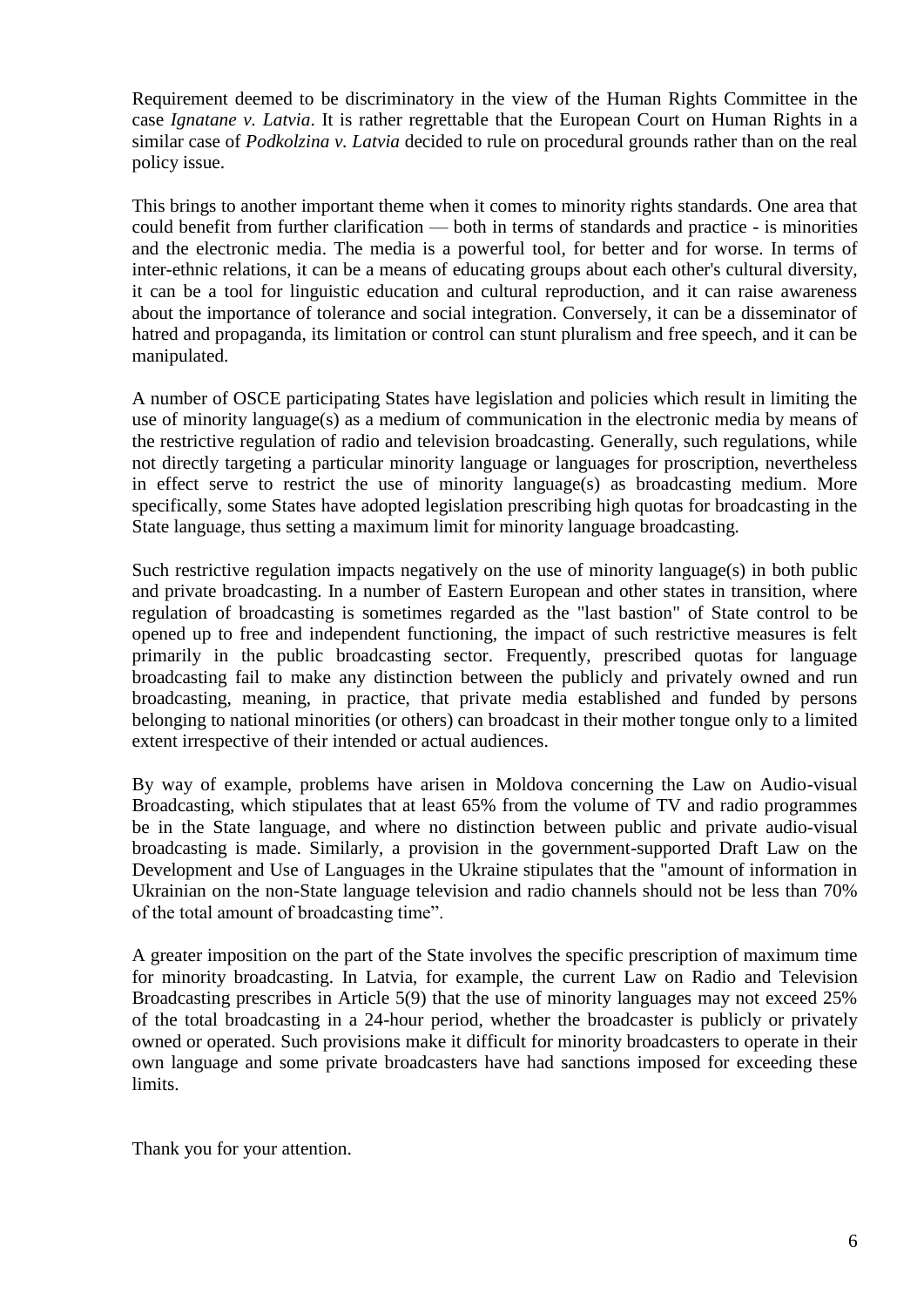Requirement deemed to be discriminatory in the view of the Human Rights Committee in the case *Ignatane v. Latvia*. It is rather regrettable that the European Court on Human Rights in a similar case of *Podkolzina v. Latvia* decided to rule on procedural grounds rather than on the real policy issue.

This brings to another important theme when it comes to minority rights standards. One area that could benefit from further clarification — both in terms of standards and practice - is minorities and the electronic media. The media is a powerful tool, for better and for worse. In terms of inter-ethnic relations, it can be a means of educating groups about each other's cultural diversity, it can be a tool for linguistic education and cultural reproduction, and it can raise awareness about the importance of tolerance and social integration. Conversely, it can be a disseminator of hatred and propaganda, its limitation or control can stunt pluralism and free speech, and it can be manipulated.

A number of OSCE participating States have legislation and policies which result in limiting the use of minority language(s) as a medium of communication in the electronic media by means of the restrictive regulation of radio and television broadcasting. Generally, such regulations, while not directly targeting a particular minority language or languages for proscription, nevertheless in effect serve to restrict the use of minority language(s) as broadcasting medium. More specifically, some States have adopted legislation prescribing high quotas for broadcasting in the State language, thus setting a maximum limit for minority language broadcasting.

Such restrictive regulation impacts negatively on the use of minority language(s) in both public and private broadcasting. In a number of Eastern European and other states in transition, where regulation of broadcasting is sometimes regarded as the "last bastion" of State control to be opened up to free and independent functioning, the impact of such restrictive measures is felt primarily in the public broadcasting sector. Frequently, prescribed quotas for language broadcasting fail to make any distinction between the publicly and privately owned and run broadcasting, meaning, in practice, that private media established and funded by persons belonging to national minorities (or others) can broadcast in their mother tongue only to a limited extent irrespective of their intended or actual audiences.

By way of example, problems have arisen in Moldova concerning the Law on Audio-visual Broadcasting, which stipulates that at least 65% from the volume of TV and radio programmes be in the State language, and where no distinction between public and private audio-visual broadcasting is made. Similarly, a provision in the government-supported Draft Law on the Development and Use of Languages in the Ukraine stipulates that the "amount of information in Ukrainian on the non-State language television and radio channels should not be less than 70% of the total amount of broadcasting time".

A greater imposition on the part of the State involves the specific prescription of maximum time for minority broadcasting. In Latvia, for example, the current Law on Radio and Television Broadcasting prescribes in Article 5(9) that the use of minority languages may not exceed 25% of the total broadcasting in a 24-hour period, whether the broadcaster is publicly or privately owned or operated. Such provisions make it difficult for minority broadcasters to operate in their own language and some private broadcasters have had sanctions imposed for exceeding these limits.

Thank you for your attention.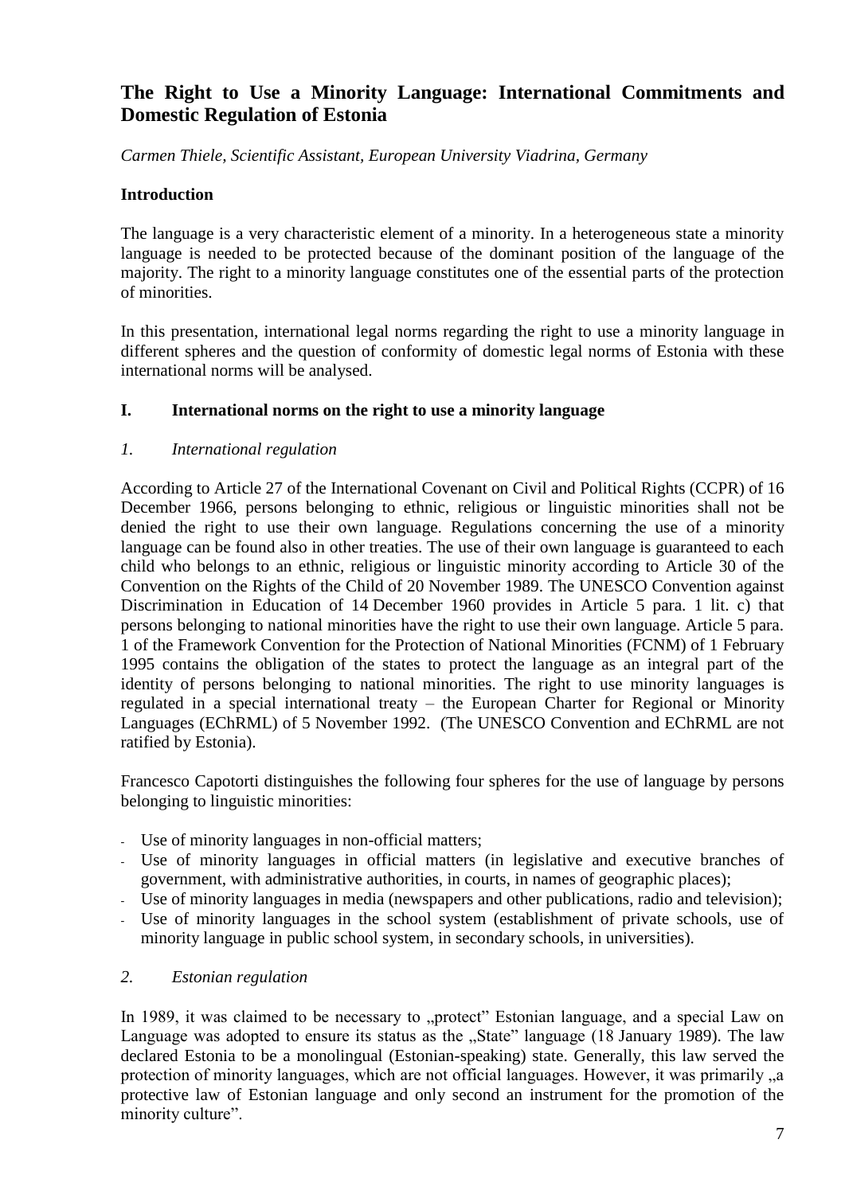# The Right to Use a Minority Language: International Commitments and Domestic Regulation of Estonia

*Carmen Thiele, Scientific Assistant, European University Viadrina, Germany*

## Introduction

The language is a very characteristic element of a minority. In a heterogeneous state a minority language is needed to be protected because of the dominant position of the language of the majority. The right to a minority language constitutes one of the essential parts of the protection of minorities.

In this presentation, international legal norms regarding the right to use a minority language in different spheres and the question of conformity of domestic legal norms of Estonia with these international norms will be analysed.

## I. International norms on the right to use a minority language

### *1. International regulation*

According to Article 27 of the International Covenant on Civil and Political Rights (CCPR) of 16 December 1966, persons belonging to ethnic, religious or linguistic minorities shall not be denied the right to use their own language. Regulations concerning the use of a minority language can be found also in other treaties. The use of their own language is guaranteed to each child who belongs to an ethnic, religious or linguistic minority according to Article 30 of the Convention on the Rights of the Child of 20 November 1989. The UNESCO Convention against Discrimination in Education of 14 December 1960 provides in Article 5 para. 1 lit. c) that persons belonging to national minorities have the right to use their own language. Article 5 para. 1 of the Framework Convention for the Protection of National Minorities (FCNM) of 1 February 1995 contains the obligation of the states to protect the language as an integral part of the identity of persons belonging to national minorities. The right to use minority languages is regulated in a special international treaty – the European Charter for Regional or Minority Languages (EChRML) of 5 November 1992. (The UNESCO Convention and EChRML are not ratified by Estonia).

Francesco Capotorti distinguishes the following four spheres for the use of language by persons belonging to linguistic minorities:

- Use of minority languages in non-official matters;
- Use of minority languages in official matters (in legislative and executive branches of government, with administrative authorities, in courts, in names of geographic places);
- Use of minority languages in media (newspapers and other publications, radio and television);
- Use of minority languages in the school system (establishment of private schools, use of minority language in public school system, in secondary schools, in universities).

### *2. Estonian regulation*

In 1989, it was claimed to be necessary to „protect" Estonian language, and a special Law on Language was adopted to ensure its status as the „State" language (18 January 1989). The law declared Estonia to be a monolingual (Estonian-speaking) state. Generally, this law served the protection of minority languages, which are not official languages. However, it was primarily „a protective law of Estonian language and only second an instrument for the promotion of the minority culture".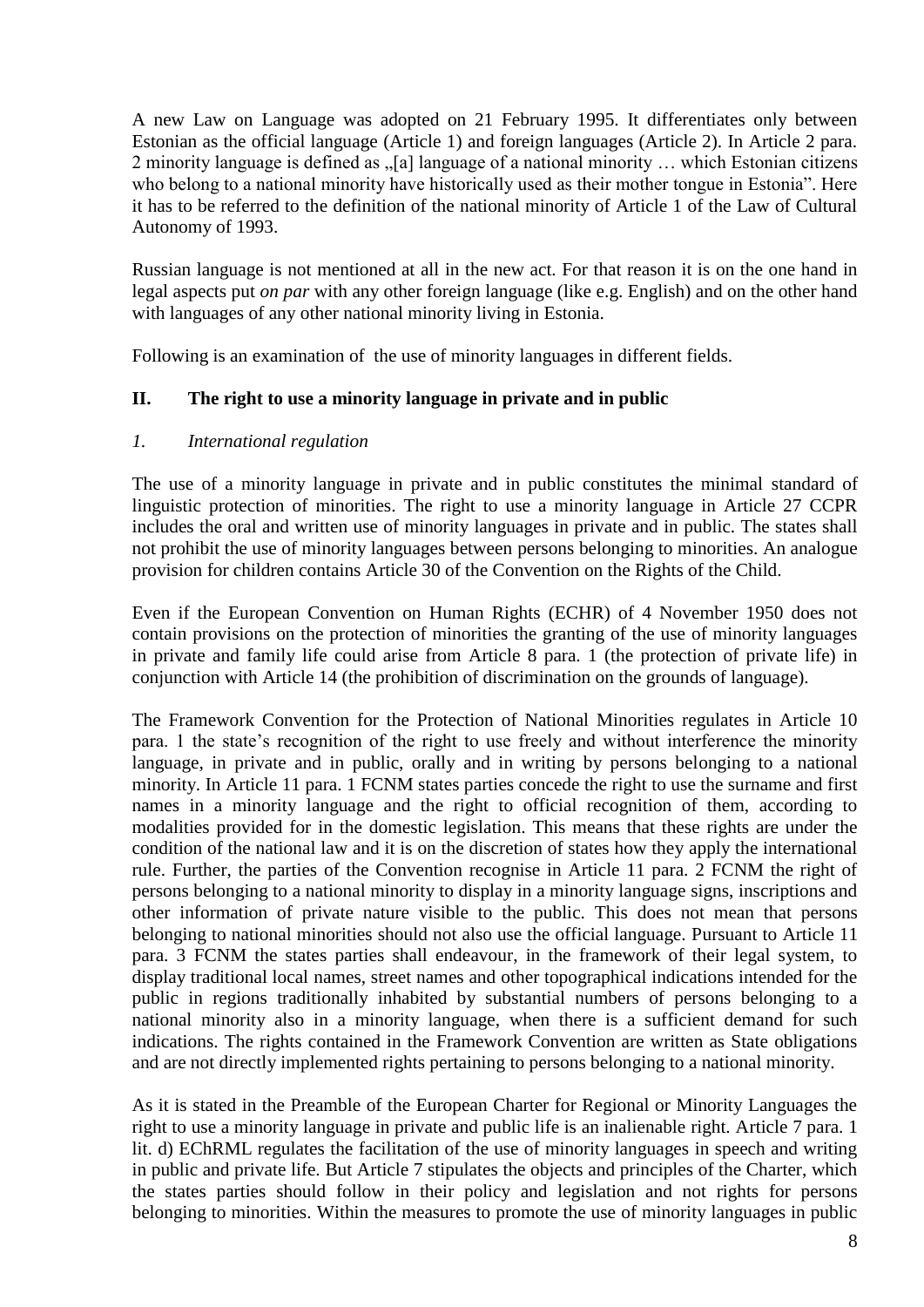A new Law on Language was adopted on 21 February 1995. It differentiates only between Estonian as the official language (Article 1) and foreign languages (Article 2). In Article 2 para. 2 minority language is defined as „[a] language of a national minority … which Estonian citizens who belong to a national minority have historically used as their mother tongue in Estonia". Here it has to be referred to the definition of the national minority of Article 1 of the Law of Cultural Autonomy of 1993.

Russian language is not mentioned at all in the new act. For that reason it is on the one hand in legal aspects put *on par* with any other foreign language (like e.g. English) and on the other hand with languages of any other national minority living in Estonia.

Following is an examination of the use of minority languages in different fields.

## II. The right to use a minority language in private and in public

### *1. International regulation*

The use of a minority language in private and in public constitutes the minimal standard of linguistic protection of minorities. The right to use a minority language in Article 27 CCPR includes the oral and written use of minority languages in private and in public. The states shall not prohibit the use of minority languages between persons belonging to minorities. An analogue provision for children contains Article 30 of the Convention on the Rights of the Child.

Even if the European Convention on Human Rights (ECHR) of 4 November 1950 does not contain provisions on the protection of minorities the granting of the use of minority languages in private and family life could arise from Article 8 para. 1 (the protection of private life) in conjunction with Article 14 (the prohibition of discrimination on the grounds of language).

The Framework Convention for the Protection of National Minorities regulates in Article 10 para. 1 the state's recognition of the right to use freely and without interference the minority language, in private and in public, orally and in writing by persons belonging to a national minority. In Article 11 para. 1 FCNM states parties concede the right to use the surname and first names in a minority language and the right to official recognition of them, according to modalities provided for in the domestic legislation. This means that these rights are under the condition of the national law and it is on the discretion of states how they apply the international rule. Further, the parties of the Convention recognise in Article 11 para. 2 FCNM the right of persons belonging to a national minority to display in a minority language signs, inscriptions and other information of private nature visible to the public. This does not mean that persons belonging to national minorities should not also use the official language. Pursuant to Article 11 para. 3 FCNM the states parties shall endeavour, in the framework of their legal system, to display traditional local names, street names and other topographical indications intended for the public in regions traditionally inhabited by substantial numbers of persons belonging to a national minority also in a minority language, when there is a sufficient demand for such indications. The rights contained in the Framework Convention are written as State obligations and are not directly implemented rights pertaining to persons belonging to a national minority.

As it is stated in the Preamble of the European Charter for Regional or Minority Languages the right to use a minority language in private and public life is an inalienable right. Article 7 para. 1 lit. d) EChRML regulates the facilitation of the use of minority languages in speech and writing in public and private life. But Article 7 stipulates the objects and principles of the Charter, which the states parties should follow in their policy and legislation and not rights for persons belonging to minorities. Within the measures to promote the use of minority languages in public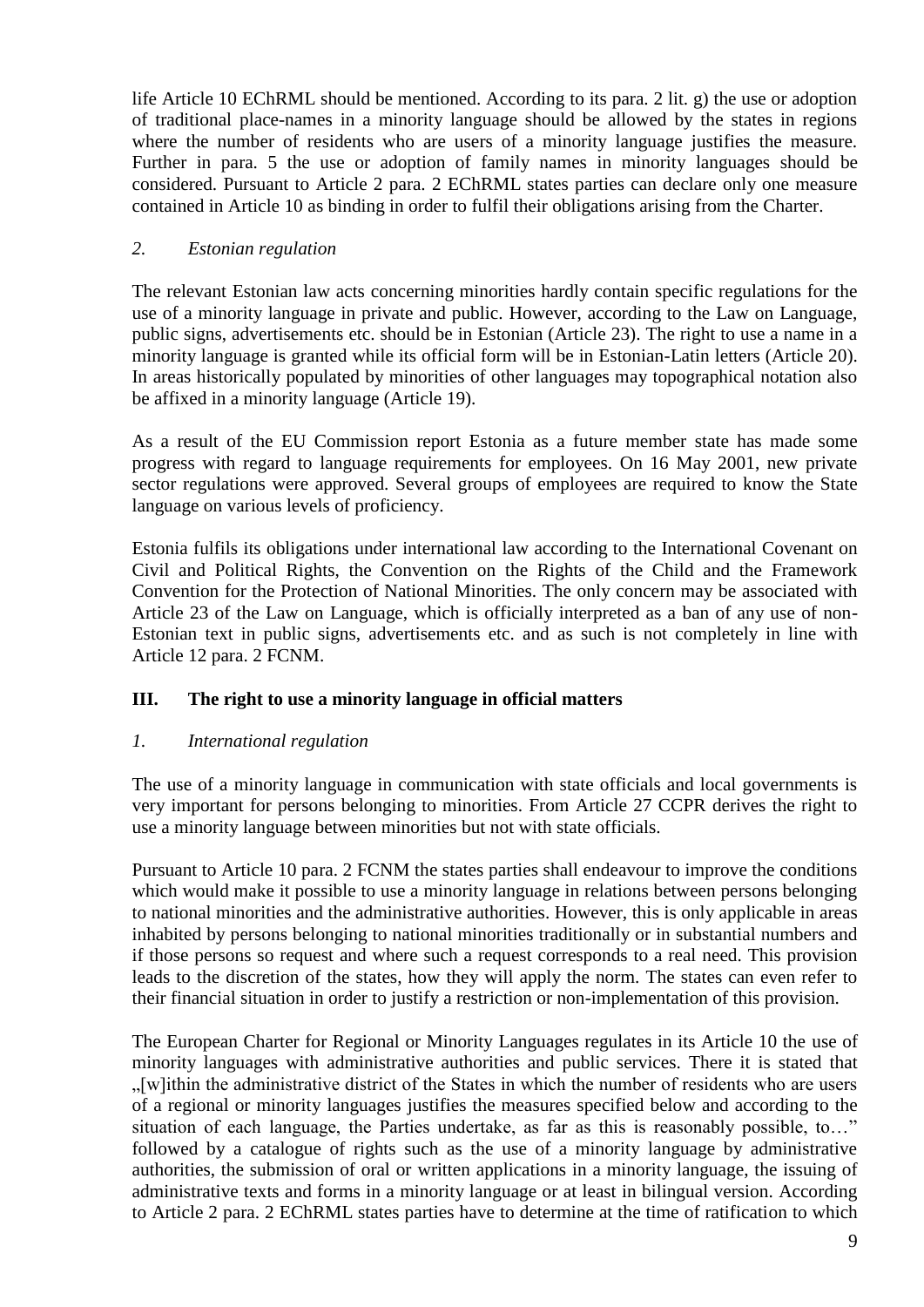life Article 10 EChRML should be mentioned. According to its para. 2 lit. g) the use or adoption of traditional place-names in a minority language should be allowed by the states in regions where the number of residents who are users of a minority language justifies the measure. Further in para. 5 the use or adoption of family names in minority languages should be considered. Pursuant to Article 2 para. 2 EChRML states parties can declare only one measure contained in Article 10 as binding in order to fulfil their obligations arising from the Charter.

### *2. Estonian regulation*

The relevant Estonian law acts concerning minorities hardly contain specific regulations for the use of a minority language in private and public. However, according to the Law on Language, public signs, advertisements etc. should be in Estonian (Article 23). The right to use a name in a minority language is granted while its official form will be in Estonian-Latin letters (Article 20). In areas historically populated by minorities of other languages may topographical notation also be affixed in a minority language (Article 19).

As a result of the EU Commission report Estonia as a future member state has made some progress with regard to language requirements for employees. On 16 May 2001, new private sector regulations were approved. Several groups of employees are required to know the State language on various levels of proficiency.

Estonia fulfils its obligations under international law according to the International Covenant on Civil and Political Rights, the Convention on the Rights of the Child and the Framework Convention for the Protection of National Minorities. The only concern may be associated with Article 23 of the Law on Language, which is officially interpreted as a ban of any use of non-Estonian text in public signs, advertisements etc. and as such is not completely in line with Article 12 para. 2 FCNM.

## III. The right to use a minority language in official matters

### *1. International regulation*

The use of a minority language in communication with state officials and local governments is very important for persons belonging to minorities. From Article 27 CCPR derives the right to use a minority language between minorities but not with state officials.

Pursuant to Article 10 para. 2 FCNM the states parties shall endeavour to improve the conditions which would make it possible to use a minority language in relations between persons belonging to national minorities and the administrative authorities. However, this is only applicable in areas inhabited by persons belonging to national minorities traditionally or in substantial numbers and if those persons so request and where such a request corresponds to a real need. This provision leads to the discretion of the states, how they will apply the norm. The states can even refer to their financial situation in order to justify a restriction or non-implementation of this provision.

The European Charter for Regional or Minority Languages regulates in its Article 10 the use of minority languages with administrative authorities and public services. There it is stated that „[w]ithin the administrative district of the States in which the number of residents who are users of a regional or minority languages justifies the measures specified below and according to the situation of each language, the Parties undertake, as far as this is reasonably possible, to…" followed by a catalogue of rights such as the use of a minority language by administrative authorities, the submission of oral or written applications in a minority language, the issuing of administrative texts and forms in a minority language or at least in bilingual version. According to Article 2 para. 2 EChRML states parties have to determine at the time of ratification to which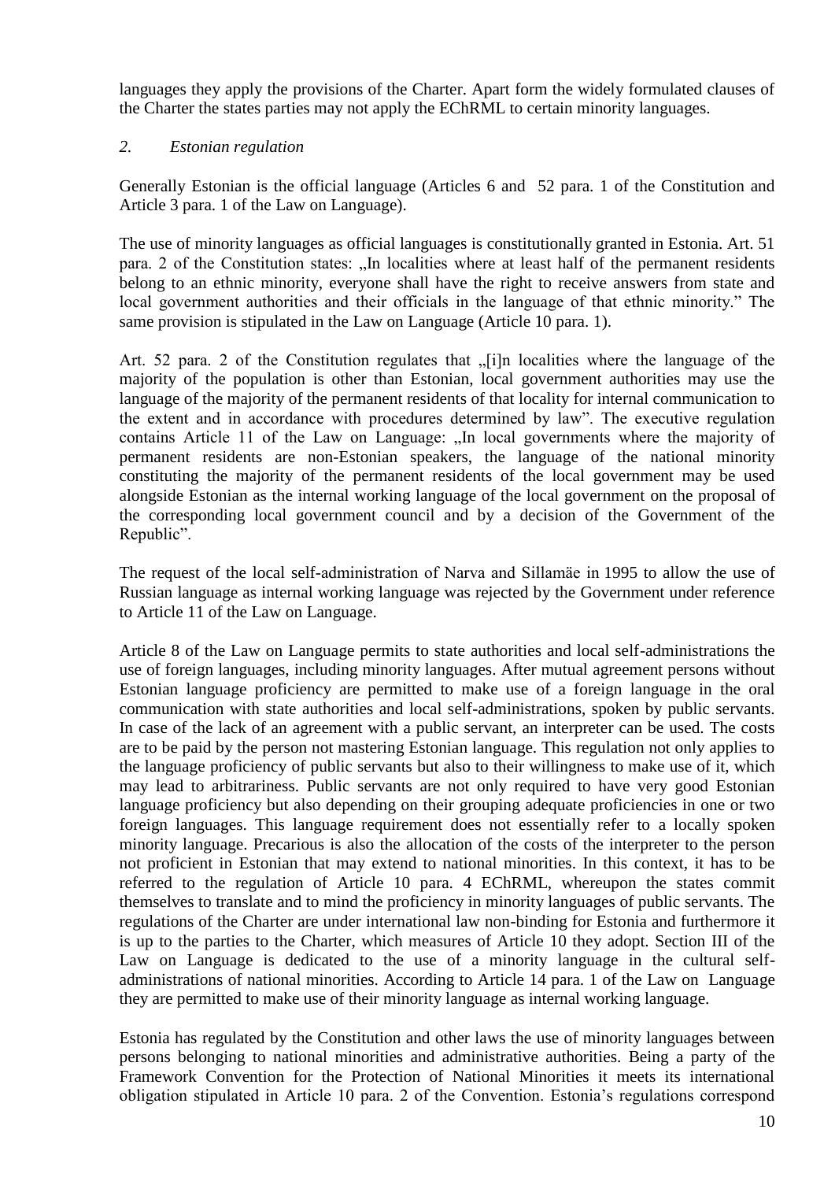languages they apply the provisions of the Charter. Apart form the widely formulated clauses of the Charter the states parties may not apply the EChRML to certain minority languages.

### *2. Estonian regulation*

Generally Estonian is the official language (Articles 6 and 52 para. 1 of the Constitution and Article 3 para. 1 of the Law on Language).

The use of minority languages as official languages is constitutionally granted in Estonia. Art. 51 para. 2 of the Constitution states: „In localities where at least half of the permanent residents belong to an ethnic minority, everyone shall have the right to receive answers from state and local government authorities and their officials in the language of that ethnic minority." The same provision is stipulated in the Law on Language (Article 10 para. 1).

Art. 52 para. 2 of the Constitution regulates that „[i]n localities where the language of the majority of the population is other than Estonian, local government authorities may use the language of the majority of the permanent residents of that locality for internal communication to the extent and in accordance with procedures determined by law". The executive regulation contains Article 11 of the Law on Language: „In local governments where the majority of permanent residents are non-Estonian speakers, the language of the national minority constituting the majority of the permanent residents of the local government may be used alongside Estonian as the internal working language of the local government on the proposal of the corresponding local government council and by a decision of the Government of the Republic".

The request of the local self-administration of Narva and Sillamäe in 1995 to allow the use of Russian language as internal working language was rejected by the Government under reference to Article 11 of the Law on Language.

Article 8 of the Law on Language permits to state authorities and local self-administrations the use of foreign languages, including minority languages. After mutual agreement persons without Estonian language proficiency are permitted to make use of a foreign language in the oral communication with state authorities and local self-administrations, spoken by public servants. In case of the lack of an agreement with a public servant, an interpreter can be used. The costs are to be paid by the person not mastering Estonian language. This regulation not only applies to the language proficiency of public servants but also to their willingness to make use of it, which may lead to arbitrariness. Public servants are not only required to have very good Estonian language proficiency but also depending on their grouping adequate proficiencies in one or two foreign languages. This language requirement does not essentially refer to a locally spoken minority language. Precarious is also the allocation of the costs of the interpreter to the person not proficient in Estonian that may extend to national minorities. In this context, it has to be referred to the regulation of Article 10 para. 4 EChRML, whereupon the states commit themselves to translate and to mind the proficiency in minority languages of public servants. The regulations of the Charter are under international law non-binding for Estonia and furthermore it is up to the parties to the Charter, which measures of Article 10 they adopt. Section III of the Law on Language is dedicated to the use of a minority language in the cultural self-administrations of national minorities. According to Article 14 para. 1 of the Law on Language they are permitted to make use of their minority language as internal working language.

Estonia has regulated by the Constitution and other laws the use of minority languages between persons belonging to national minorities and administrative authorities. Being a party of the Framework Convention for the Protection of National Minorities it meets its international obligation stipulated in Article 10 para. 2 of the Convention. Estonia's regulations correspond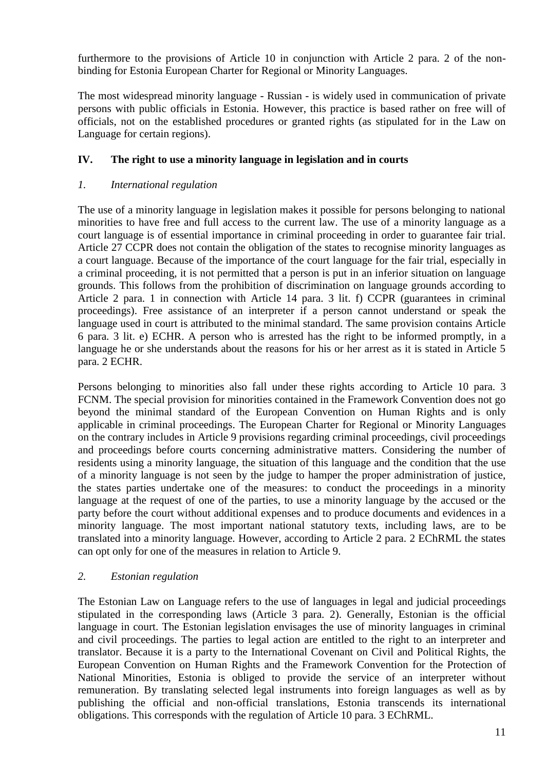furthermore to the provisions of Article 10 in conjunction with Article 2 para. 2 of the non-binding for Estonia European Charter for Regional or Minority Languages.

The most widespread minority language - Russian - is widely used in communication of private persons with public officials in Estonia. However, this practice is based rather on free will of officials, not on the established procedures or granted rights (as stipulated for in the Law on Language for certain regions).

## IV. The right to use a minority language in legislation and in courts

### *1. International regulation*

The use of a minority language in legislation makes it possible for persons belonging to national minorities to have free and full access to the current law. The use of a minority language as a court language is of essential importance in criminal proceeding in order to guarantee fair trial. Article 27 CCPR does not contain the obligation of the states to recognise minority languages as a court language. Because of the importance of the court language for the fair trial, especially in a criminal proceeding, it is not permitted that a person is put in an inferior situation on language grounds. This follows from the prohibition of discrimination on language grounds according to Article 2 para. 1 in connection with Article 14 para. 3 lit. f) CCPR (guarantees in criminal proceedings). Free assistance of an interpreter if a person cannot understand or speak the language used in court is attributed to the minimal standard. The same provision contains Article 6 para. 3 lit. e) ECHR. A person who is arrested has the right to be informed promptly, in a language he or she understands about the reasons for his or her arrest as it is stated in Article 5 para. 2 ECHR.

Persons belonging to minorities also fall under these rights according to Article 10 para. 3 FCNM. The special provision for minorities contained in the Framework Convention does not go beyond the minimal standard of the European Convention on Human Rights and is only applicable in criminal proceedings. The European Charter for Regional or Minority Languages on the contrary includes in Article 9 provisions regarding criminal proceedings, civil proceedings and proceedings before courts concerning administrative matters. Considering the number of residents using a minority language, the situation of this language and the condition that the use of a minority language is not seen by the judge to hamper the proper administration of justice, the states parties undertake one of the measures: to conduct the proceedings in a minority language at the request of one of the parties, to use a minority language by the accused or the party before the court without additional expenses and to produce documents and evidences in a minority language. The most important national statutory texts, including laws, are to be translated into a minority language. However, according to Article 2 para. 2 EChRML the states can opt only for one of the measures in relation to Article 9.

### *2. Estonian regulation*

The Estonian Law on Language refers to the use of languages in legal and judicial proceedings stipulated in the corresponding laws (Article 3 para. 2). Generally, Estonian is the official language in court. The Estonian legislation envisages the use of minority languages in criminal and civil proceedings. The parties to legal action are entitled to the right to an interpreter and translator. Because it is a party to the International Covenant on Civil and Political Rights, the European Convention on Human Rights and the Framework Convention for the Protection of National Minorities, Estonia is obliged to provide the service of an interpreter without remuneration. By translating selected legal instruments into foreign languages as well as by publishing the official and non-official translations, Estonia transcends its international obligations. This corresponds with the regulation of Article 10 para. 3 EChRML.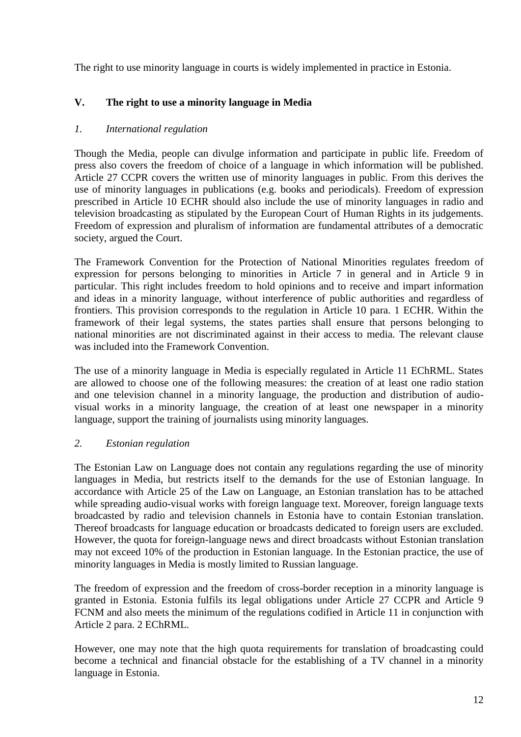The right to use minority language in courts is widely implemented in practice in Estonia.

## V. The right to use a minority language in Media

### *1. International regulation*

Though the Media, people can divulge information and participate in public life. Freedom of press also covers the freedom of choice of a language in which information will be published. Article 27 CCPR covers the written use of minority languages in public. From this derives the use of minority languages in publications (e.g. books and periodicals). Freedom of expression prescribed in Article 10 ECHR should also include the use of minority languages in radio and television broadcasting as stipulated by the European Court of Human Rights in its judgements. Freedom of expression and pluralism of information are fundamental attributes of a democratic society, argued the Court.

The Framework Convention for the Protection of National Minorities regulates freedom of expression for persons belonging to minorities in Article 7 in general and in Article 9 in particular. This right includes freedom to hold opinions and to receive and impart information and ideas in a minority language, without interference of public authorities and regardless of frontiers. This provision corresponds to the regulation in Article 10 para. 1 ECHR. Within the framework of their legal systems, the states parties shall ensure that persons belonging to national minorities are not discriminated against in their access to media. The relevant clause was included into the Framework Convention.

The use of a minority language in Media is especially regulated in Article 11 EChRML. States are allowed to choose one of the following measures: the creation of at least one radio station and one television channel in a minority language, the production and distribution of audio-visual works in a minority language, the creation of at least one newspaper in a minority language, support the training of journalists using minority languages.

### *2. Estonian regulation*

The Estonian Law on Language does not contain any regulations regarding the use of minority languages in Media, but restricts itself to the demands for the use of Estonian language. In accordance with Article 25 of the Law on Language, an Estonian translation has to be attached while spreading audio-visual works with foreign language text. Moreover, foreign language texts broadcasted by radio and television channels in Estonia have to contain Estonian translation. Thereof broadcasts for language education or broadcasts dedicated to foreign users are excluded. However, the quota for foreign-language news and direct broadcasts without Estonian translation may not exceed 10% of the production in Estonian language. In the Estonian practice, the use of minority languages in Media is mostly limited to Russian language.

The freedom of expression and the freedom of cross-border reception in a minority language is granted in Estonia. Estonia fulfils its legal obligations under Article 27 CCPR and Article 9 FCNM and also meets the minimum of the regulations codified in Article 11 in conjunction with Article 2 para. 2 EChRML.

However, one may note that the high quota requirements for translation of broadcasting could become a technical and financial obstacle for the establishing of a TV channel in a minority language in Estonia.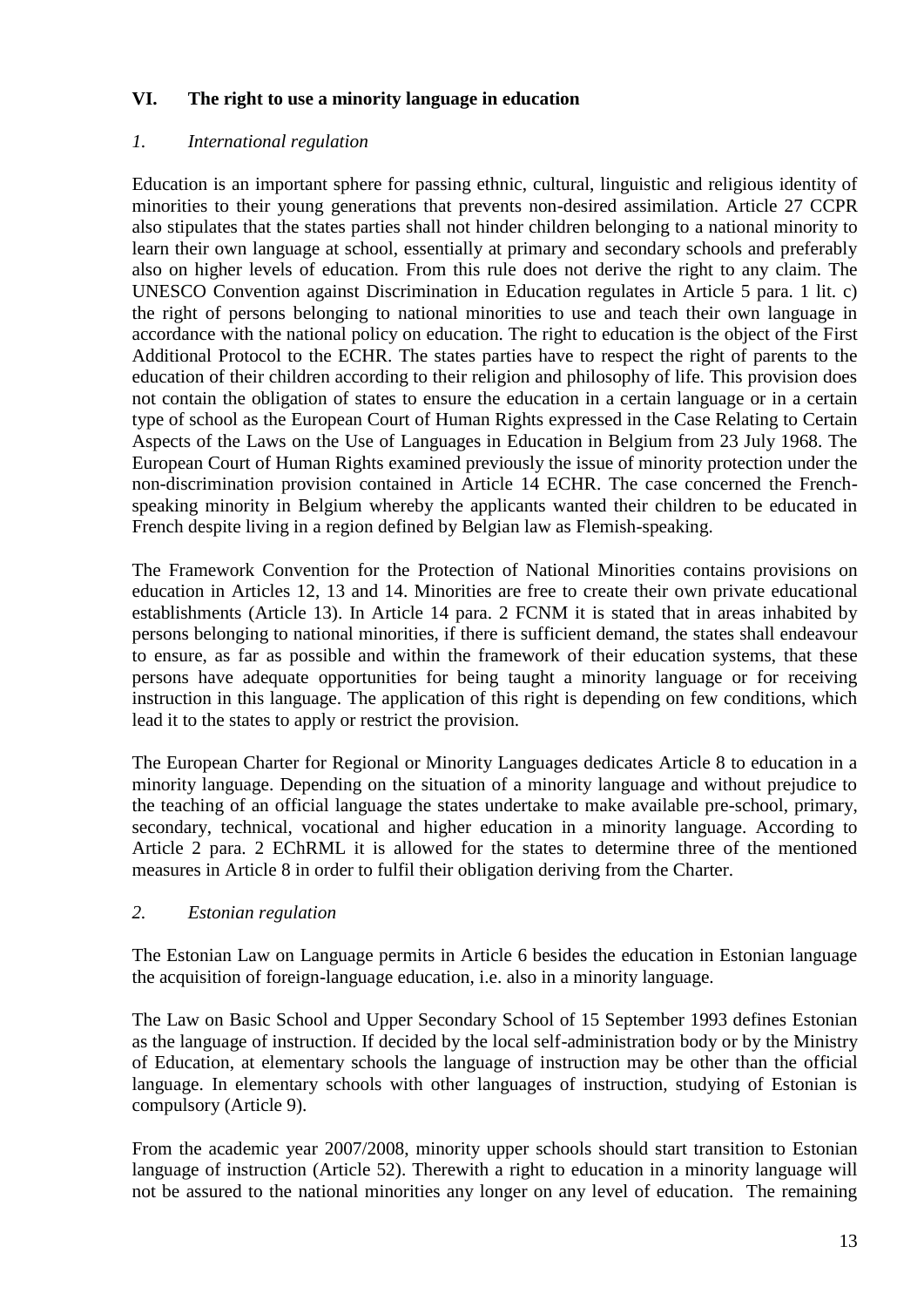## VI. The right to use a minority language in education

### *1. International regulation*

Education is an important sphere for passing ethnic, cultural, linguistic and religious identity of minorities to their young generations that prevents non-desired assimilation. Article 27 CCPR also stipulates that the states parties shall not hinder children belonging to a national minority to learn their own language at school, essentially at primary and secondary schools and preferably also on higher levels of education. From this rule does not derive the right to any claim. The UNESCO Convention against Discrimination in Education regulates in Article 5 para. 1 lit. c) the right of persons belonging to national minorities to use and teach their own language in accordance with the national policy on education. The right to education is the object of the First Additional Protocol to the ECHR. The states parties have to respect the right of parents to the education of their children according to their religion and philosophy of life. This provision does not contain the obligation of states to ensure the education in a certain language or in a certain type of school as the European Court of Human Rights expressed in the Case Relating to Certain Aspects of the Laws on the Use of Languages in Education in Belgium from 23 July 1968. The European Court of Human Rights examined previously the issue of minority protection under the non-discrimination provision contained in Article 14 ECHR. The case concerned the French-speaking minority in Belgium whereby the applicants wanted their children to be educated in French despite living in a region defined by Belgian law as Flemish-speaking.

The Framework Convention for the Protection of National Minorities contains provisions on education in Articles 12, 13 and 14. Minorities are free to create their own private educational establishments (Article 13). In Article 14 para. 2 FCNM it is stated that in areas inhabited by persons belonging to national minorities, if there is sufficient demand, the states shall endeavour to ensure, as far as possible and within the framework of their education systems, that these persons have adequate opportunities for being taught a minority language or for receiving instruction in this language. The application of this right is depending on few conditions, which lead it to the states to apply or restrict the provision.

The European Charter for Regional or Minority Languages dedicates Article 8 to education in a minority language. Depending on the situation of a minority language and without prejudice to the teaching of an official language the states undertake to make available pre-school, primary, secondary, technical, vocational and higher education in a minority language. According to Article 2 para. 2 EChRML it is allowed for the states to determine three of the mentioned measures in Article 8 in order to fulfil their obligation deriving from the Charter.

### *2. Estonian regulation*

The Estonian Law on Language permits in Article 6 besides the education in Estonian language the acquisition of foreign-language education, i.e. also in a minority language.

The Law on Basic School and Upper Secondary School of 15 September 1993 defines Estonian as the language of instruction. If decided by the local self-administration body or by the Ministry of Education, at elementary schools the language of instruction may be other than the official language. In elementary schools with other languages of instruction, studying of Estonian is compulsory (Article 9).

From the academic year 2007/2008, minority upper schools should start transition to Estonian language of instruction (Article 52). Therewith a right to education in a minority language will not be assured to the national minorities any longer on any level of education. The remaining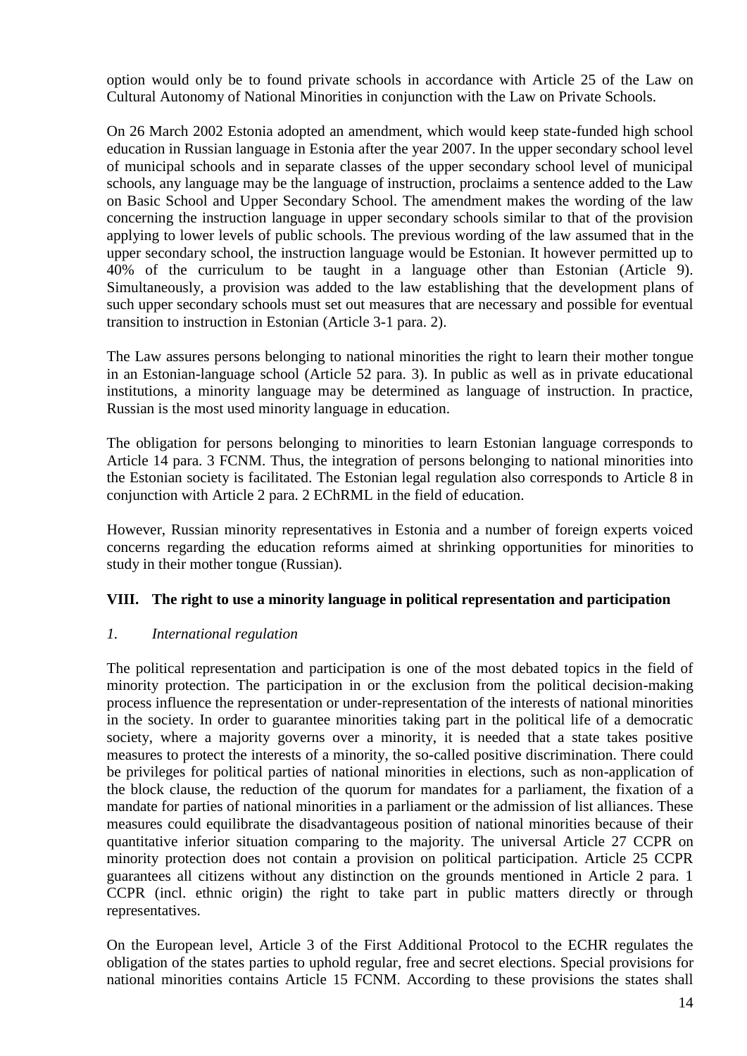option would only be to found private schools in accordance with Article 25 of the Law on Cultural Autonomy of National Minorities in conjunction with the Law on Private Schools.

On 26 March 2002 Estonia adopted an amendment, which would keep state-funded high school education in Russian language in Estonia after the year 2007. In the upper secondary school level of municipal schools and in separate classes of the upper secondary school level of municipal schools, any language may be the language of instruction, proclaims a sentence added to the Law on Basic School and Upper Secondary School. The amendment makes the wording of the law concerning the instruction language in upper secondary schools similar to that of the provision applying to lower levels of public schools. The previous wording of the law assumed that in the upper secondary school, the instruction language would be Estonian. It however permitted up to 40% of the curriculum to be taught in a language other than Estonian (Article 9). Simultaneously, a provision was added to the law establishing that the development plans of such upper secondary schools must set out measures that are necessary and possible for eventual transition to instruction in Estonian (Article 3-1 para. 2).

The Law assures persons belonging to national minorities the right to learn their mother tongue in an Estonian-language school (Article 52 para. 3). In public as well as in private educational institutions, a minority language may be determined as language of instruction. In practice, Russian is the most used minority language in education.

The obligation for persons belonging to minorities to learn Estonian language corresponds to Article 14 para. 3 FCNM. Thus, the integration of persons belonging to national minorities into the Estonian society is facilitated. The Estonian legal regulation also corresponds to Article 8 in conjunction with Article 2 para. 2 EChRML in the field of education.

However, Russian minority representatives in Estonia and a number of foreign experts voiced concerns regarding the education reforms aimed at shrinking opportunities for minorities to study in their mother tongue (Russian).

## VIII. The right to use a minority language in political representation and participation

### *1. International regulation*

The political representation and participation is one of the most debated topics in the field of minority protection. The participation in or the exclusion from the political decision-making process influence the representation or under-representation of the interests of national minorities in the society. In order to guarantee minorities taking part in the political life of a democratic society, where a majority governs over a minority, it is needed that a state takes positive measures to protect the interests of a minority, the so-called positive discrimination. There could be privileges for political parties of national minorities in elections, such as non-application of the block clause, the reduction of the quorum for mandates for a parliament, the fixation of a mandate for parties of national minorities in a parliament or the admission of list alliances. These measures could equilibrate the disadvantageous position of national minorities because of their quantitative inferior situation comparing to the majority. The universal Article 27 CCPR on minority protection does not contain a provision on political participation. Article 25 CCPR guarantees all citizens without any distinction on the grounds mentioned in Article 2 para. 1 CCPR (incl. ethnic origin) the right to take part in public matters directly or through representatives.

On the European level, Article 3 of the First Additional Protocol to the ECHR regulates the obligation of the states parties to uphold regular, free and secret elections. Special provisions for national minorities contains Article 15 FCNM. According to these provisions the states shall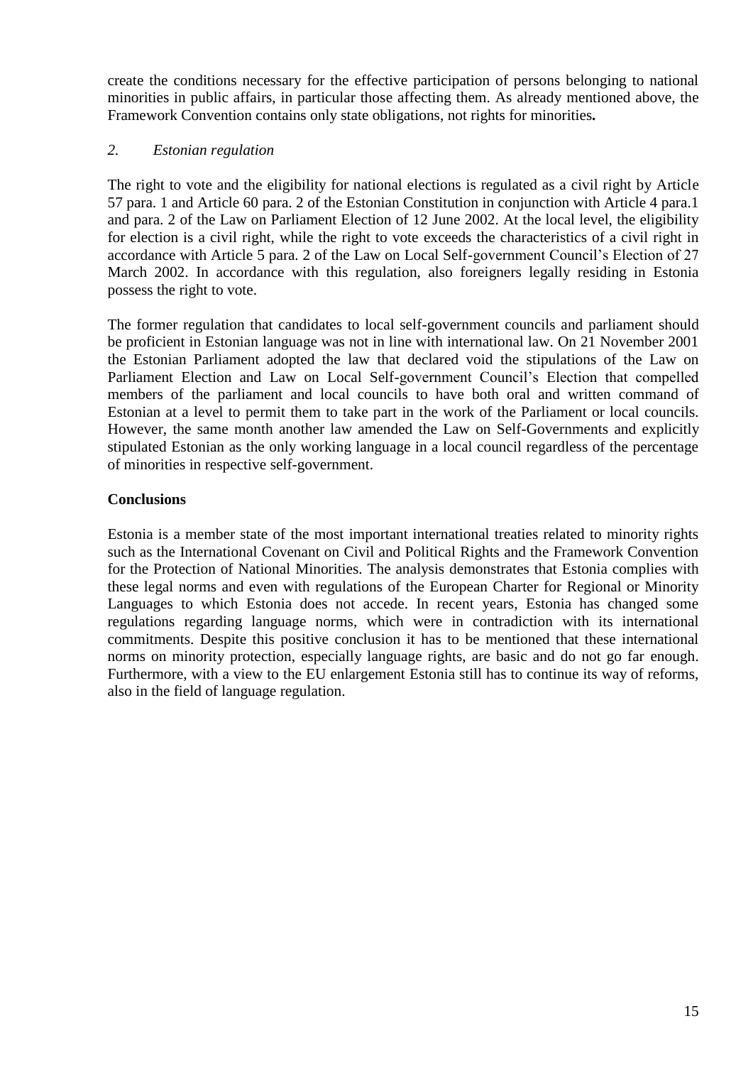create the conditions necessary for the effective participation of persons belonging to national minorities in public affairs, in particular those affecting them. As already mentioned above, the Framework Convention contains only state obligations, not rights for minorities**.**

### *2. Estonian regulation*

The right to vote and the eligibility for national elections is regulated as a civil right by Article 57 para. 1 and Article 60 para. 2 of the Estonian Constitution in conjunction with Article 4 para.1 and para. 2 of the Law on Parliament Election of 12 June 2002. At the local level, the eligibility for election is a civil right, while the right to vote exceeds the characteristics of a civil right in accordance with Article 5 para. 2 of the Law on Local Self-government Council's Election of 27 March 2002. In accordance with this regulation, also foreigners legally residing in Estonia possess the right to vote.

The former regulation that candidates to local self-government councils and parliament should be proficient in Estonian language was not in line with international law. On 21 November 2001 the Estonian Parliament adopted the law that declared void the stipulations of the Law on Parliament Election and Law on Local Self-government Council's Election that compelled members of the parliament and local councils to have both oral and written command of Estonian at a level to permit them to take part in the work of the Parliament or local councils. However, the same month another law amended the Law on Self-Governments and explicitly stipulated Estonian as the only working language in a local council regardless of the percentage of minorities in respective self-government.

## **Conclusions**

Estonia is a member state of the most important international treaties related to minority rights such as the International Covenant on Civil and Political Rights and the Framework Convention for the Protection of National Minorities. The analysis demonstrates that Estonia complies with these legal norms and even with regulations of the European Charter for Regional or Minority Languages to which Estonia does not accede. In recent years, Estonia has changed some regulations regarding language norms, which were in contradiction with its international commitments. Despite this positive conclusion it has to be mentioned that these international norms on minority protection, especially language rights, are basic and do not go far enough. Furthermore, with a view to the EU enlargement Estonia still has to continue its way of reforms, also in the field of language regulation.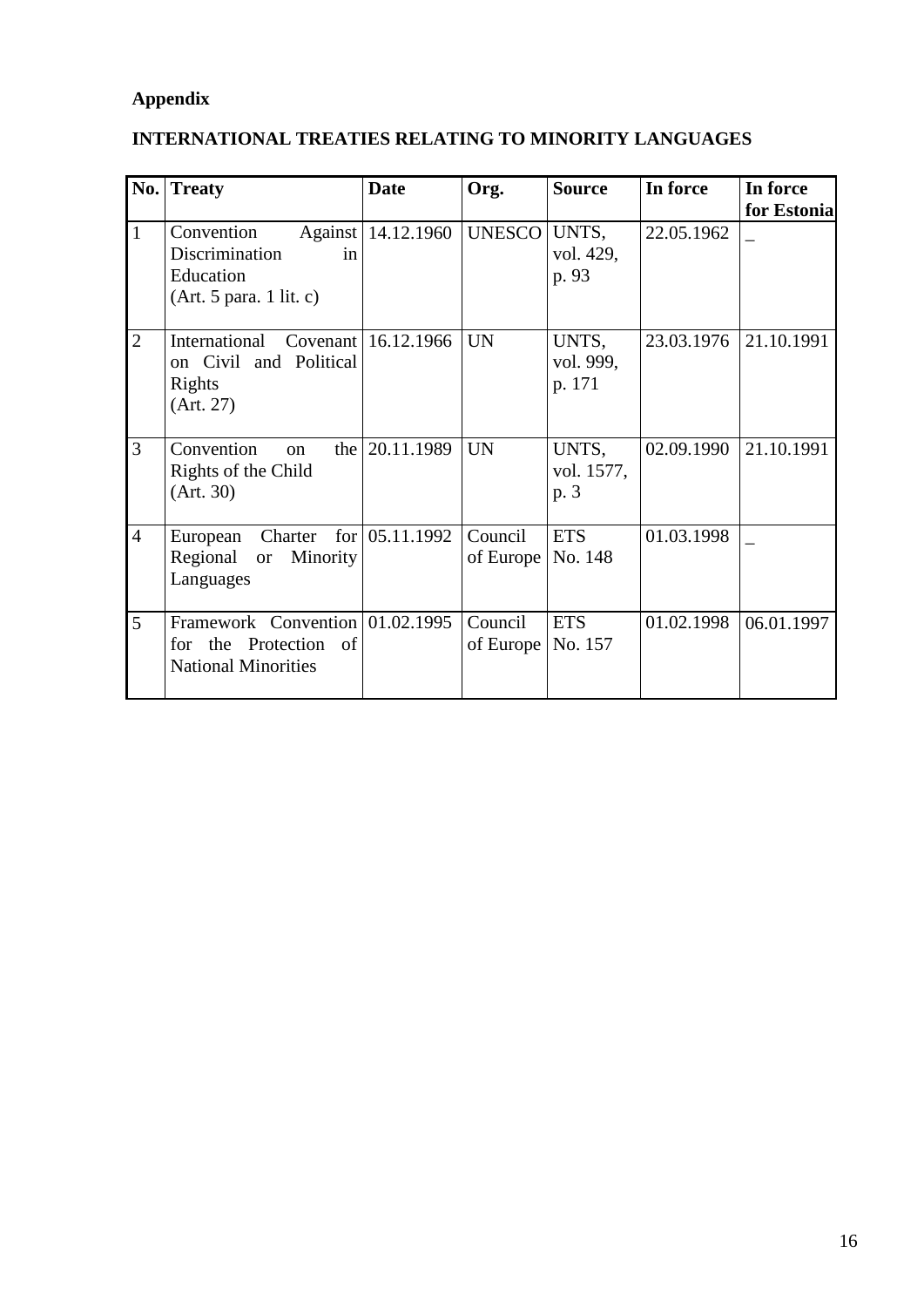**Appendix**

**INTERNATIONAL TREATIES RELATING TO MINORITY LANGUAGES**

| No. | Treaty | Date | Org. | Source | In force | In force for Estonia |
|---|---|---|---|---|---|---|
| 1 | Convention Against Discrimination in Education (Art. 5 para. 1 lit. c) | 14.12.1960 | UNESCO | UNTS, vol. 429, p. 93 | 22.05.1962 | _ |
| 2 | International Covenant on Civil and Political Rights (Art. 27) | 16.12.1966 | UN | UNTS, vol. 999, p. 171 | 23.03.1976 | 21.10.1991 |
| 3 | Convention on the Rights of the Child (Art. 30) | 20.11.1989 | UN | UNTS, vol. 1577, p. 3 | 02.09.1990 | 21.10.1991 |
| 4 | European Charter for Regional or Minority Languages | 05.11.1992 | Council of Europe | ETS No. 148 | 01.03.1998 | _ |
| 5 | Framework Convention for the Protection of National Minorities | 01.02.1995 | Council of Europe | ETS No. 157 | 01.02.1998 | 06.01.1997 |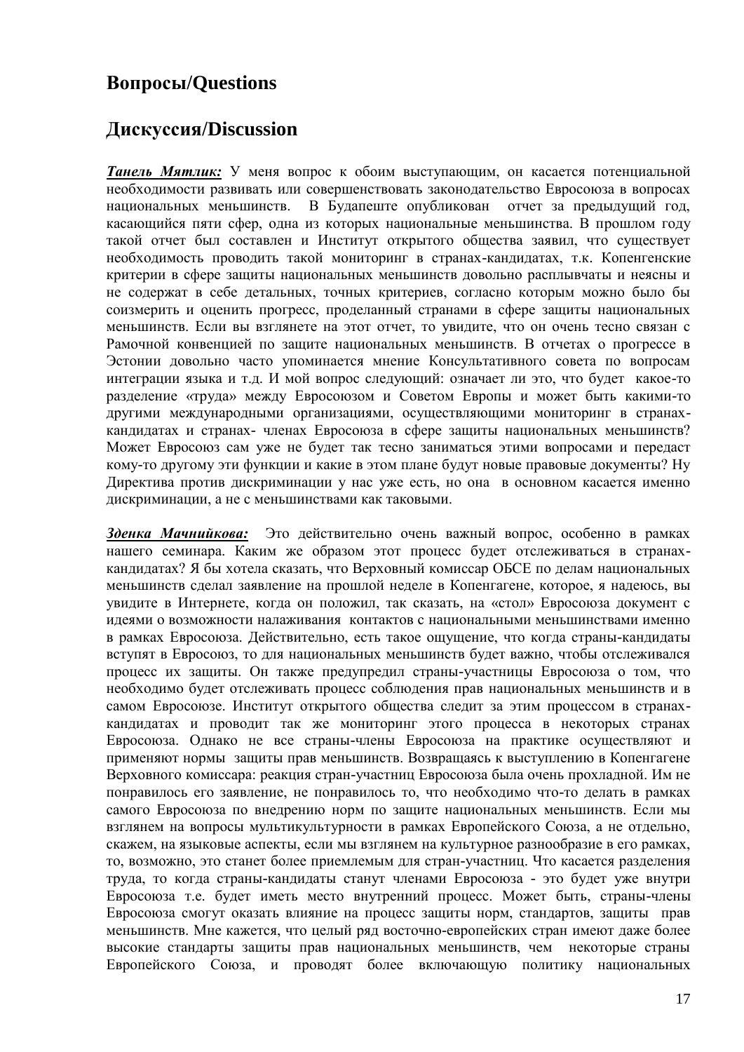## Вопросы/Questions

## Дискуссия/Discussion

***Танель Мятлик:*** У меня вопрос к обоим выступающим, он касается потенциальной необходимости развивать или совершенствовать законодательство Евросоюза в вопросах национальных меньшинств. В Будапеште опубликован отчет за предыдущий год, касающийся пяти сфер, одна из которых национальные меньшинства. В прошлом году такой отчет был составлен и Институт открытого общества заявил, что существует необходимость проводить такой мониторинг в странах-кандидатах, т.к. Копенгенские критерии в сфере защиты национальных меньшинств довольно расплывчаты и неясны и не содержат в себе детальных, точных критериев, согласно которым можно было бы соизмерить и оценить прогресс, проделанный странами в сфере защиты национальных меньшинств. Если вы взглянете на этот отчет, то увидите, что он очень тесно связан с Рамочной конвенцией по защите национальных меньшинств. В отчетах о прогрессе в Эстонии довольно часто упоминается мнение Консультативного совета по вопросам интеграции языка и т.д. И мой вопрос следующий: означает ли это, что будет какое-то разделение «труда» между Евросоюзом и Советом Европы и может быть какими-то другими международными организациями, осуществляющими мониторинг в странах-кандидатах и странах- членах Евросоюза в сфере защиты национальных меньшинств? Может Евросоюз сам уже не будет так тесно заниматься этими вопросами и передаст кому-то другому эти функции и какие в этом плане будут новые правовые документы? Ну Директива против дискриминации у нас уже есть, но она в основном касается именно дискриминации, а не с меньшинствами как таковыми.

***Зденка Мачнийкова:*** Это действительно очень важный вопрос, особенно в рамках нашего семинара. Каким же образом этот процесс будет отслеживаться в странах-кандидатах? Я бы хотела сказать, что Верховный комиссар ОБСЕ по делам национальных меньшинств сделал заявление на прошлой неделе в Копенгагене, которое, я надеюсь, вы увидите в Интернете, когда он положил, так сказать, на «стол» Евросоюза документ с идеями о возможности налаживания контактов с национальными меньшинствами именно в рамках Евросоюза. Действительно, есть такое ощущение, что когда страны-кандидаты вступят в Евросоюз, то для национальных меньшинств будет важно, чтобы отслеживался процесс их защиты. Он также предупредил страны-участницы Евросоюза о том, что необходимо будет отслеживать процесс соблюдения прав национальных меньшинств и в самом Евросоюзе. Институт открытого общества следит за этим процессом в странах-кандидатах и проводит так же мониторинг этого процесса в некоторых странах Евросоюза. Однако не все страны-члены Евросоюза на практике осуществляют и применяют нормы защиты прав меньшинств. Возвращаясь к выступлению в Копенгагене Верховного комиссара: реакция стран-участниц Евросоюза была очень прохладной. Им не понравилось его заявление, не понравилось то, что необходимо что-то делать в рамках самого Евросоюза по внедрению норм по защите национальных меньшинств. Если мы взглянем на вопросы мультикультурности в рамках Европейского Союза, а не отдельно, скажем, на языковые аспекты, если мы взглянем на культурное разнообразие в его рамках, то, возможно, это станет более приемлемым для стран-участниц. Что касается разделения труда, то когда страны-кандидаты станут членами Евросоюза - это будет уже внутри Евросоюза т.е. будет иметь место внутренний процесс. Может быть, страны-члены Евросоюза смогут оказать влияние на процесс защиты норм, стандартов, защиты прав меньшинств. Мне кажется, что целый ряд восточно-европейских стран имеют даже более высокие стандарты защиты прав национальных меньшинств, чем некоторые страны Европейского Союза, и проводят более включающую политику национальных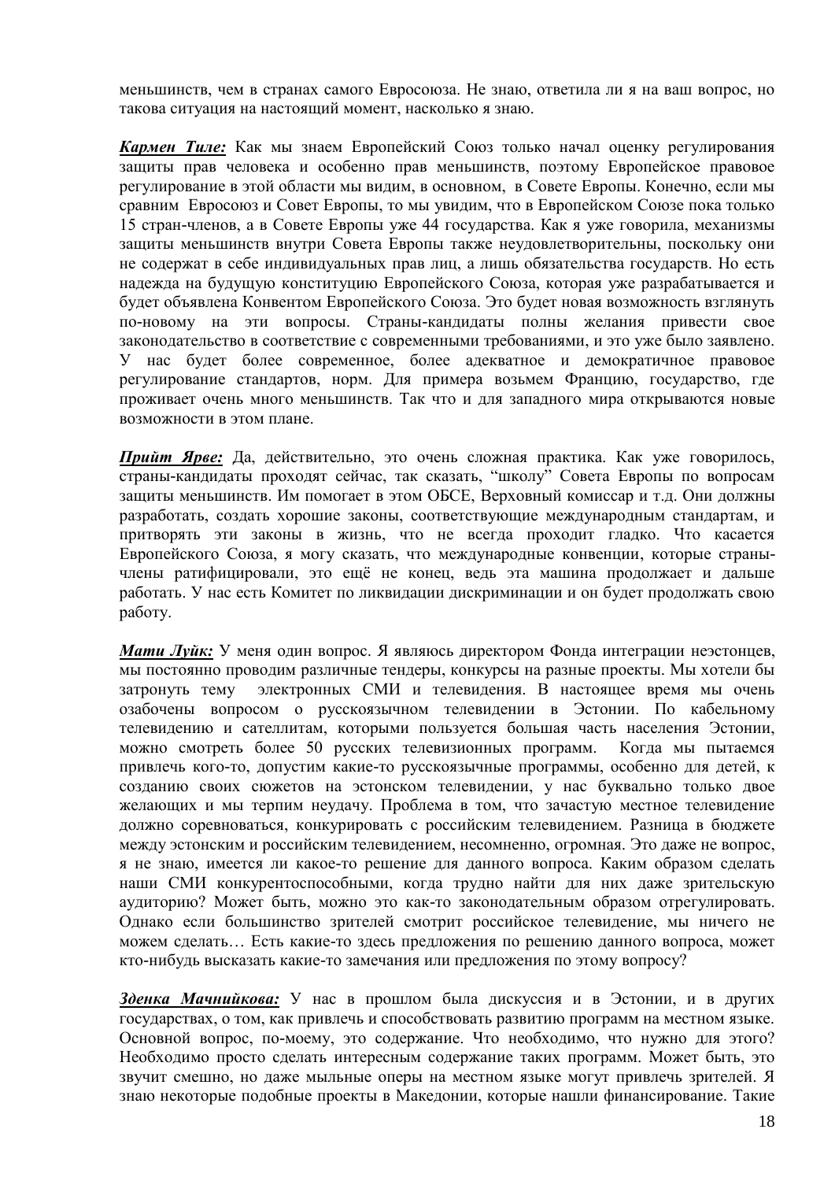меньшинств, чем в странах самого Евросоюза. Не знаю, ответила ли я на ваш вопрос, но такова ситуация на настоящий момент, насколько я знаю.

***Кармен Тиле:*** Как мы знаем Европейский Союз только начал оценку регулирования защиты прав человека и особенно прав меньшинств, поэтому Европейское правовое регулирование в этой области мы видим, в основном, в Совете Европы. Конечно, если мы сравним Евросоюз и Совет Европы, то мы увидим, что в Европейском Союзе пока только 15 стран-членов, а в Совете Европы уже 44 государства. Как я уже говорила, механизмы защиты меньшинств внутри Совета Европы также неудовлетворительны, поскольку они не содержат в себе индивидуальных прав лиц, а лишь обязательства государств. Но есть надежда на будущую конституцию Европейского Союза, которая уже разрабатывается и будет объявлена Конвентом Европейского Союза. Это будет новая возможность взглянуть по-новому на эти вопросы. Страны-кандидаты полны желания привести свое законодательство в соответствие с современными требованиями, и это уже было заявлено. У нас будет более современное, более адекватное и демократичное правовое регулирование стандартов, норм. Для примера возьмем Францию, государство, где проживает очень много меньшинств. Так что и для западного мира открываются новые возможности в этом плане.

***Прийт Ярве:*** Да, действительно, это очень сложная практика. Как уже говорилось, страны-кандидаты проходят сейчас, так сказать, "школу" Совета Европы по вопросам защиты меньшинств. Им помогает в этом ОБСЕ, Верховный комиссар и т.д. Они должны разработать, создать хорошие законы, соответствующие международным стандартам, и притворять эти законы в жизнь, что не всегда проходит гладко. Что касается Европейского Союза, я могу сказать, что международные конвенции, которые страны-члены ратифицировали, это ещё не конец, ведь эта машина продолжает и дальше работать. У нас есть Комитет по ликвидации дискриминации и он будет продолжать свою работу.

***Мати Луйк:*** У меня один вопрос. Я являюсь директором Фонда интеграции неэстонцев, мы постоянно проводим различные тендеры, конкурсы на разные проекты. Мы хотели бы затронуть тему электронных СМИ и телевидения. В настоящее время мы очень озабочены вопросом о русскоязычном телевидении в Эстонии. По кабельному телевидению и сателлитам, которыми пользуется большая часть населения Эстонии, можно смотреть более 50 русских телевизионных программ. Когда мы пытаемся привлечь кого-то, допустим какие-то русскоязычные программы, особенно для детей, к созданию своих сюжетов на эстонском телевидении, у нас буквально только двое желающих и мы терпим неудачу. Проблема в том, что зачастую местное телевидение должно соревноваться, конкурировать с российским телевидением. Разница в бюджете между эстонским и российским телевидением, несомненно, огромная. Это даже не вопрос, я не знаю, имеется ли какое-то решение для данного вопроса. Каким образом сделать наши СМИ конкурентоспособными, когда трудно найти для них даже зрительскую аудиторию? Может быть, можно это как-то законодательным образом отрегулировать. Однако если большинство зрителей смотрит российское телевидение, мы ничего не можем сделать… Есть какие-то здесь предложения по решению данного вопроса, может кто-нибудь высказать какие-то замечания или предложения по этому вопросу?

***Зденка Мачнийкова:*** У нас в прошлом была дискуссия и в Эстонии, и в других государствах, о том, как привлечь и способствовать развитию программ на местном языке. Основной вопрос, по-моему, это содержание. Что необходимо, что нужно для этого? Необходимо просто сделать интересным содержание таких программ. Может быть, это звучит смешно, но даже мыльные оперы на местном языке могут привлечь зрителей. Я знаю некоторые подобные проекты в Македонии, которые нашли финансирование. Такие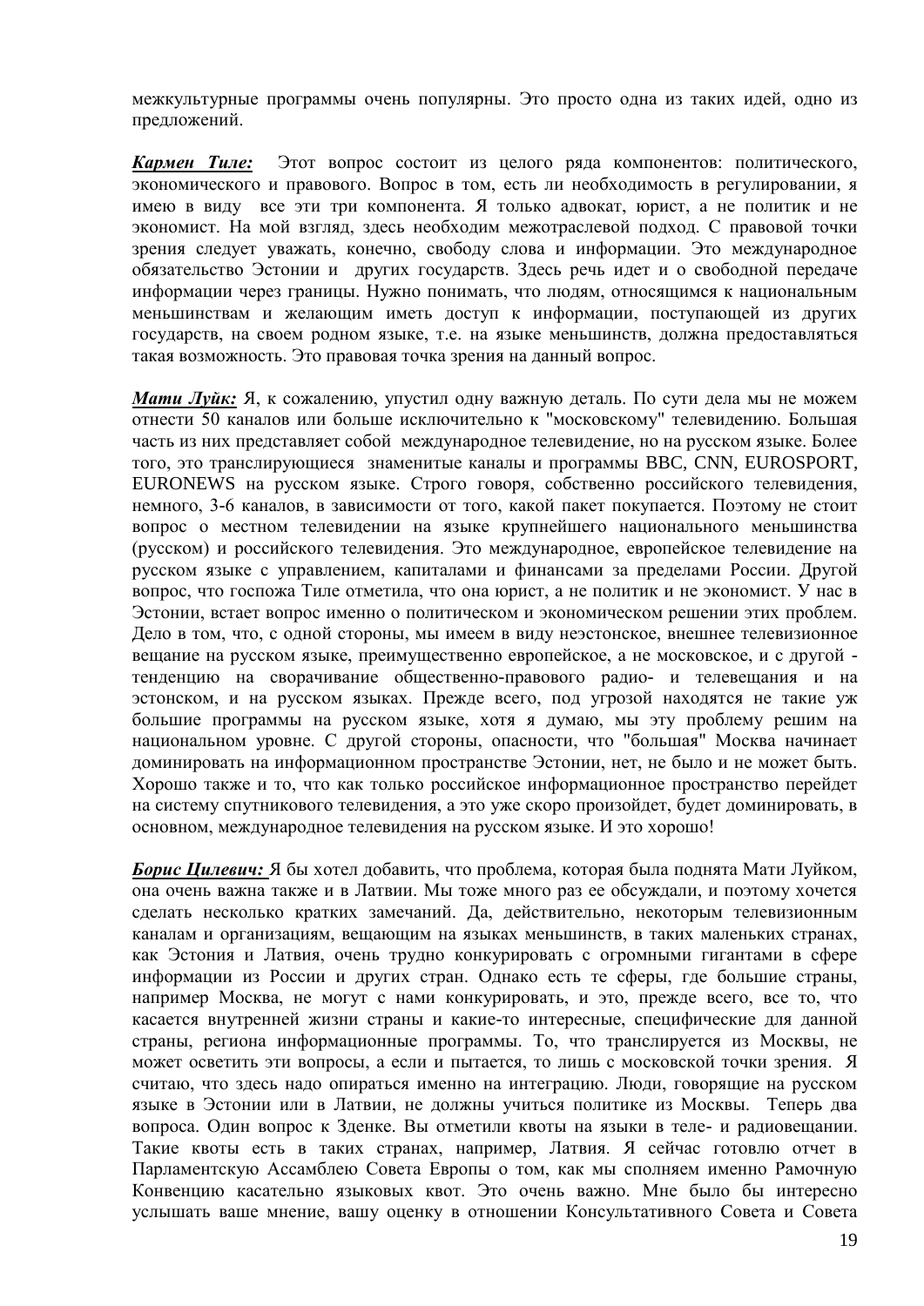межкультурные программы очень популярны. Это просто одна из таких идей, одно из предложений.

***Кармен Тиле:*** Этот вопрос состоит из целого ряда компонентов: политического, экономического и правового. Вопрос в том, есть ли необходимость в регулировании, я имею в виду все эти три компонента. Я только адвокат, юрист, а не политик и не экономист. На мой взгляд, здесь необходим межотраслевой подход. С правовой точки зрения следует уважать, конечно, свободу слова и информации. Это международное обязательство Эстонии и других государств. Здесь речь идет и о свободной передаче информации через границы. Нужно понимать, что людям, относящимся к национальным меньшинствам и желающим иметь доступ к информации, поступающей из других государств, на своем родном языке, т.е. на языке меньшинств, должна предоставляться такая возможность. Это правовая точка зрения на данный вопрос.

***Мати Луйк:*** Я, к сожалению, упустил одну важную деталь. По сути дела мы не можем отнести 50 каналов или больше исключительно к "московскому" телевидению. Большая часть из них представляет собой международное телевидение, но на русском языке. Более того, это транслирующиеся знаменитые каналы и программы BBC, CNN, EUROSPORT, EURONEWS на русском языке. Строго говоря, собственно российского телевидения, немного, 3-6 каналов, в зависимости от того, какой пакет покупается. Поэтому не стоит вопрос о местном телевидении на языке крупнейшего национального меньшинства (русском) и российского телевидения. Это международное, европейское телевидение на русском языке с управлением, капиталами и финансами за пределами России. Другой вопрос, что госпожа Тиле отметила, что она юрист, а не политик и не экономист. У нас в Эстонии, встает вопрос именно о политическом и экономическом решении этих проблем. Дело в том, что, с одной стороны, мы имеем в виду неэстонское, внешнее телевизионное вещание на русском языке, преимущественно европейское, а не московское, и с другой - тенденцию на сворачивание общественно-правового радио- и телевещания и на эстонском, и на русском языках. Прежде всего, под угрозой находятся не такие уж большие программы на русском языке, хотя я думаю, мы эту проблему решим на национальном уровне. С другой стороны, опасности, что "большая" Москва начинает доминировать на информационном пространстве Эстонии, нет, не было и не может быть. Хорошо также и то, что как только российское информационное пространство перейдет на систему спутникового телевидения, а это уже скоро произойдет, будет доминировать, в основном, международное телевидения на русском языке. И это хорошо!

***Борис Цилевич:*** Я бы хотел добавить, что проблема, которая была поднята Мати Луйком, она очень важна также и в Латвии. Мы тоже много раз ее обсуждали, и поэтому хочется сделать несколько кратких замечаний. Да, действительно, некоторым телевизионным каналам и организациям, вещающим на языках меньшинств, в таких маленьких странах, как Эстония и Латвия, очень трудно конкурировать с огромными гигантами в сфере информации из России и других стран. Однако есть те сферы, где большие страны, например Москва, не могут с нами конкурировать, и это, прежде всего, все то, что касается внутренней жизни страны и какие-то интересные, специфические для данной страны, региона информационные программы. То, что транслируется из Москвы, не может осветить эти вопросы, а если и пытается, то лишь с московской точки зрения. Я считаю, что здесь надо опираться именно на интеграцию. Люди, говорящие на русском языке в Эстонии или в Латвии, не должны учиться политике из Москвы. Теперь два вопроса. Один вопрос к Зденке. Вы отметили квоты на языки в теле- и радиовещании. Такие квоты есть в таких странах, например, Латвия. Я сейчас готовлю отчет в Парламентскую Ассамблею Совета Европы о том, как мы сполняем именно Рамочную Конвенцию касательно языковых квот. Это очень важно. Мне было бы интересно услышать ваше мнение, вашу оценку в отношении Консультативного Совета и Совета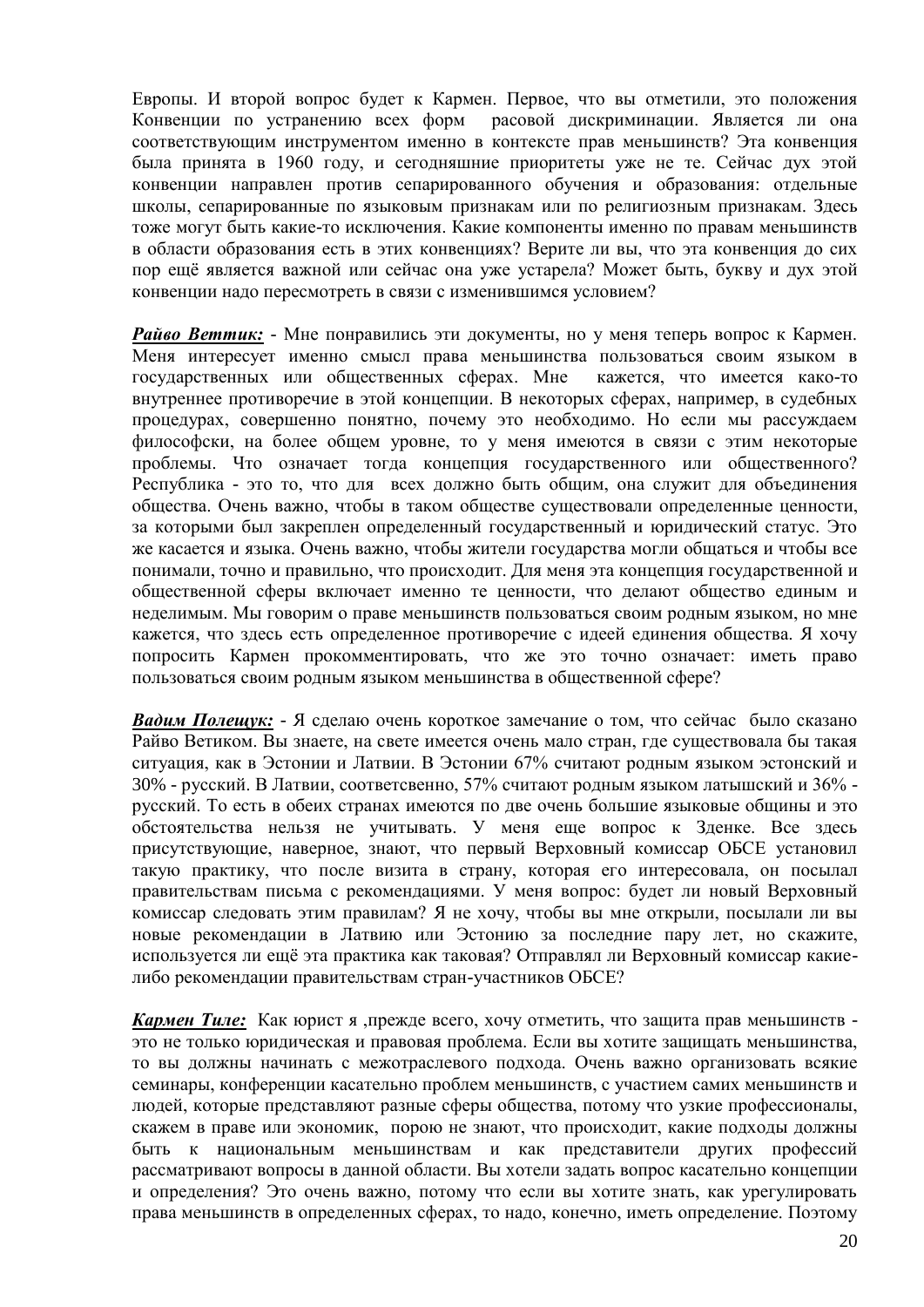Европы. И второй вопрос будет к Кармен. Первое, что вы отметили, это положения Конвенции по устранению всех форм расовой дискриминации. Является ли она соответствующим инструментом именно в контексте прав меньшинств? Эта конвенция была принята в 1960 году, и сегодняшние приоритеты уже не те. Сейчас дух этой конвенции направлен против сепарированного обучения и образования: отдельные школы, сепарированные по языковым признакам или по религиозным признакам. Здесь тоже могут быть какие-то исключения. Какие компоненты именно по правам меньшинств в области образования есть в этих конвенциях? Верите ли вы, что эта конвенция до сих пор ещё является важной или сейчас она уже устарела? Может быть, букву и дух этой конвенции надо пересмотреть в связи с изменившимся условием?

***Райво Веттик:*** - Мне понравились эти документы, но у меня теперь вопрос к Кармен. Меня интересует именно смысл права меньшинства пользоваться своим языком в государственных или общественных сферах. Мне кажется, что имеется како-то внутреннее противоречие в этой концепции. В некоторых сферах, например, в судебных процедурах, совершенно понятно, почему это необходимо. Но если мы рассуждаем философски, на более общем уровне, то у меня имеются в связи с этим некоторые проблемы. Что означает тогда концепция государственного или общественного? Республика - это то, что для всех должно быть общим, она служит для объединения общества. Очень важно, чтобы в таком обществе существовали определенные ценности, за которыми был закреплен определенный государственный и юридический статус. Это же касается и языка. Очень важно, чтобы жители государства могли общаться и чтобы все понимали, точно и правильно, что происходит. Для меня эта концепция государственной и общественной сферы включает именно те ценности, что делают общество единым и неделимым. Мы говорим о праве меньшинств пользоваться своим родным языком, но мне кажется, что здесь есть определенное противоречие с идеей единения общества. Я хочу попросить Кармен прокомментировать, что же это точно означает: иметь право пользоваться своим родным языком меньшинства в общественной сфере?

***Вадим Полещук:*** - Я сделаю очень короткое замечание о том, что сейчас было сказано Райво Ветиком. Вы знаете, на свете имеется очень мало стран, где существовала бы такая ситуация, как в Эстонии и Латвии. В Эстонии 67% считают родным языком эстонский и 30% - русский. В Латвии, соответсвенно, 57% считают родным языком латышский и 36% - русский. То есть в обеих странах имеются по две очень большие языковые общины и это обстоятельства нельзя не учитывать. У меня еще вопрос к Зденке. Все здесь присутствующие, наверное, знают, что первый Верховный комиссар ОБСЕ установил такую практику, что после визита в страну, которая его интересовала, он посылал правительствам письма с рекомендациями. У меня вопрос: будет ли новый Верховный комиссар следовать этим правилам? Я не хочу, чтобы вы мне открыли, посылали ли вы новые рекомендации в Латвию или Эстонию за последние пару лет, но скажите, используется ли ещё эта практика как таковая? Отправлял ли Верховный комиссар какие-либо рекомендации правительствам стран-участников ОБСЕ?

***Кармен Тиле:*** Как юрист я ,прежде всего, хочу отметить, что защита прав меньшинств - это не только юридическая и правовая проблема. Если вы хотите защищать меньшинства, то вы должны начинать с межотраслевого подхода. Очень важно организовать всякие семинары, конференции касательно проблем меньшинств, с участием самих меньшинств и людей, которые представляют разные сферы общества, потому что узкие профессионалы, скажем в праве или экономик, порою не знают, что происходит, какие подходы должны быть к национальным меньшинствам и как представители других профессий рассматривают вопросы в данной области. Вы хотели задать вопрос касательно концепции и определения? Это очень важно, потому что если вы хотите знать, как урегулировать права меньшинств в определенных сферах, то надо, конечно, иметь определение. Поэтому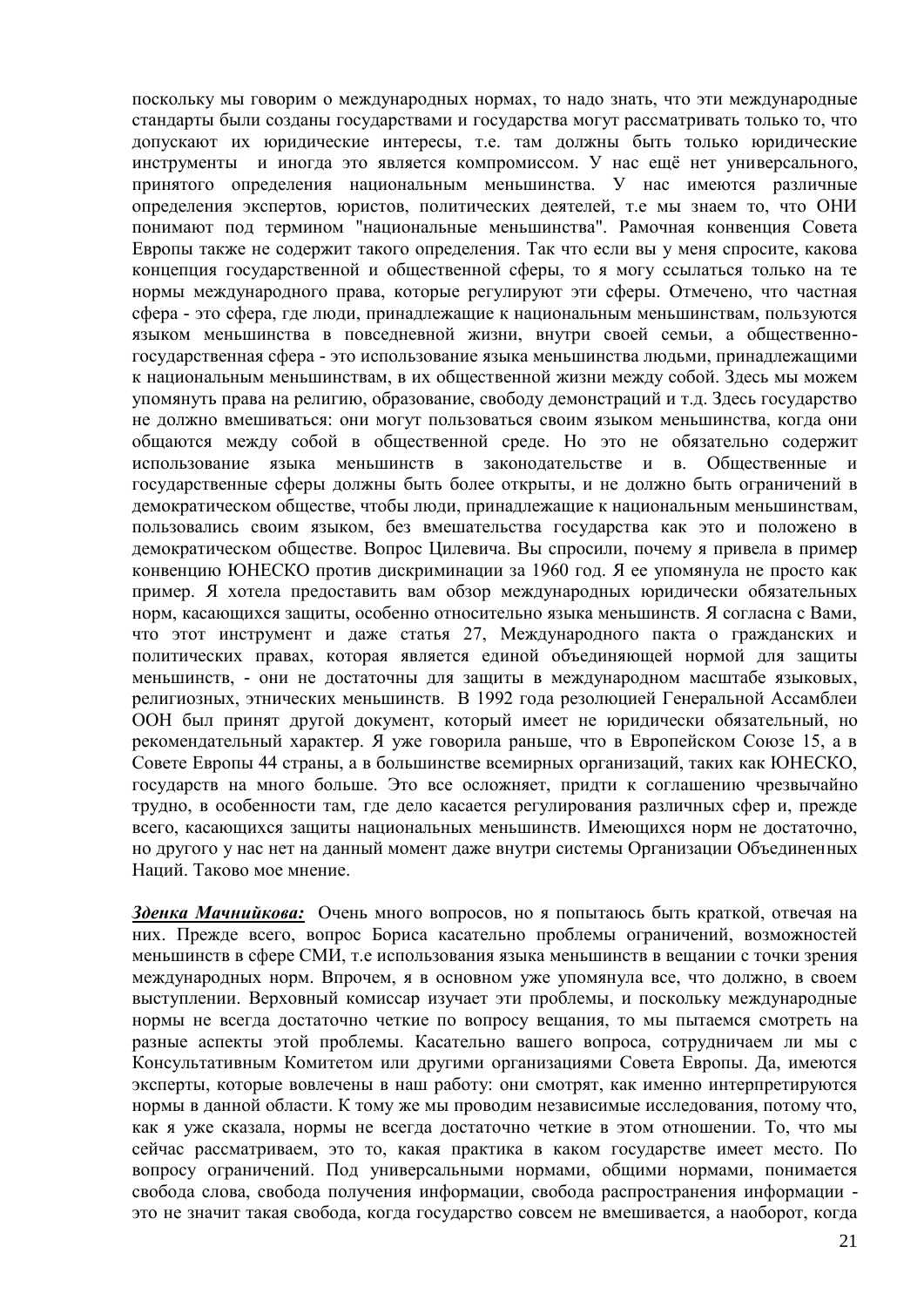поскольку мы говорим о международных нормах, то надо знать, что эти международные стандарты были созданы государствами и государства могут рассматривать только то, что допускают их юридические интересы, т.е. там должны быть только юридические инструменты и иногда это является компромиссом. У нас ещё нет универсального, принятого определения национальным меньшинства. У нас имеются различные определения экспертов, юристов, политических деятелей, т.е мы знаем то, что ОНИ понимают под термином "национальные меньшинства". Рамочная конвенция Совета Европы также не содержит такого определения. Так что если вы у меня спросите, какова концепция государственной и общественной сферы, то я могу ссылаться только на те нормы международного права, которые регулируют эти сферы. Отмечено, что частная сфера - это сфера, где люди, принадлежащие к национальным меньшинствам, пользуются языком меньшинства в повседневной жизни, внутри своей семьи, а общественно-государственная сфера - это использование языка меньшинства людьми, принадлежащими к национальным меньшинствам, в их общественной жизни между собой. Здесь мы можем упомянуть права на религию, образование, свободу демонстраций и т.д. Здесь государство не должно вмешиваться: они могут пользоваться своим языком меньшинства, когда они общаются между собой в общественной среде. Но это не обязательно содержит использование языка меньшинств в законодательстве и в. Общественные и государственные сферы должны быть более открыты, и не должно быть ограничений в демократическом обществе, чтобы люди, принадлежащие к национальным меньшинствам, пользовались своим языком, без вмешательства государства как это и положено в демократическом обществе. Вопрос Цилевича. Вы спросили, почему я привела в пример конвенцию ЮНЕСКО против дискриминации за 1960 год. Я ее упомянула не просто как пример. Я хотела предоставить вам обзор международных юридически обязательных норм, касающихся защиты, особенно относительно языка меньшинств. Я согласна с Вами, что этот инструмент и даже статья 27, Международного пакта о гражданских и политических правах, которая является единой объединяющей нормой для защиты меньшинств, - они не достаточны для защиты в международном масштабе языковых, религиозных, этнических меньшинств. В 1992 года резолюцией Генеральной Ассамблеи ООН был принят другой документ, который имеет не юридически обязательный, но рекомендательный характер. Я уже говорила раньше, что в Европейском Союзе 15, а в Совете Европы 44 страны, а в большинстве всемирных организаций, таких как ЮНЕСКО, государств на много больше. Это все осложняет, придти к соглашению чрезвычайно трудно, в особенности там, где дело касается регулирования различных сфер и, прежде всего, касающихся защиты национальных меньшинств. Имеющихся норм не достаточно, но другого у нас нет на данный момент даже внутри системы Организации Объединенных Наций. Таково мое мнение.

***Зденка Мачнийкова:*** Очень много вопросов, но я попытаюсь быть краткой, отвечая на них. Прежде всего, вопрос Бориса касательно проблемы ограничений, возможностей меньшинств в сфере СМИ, т.е использования языка меньшинств в вещании с точки зрения международных норм. Впрочем, я в основном уже упомянула все, что должно, в своем выступлении. Верховный комиссар изучает эти проблемы, и поскольку международные нормы не всегда достаточно четкие по вопросу вещания, то мы пытаемся смотреть на разные аспекты этой проблемы. Касательно вашего вопроса, сотрудничаем ли мы с Консультативным Комитетом или другими организациями Совета Европы. Да, имеются эксперты, которые вовлечены в наш работу: они смотрят, как именно интерпретируются нормы в данной области. К тому же мы проводим независимые исследования, потому что, как я уже сказала, нормы не всегда достаточно четкие в этом отношении. То, что мы сейчас рассматриваем, это то, какая практика в каком государстве имеет место. По вопросу ограничений. Под универсальными нормами, общими нормами, понимается свобода слова, свобода получения информации, свобода распространения информации - это не значит такая свобода, когда государство совсем не вмешивается, а наоборот, когда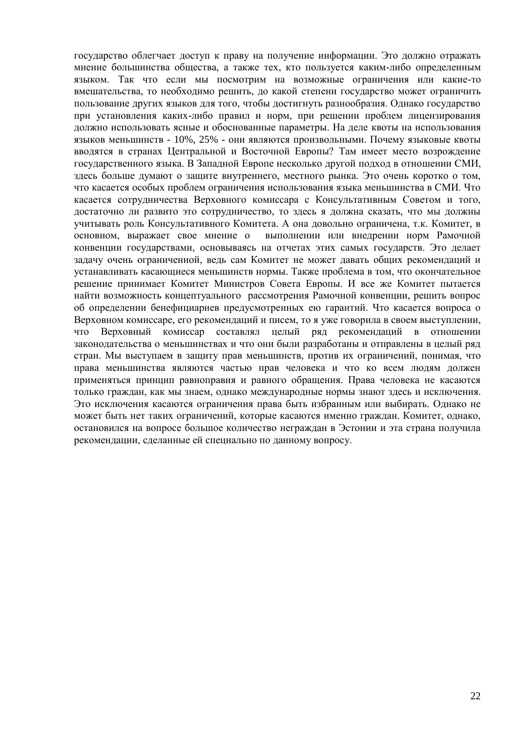государство облегчает доступ к праву на получение информации. Это должно отражать мнение большинства общества, а также тех, кто пользуется каким-либо определенным языком. Так что если мы посмотрим на возможные ограничения или какие-то вмешательства, то необходимо решить, до какой степени государство может ограничить пользование других языков для того, чтобы достигнуть разнообразия. Однако государство при установления каких-либо правил и норм, при решении проблем лицензирования должно использовать ясные и обоснованные параметры. На деле квоты на использования языков меньшинств - 10%, 25% - они являются произвольными. Почему языковые квоты вводятся в странах Центральной и Восточной Европы? Там имеет место возрождение государственного языка. В Западной Европе несколько другой подход в отношении СМИ, здесь больше думают о защите внутреннего, местного рынка. Это очень коротко о том, что касается особых проблем ограничения использования языка меньшинства в СМИ. Что касается сотрудничества Верховного комиссара с Консультативным Советом и того, достаточно ли развито это сотрудничество, то здесь я должна сказать, что мы должны учитывать роль Консультативного Комитета. А она довольно ограничена, т.к. Комитет, в основном, выражает свое мнение о выполнении или внедрении норм Рамочной конвенции государствами, основываясь на отчетах этих самых государств. Это делает задачу очень ограниченной, ведь сам Комитет не может давать общих рекомендаций и устанавливать касающиеся меньшинств нормы. Также проблема в том, что окончательное решение принимает Комитет Министров Совета Европы. И все же Комитет пытается найти возможность концептуального рассмотрения Рамочной конвенции, решить вопрос об определении бенефициариев предусмотренных ею гарантий. Что касается вопроса о Верховном комиссаре, его рекомендаций и писем, то я уже говорила в своем выступлении, что Верховный комиссар составлял целый ряд рекомендаций в отношении законодательства о меньшинствах и что они были разработаны и отправлены в целый ряд стран. Мы выступаем в защиту прав меньшинств, против их ограничений, понимая, что права меньшинства являются частью прав человека и что ко всем людям должен применяться принцип равноправия и равного обращения. Права человека не касаются только граждан, как мы знаем, однако международные нормы знают здесь и исключения. Это исключения касаются ограничения права быть избранным или выбирать. Однако не может быть нет таких ограничений, которые касаются именно граждан. Комитет, однако, остановился на вопросе большое количество неграждан в Эстонии и эта страна получила рекомендации, сделанные ей специально по данному вопросу.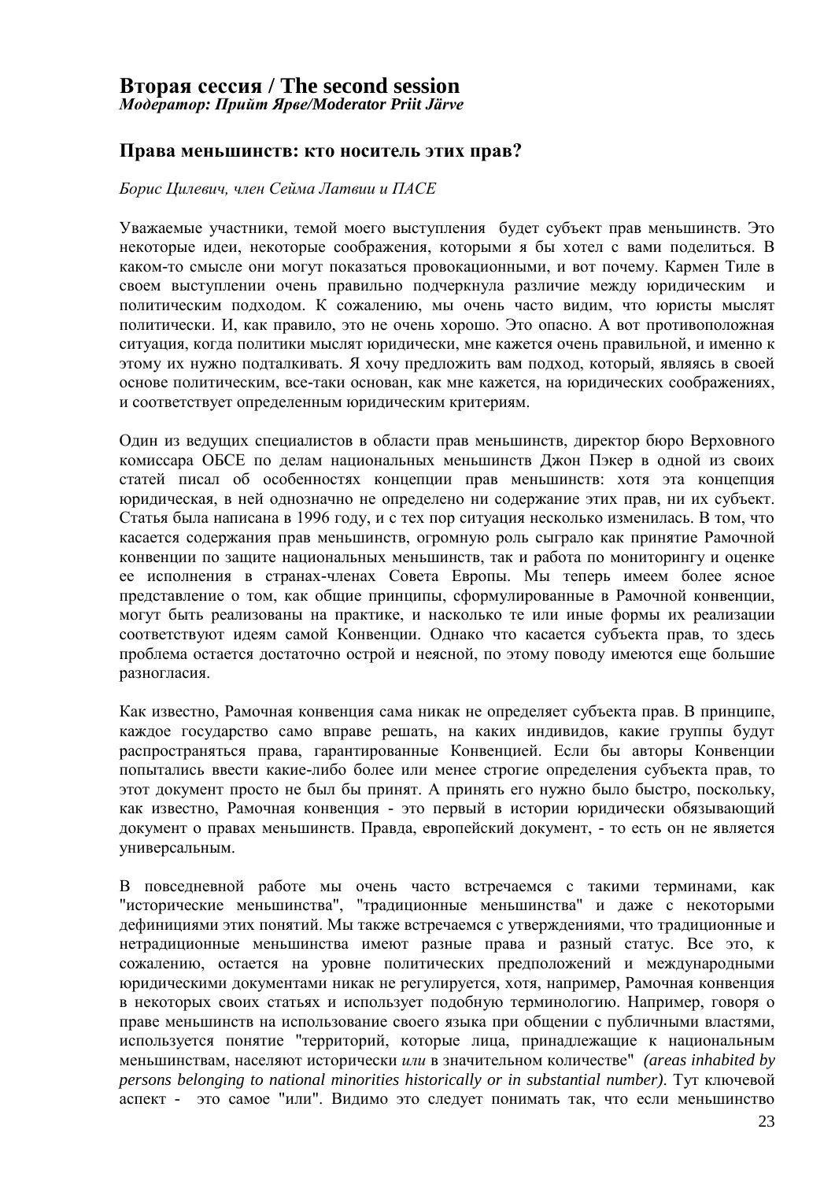# Вторая сессия / The second session

***Модератор: Прийт Ярве/Moderator Priit Järve***

## Права меньшинств: кто носитель этих прав?

*Борис Цилевич, член Сейма Латвии и ПАСЕ*

Уважаемые участники, темой моего выступления будет субъект прав меньшинств. Это некоторые идеи, некоторые соображения, которыми я бы хотел с вами поделиться. В каком-то смысле они могут показаться провокационными, и вот почему. Кармен Тиле в своем выступлении очень правильно подчеркнула различие между юридическим и политическим подходом. К сожалению, мы очень часто видим, что юристы мыслят политически. И, как правило, это не очень хорошо. Это опасно. А вот противоположная ситуация, когда политики мыслят юридически, мне кажется очень правильной, и именно к этому их нужно подталкивать. Я хочу предложить вам подход, который, являясь в своей основе политическим, все-таки основан, как мне кажется, на юридических соображениях, и соответствует определенным юридическим критериям.

Один из ведущих специалистов в области прав меньшинств, директор бюро Верховного комиссара ОБСЕ по делам национальных меньшинств Джон Пэкер в одной из своих статей писал об особенностях концепции прав меньшинств: хотя эта концепция юридическая, в ней однозначно не определено ни содержание этих прав, ни их субъект. Статья была написана в 1996 году, и с тех пор ситуация несколько изменилась. В том, что касается содержания прав меньшинств, огромную роль сыграло как принятие Рамочной конвенции по защите национальных меньшинств, так и работа по мониторингу и оценке ее исполнения в странах-членах Совета Европы. Мы теперь имеем более ясное представление о том, как общие принципы, сформулированные в Рамочной конвенции, могут быть реализованы на практике, и насколько те или иные формы их реализации соответствуют идеям самой Конвенции. Однако что касается субъекта прав, то здесь проблема остается достаточно острой и неясной, по этому поводу имеются еще большие разногласия.

Как известно, Рамочная конвенция сама никак не определяет субъекта прав. В принципе, каждое государство само вправе решать, на каких индивидов, какие группы будут распространяться права, гарантированные Конвенцией. Если бы авторы Конвенции попытались ввести какие-либо более или менее строгие определения субъекта прав, то этот документ просто не был бы принят. А принять его нужно было быстро, поскольку, как известно, Рамочная конвенция - это первый в истории юридически обязывающий документ о правах меньшинств. Правда, европейский документ, - то есть он не является универсальным.

В повседневной работе мы очень часто встречаемся с такими терминами, как "исторические меньшинства", "традиционные меньшинства" и даже с некоторыми дефинициями этих понятий. Мы также встречаемся с утверждениями, что традиционные и нетрадиционные меньшинства имеют разные права и разный статус. Все это, к сожалению, остается на уровне политических предположений и международными юридическими документами никак не регулируется, хотя, например, Рамочная конвенция в некоторых своих статьях и использует подобную терминологию. Например, говоря о праве меньшинств на использование своего языка при общении с публичными властями, используется понятие "территорий, которые лица, принадлежащие к национальным меньшинствам, населяют исторически *или* в значительном количестве" *(areas inhabited by persons belonging to national minorities historically or in substantial number)*. Тут ключевой аспект - это самое "или". Видимо это следует понимать так, что если меньшинство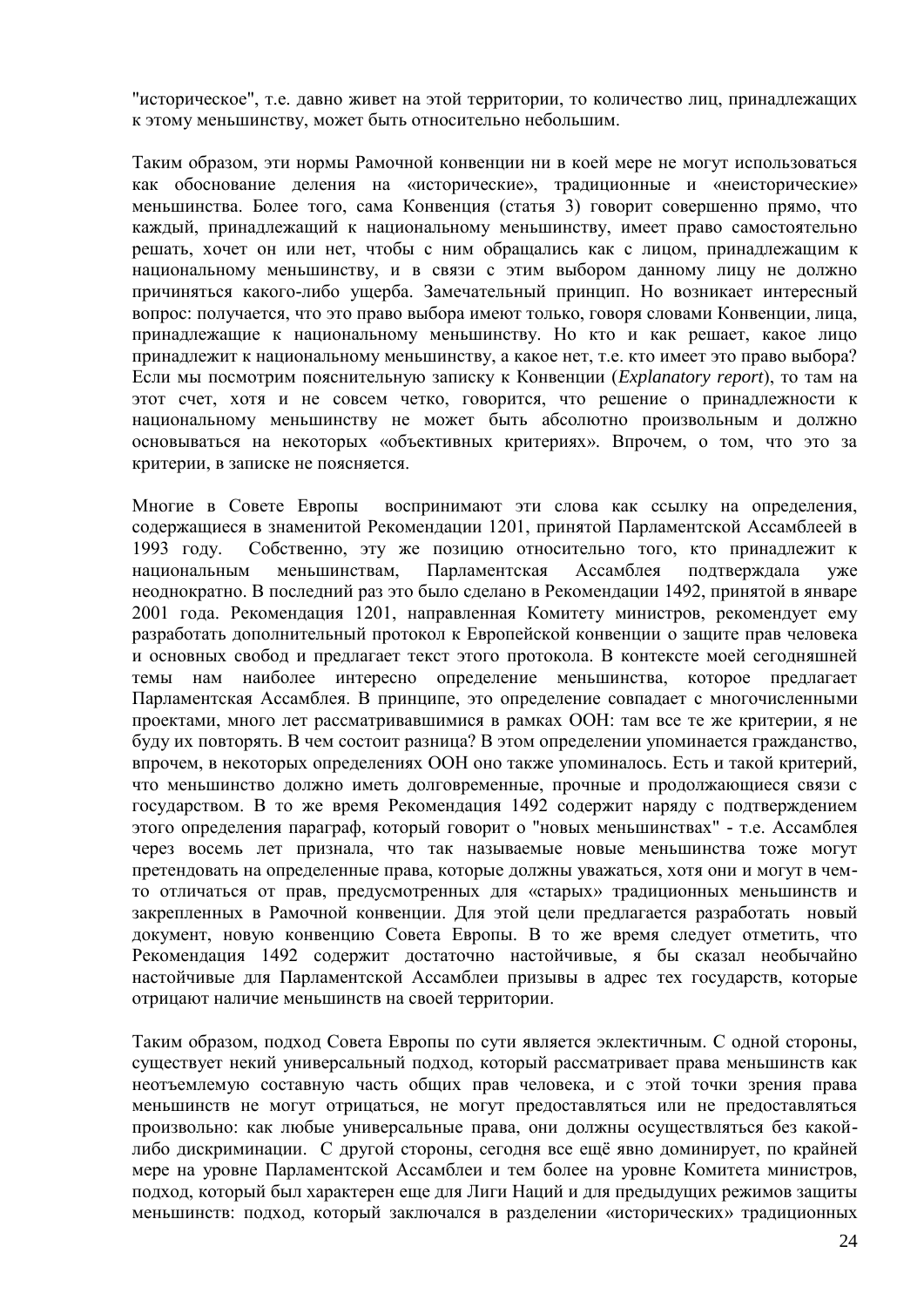"историческое", т.е. давно живет на этой территории, то количество лиц, принадлежащих к этому меньшинству, может быть относительно небольшим.

Таким образом, эти нормы Рамочной конвенции ни в коей мере не могут использоваться как обоснование деления на «исторические», традиционные и «неисторические» меньшинства. Более того, сама Конвенция (статья 3) говорит совершенно прямо, что каждый, принадлежащий к национальному меньшинству, имеет право самостоятельно решать, хочет он или нет, чтобы с ним обращались как с лицом, принадлежащим к национальному меньшинству, и в связи с этим выбором данному лицу не должно причиняться какого-либо ущерба. Замечательный принцип. Но возникает интересный вопрос: получается, что это право выбора имеют только, говоря словами Конвенции, лица, принадлежащие к национальному меньшинству. Но кто и как решает, какое лицо принадлежит к национальному меньшинству, а какое нет, т.е. кто имеет это право выбора? Если мы посмотрим пояснительную записку к Конвенции (*Explanatory report*), то там на этот счет, хотя и не совсем четко, говорится, что решение о принадлежности к национальному меньшинству не может быть абсолютно произвольным и должно основываться на некоторых «объективных критериях». Впрочем, о том, что это за критерии, в записке не поясняется.

Многие в Совете Европы воспринимают эти слова как ссылку на определения, содержащиеся в знаменитой Рекомендации 1201, принятой Парламентской Ассамблеей в 1993 году. Собственно, эту же позицию относительно того, кто принадлежит к национальным меньшинствам, Парламентская Ассамблея подтверждала уже неоднократно. В последний раз это было сделано в Рекомендации 1492, принятой в январе 2001 года. Рекомендация 1201, направленная Комитету министров, рекомендует ему разработать дополнительный протокол к Европейской конвенции о защите прав человека и основных свобод и предлагает текст этого протокола. В контексте моей сегодняшней темы нам наиболее интересно определение меньшинства, которое предлагает Парламентская Ассамблея. В принципе, это определение совпадает с многочисленными проектами, много лет рассматривавшимися в рамках ООН: там все те же критерии, я не буду их повторять. В чем состоит разница? В этом определении упоминается гражданство, впрочем, в некоторых определениях ООН оно также упоминалось. Есть и такой критерий, что меньшинство должно иметь долговременные, прочные и продолжающиеся связи с государством. В то же время Рекомендация 1492 содержит наряду с подтверждением этого определения параграф, который говорит о "новых меньшинствах" - т.е. Ассамблея через восемь лет признала, что так называемые новые меньшинства тоже могут претендовать на определенные права, которые должны уважаться, хотя они и могут в чем-то отличаться от прав, предусмотренных для «старых» традиционных меньшинств и закрепленных в Рамочной конвенции. Для этой цели предлагается разработать новый документ, новую конвенцию Совета Европы. В то же время следует отметить, что Рекомендация 1492 содержит достаточно настойчивые, я бы сказал необычайно настойчивые для Парламентской Ассамблеи призывы в адрес тех государств, которые отрицают наличие меньшинств на своей территории.

Таким образом, подход Совета Европы по сути является эклектичным. С одной стороны, существует некий универсальный подход, который рассматривает права меньшинств как неотъемлемую составную часть общих прав человека, и с этой точки зрения права меньшинств не могут отрицаться, не могут предоставляться или не предоставляться произвольно: как любые универсальные права, они должны осуществляться без какой-либо дискриминации. С другой стороны, сегодня все ещё явно доминирует, по крайней мере на уровне Парламентской Ассамблеи и тем более на уровне Комитета министров, подход, который был характерен еще для Лиги Наций и для предыдущих режимов защиты меньшинств: подход, который заключался в разделении «исторических» традиционных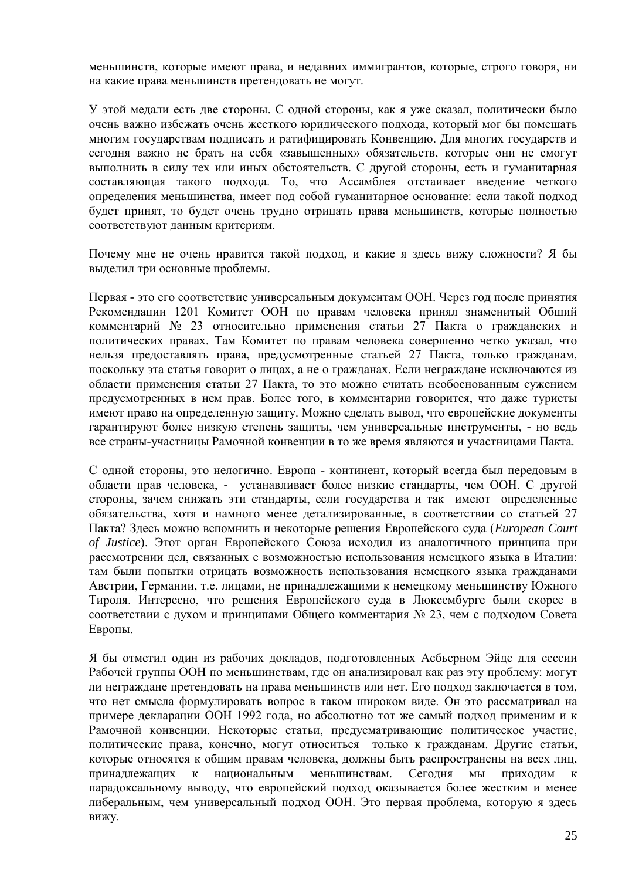меньшинств, которые имеют права, и недавних иммигрантов, которые, строго говоря, ни на какие права меньшинств претендовать не могут.

У этой медали есть две стороны. С одной стороны, как я уже сказал, политически было очень важно избежать очень жесткого юридического подхода, который мог бы помешать многим государствам подписать и ратифицировать Конвенцию. Для многих государств и сегодня важно не брать на себя «завышенных» обязательств, которые они не смогут выполнить в силу тех или иных обстоятельств. С другой стороны, есть и гуманитарная составляющая такого подхода. То, что Ассамблея отстаивает введение четкого определения меньшинства, имеет под собой гуманитарное основание: если такой подход будет принят, то будет очень трудно отрицать права меньшинств, которые полностью соответствуют данным критериям.

Почему мне не очень нравится такой подход, и какие я здесь вижу сложности? Я бы выделил три основные проблемы.

Первая - это его соответствие универсальным документам ООН. Через год после принятия Рекомендации 1201 Комитет ООН по правам человека принял знаменитый Общий комментарий № 23 относительно применения статьи 27 Пакта о гражданских и политических правах. Там Комитет по правам человека совершенно четко указал, что нельзя предоставлять права, предусмотренные статьей 27 Пакта, только гражданам, поскольку эта статья говорит о лицах, а не о гражданах. Если неграждане исключаются из области применения статьи 27 Пакта, то это можно считать необоснованным сужением предусмотренных в нем прав. Более того, в комментарии говорится, что даже туристы имеют право на определенную защиту. Можно сделать вывод, что европейские документы гарантируют более низкую степень защиты, чем универсальные инструменты, - но ведь все страны-участницы Рамочной конвенции в то же время являются и участницами Пакта.

С одной стороны, это нелогично. Европа - континент, который всегда был передовым в области прав человека, - устанавливает более низкие стандарты, чем ООН. С другой стороны, зачем снижать эти стандарты, если государства и так имеют определенные обязательства, хотя и намного менее детализированные, в соответствии со статьей 27 Пакта? Здесь можно вспомнить и некоторые решения Европейского суда (*European Court of Justice*). Этот орган Европейского Союза исходил из аналогичного принципа при рассмотрении дел, связанных с возможностью использования немецкого языка в Италии: там были попытки отрицать возможность использования немецкого языка гражданами Австрии, Германии, т.е. лицами, не принадлежащими к немецкому меньшинству Южного Тироля. Интересно, что решения Европейского суда в Люксембурге были скорее в соответствии с духом и принципами Общего комментария № 23, чем с подходом Совета Европы.

Я бы отметил один из рабочих докладов, подготовленных Асбьерном Эйде для сессии Рабочей группы ООН по меньшинствам, где он анализировал как раз эту проблему: могут ли неграждане претендовать на права меньшинств или нет. Его подход заключается в том, что нет смысла формулировать вопрос в таком широком виде. Он это рассматривал на примере декларации ООН 1992 года, но абсолютно тот же самый подход применим и к Рамочной конвенции. Некоторые статьи, предусматривающие политическое участие, политические права, конечно, могут относиться только к гражданам. Другие статьи, которые относятся к общим правам человека, должны быть распространены на всех лиц, принадлежащих к национальным меньшинствам. Сегодня мы приходим к парадоксальному выводу, что европейский подход оказывается более жестким и менее либеральным, чем универсальный подход ООН. Это первая проблема, которую я здесь вижу.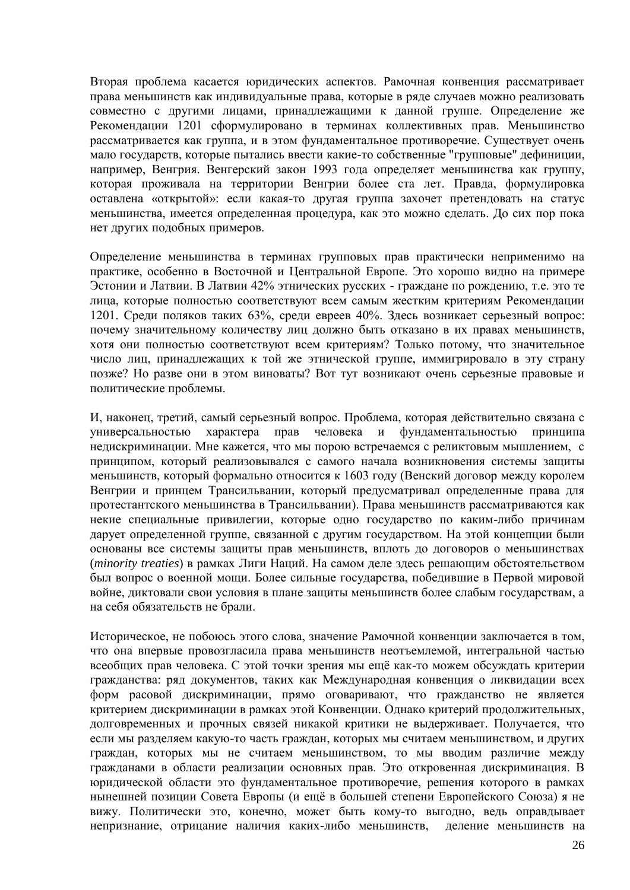Вторая проблема касается юридических аспектов. Рамочная конвенция рассматривает права меньшинств как индивидуальные права, которые в ряде случаев можно реализовать совместно с другими лицами, принадлежащими к данной группе. Определение же Рекомендации 1201 сформулировано в терминах коллективных прав. Меньшинство рассматривается как группа, и в этом фундаментальное противоречие. Существует очень мало государств, которые пытались ввести какие-то собственные "групповые" дефиниции, например, Венгрия. Венгерский закон 1993 года определяет меньшинства как группу, которая проживала на территории Венгрии более ста лет. Правда, формулировка оставлена «открытой»: если какая-то другая группа захочет претендовать на статус меньшинства, имеется определенная процедура, как это можно сделать. До сих пор пока нет других подобных примеров.

Определение меньшинства в терминах групповых прав практически неприменимо на практике, особенно в Восточной и Центральной Европе. Это хорошо видно на примере Эстонии и Латвии. В Латвии 42% этнических русских - граждане по рождению, т.е. это те лица, которые полностью соответствуют всем самым жестким критериям Рекомендации 1201. Среди поляков таких 63%, среди евреев 40%. Здесь возникает серьезный вопрос: почему значительному количеству лиц должно быть отказано в их правах меньшинств, хотя они полностью соответствуют всем критериям? Только потому, что значительное число лиц, принадлежащих к той же этнической группе, иммигрировало в эту страну позже? Но разве они в этом виноваты? Вот тут возникают очень серьезные правовые и политические проблемы.

И, наконец, третий, самый серьезный вопрос. Проблема, которая действительно связана с универсальностью характера прав человека и фундаментальностью принципа недискриминации. Мне кажется, что мы порою встречаемся с реликтовым мышлением, с принципом, который реализовывался с самого начала возникновения системы защиты меньшинств, который формально относится к 1603 году (Венский договор между королем Венгрии и принцем Трансильвании, который предусматривал определенные права для протестантского меньшинства в Трансильвании). Права меньшинств рассматриваются как некие специальные привилегии, которые одно государство по каким-либо причинам дарует определенной группе, связанной с другим государством. На этой концепции были основаны все системы защиты прав меньшинств, вплоть до договоров о меньшинствах (*minority treaties*) в рамках Лиги Наций. На самом деле здесь решающим обстоятельством был вопрос о военной мощи. Более сильные государства, победившие в Первой мировой войне, диктовали свои условия в плане защиты меньшинств более слабым государствам, а на себя обязательств не брали.

Историческое, не побоюсь этого слова, значение Рамочной конвенции заключается в том, что она впервые провозгласила права меньшинств неотъемлемой, интегральной частью всеобщих прав человека. С этой точки зрения мы ещё как-то можем обсуждать критерии гражданства: ряд документов, таких как Международная конвенция о ликвидации всех форм расовой дискриминации, прямо оговаривают, что гражданство не является критерием дискриминации в рамках этой Конвенции. Однако критерий продолжительных, долговременных и прочных связей никакой критики не выдерживает. Получается, что если мы разделяем какую-то часть граждан, которых мы считаем меньшинством, и других граждан, которых мы не считаем меньшинством, то мы вводим различие между гражданами в области реализации основных прав. Это откровенная дискриминация. В юридической области это фундаментальное противоречие, решения которого в рамках нынешней позиции Совета Европы (и ещё в большей степени Европейского Союза) я не вижу. Политически это, конечно, может быть кому-то выгодно, ведь оправдывает непризнание, отрицание наличия каких-либо меньшинств, деление меньшинств на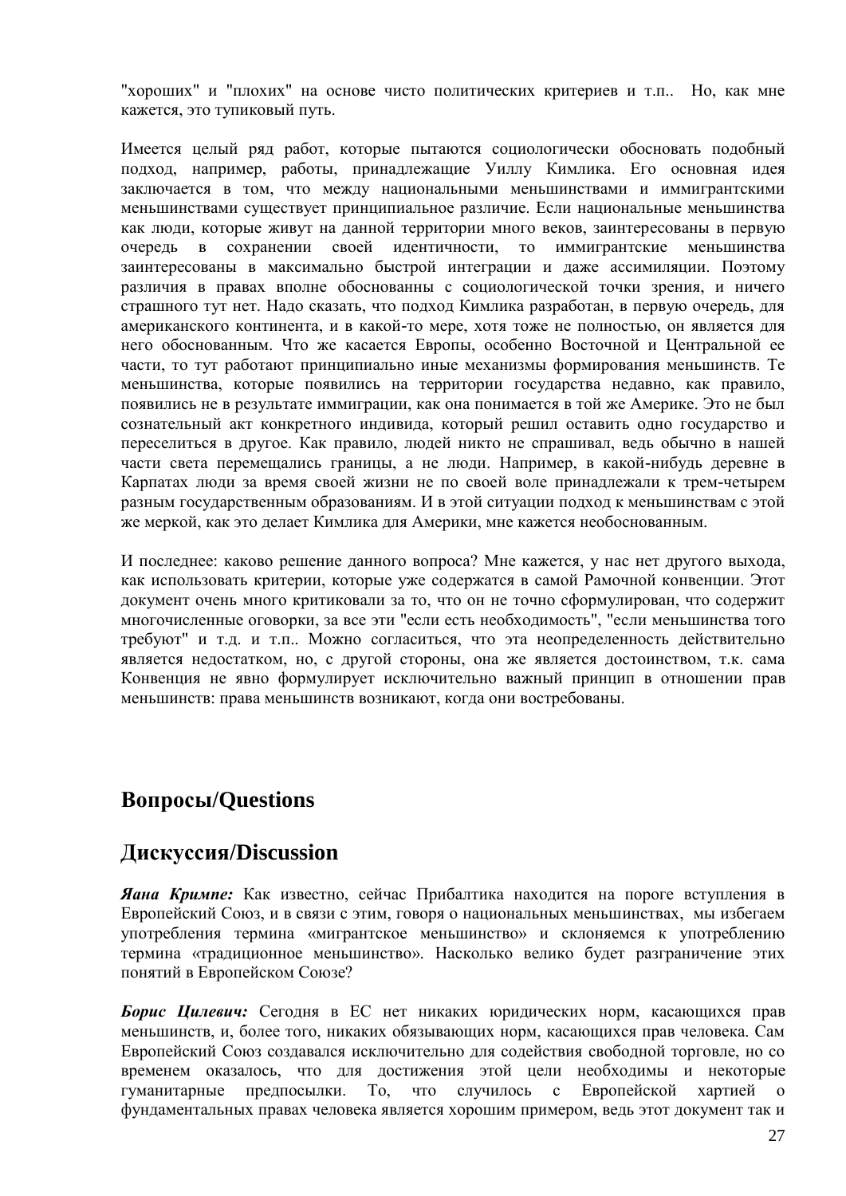"хороших" и "плохих" на основе чисто политических критериев и т.п.. Но, как мне кажется, это тупиковый путь.

Имеется целый ряд работ, которые пытаются социологически обосновать подобный подход, например, работы, принадлежащие Уиллу Кимлика. Его основная идея заключается в том, что между национальными меньшинствами и иммигрантскими меньшинствами существует принципиальное различие. Если национальные меньшинства как люди, которые живут на данной территории много веков, заинтересованы в первую очередь в сохранении своей идентичности, то иммигрантские меньшинства заинтересованы в максимально быстрой интеграции и даже ассимиляции. Поэтому различия в правах вполне обоснованны с социологической точки зрения, и ничего страшного тут нет. Надо сказать, что подход Кимлика разработан, в первую очередь, для американского континента, и в какой-то мере, хотя тоже не полностью, он является для него обоснованным. Что же касается Европы, особенно Восточной и Центральной ее части, то тут работают принципиально иные механизмы формирования меньшинств. Те меньшинства, которые появились на территории государства недавно, как правило, появились не в результате иммиграции, как она понимается в той же Америке. Это не был сознательный акт конкретного индивида, который решил оставить одно государство и переселиться в другое. Как правило, людей никто не спрашивал, ведь обычно в нашей части света перемещались границы, а не люди. Например, в какой-нибудь деревне в Карпатах люди за время своей жизни не по своей воле принадлежали к трем-четырем разным государственным образованиям. И в этой ситуации подход к меньшинствам с этой же меркой, как это делает Кимлика для Америки, мне кажется необоснованным.

И последнее: каково решение данного вопроса? Мне кажется, у нас нет другого выхода, как использовать критерии, которые уже содержатся в самой Рамочной конвенции. Этот документ очень много критиковали за то, что он не точно сформулирован, что содержит многочисленные оговорки, за все эти "если есть необходимость", "если меньшинства того требуют" и т.д. и т.п.. Можно согласиться, что эта неопределенность действительно является недостатком, но, с другой стороны, она же является достоинством, т.к. сама Конвенция не явно формулирует исключительно важный принцип в отношении прав меньшинств: права меньшинств возникают, когда они востребованы.

## Вопросы/Questions

## Дискуссия/Discussion

***Яана Кримпе:*** Как известно, сейчас Прибалтика находится на пороге вступления в Европейский Союз, и в связи с этим, говоря о национальных меньшинствах, мы избегаем употребления термина «мигрантское меньшинство» и склоняемся к употреблению термина «традиционное меньшинство». Насколько велико будет разграничение этих понятий в Европейском Союзе?

***Борис Цилевич:*** Сегодня в ЕС нет никаких юридических норм, касающихся прав меньшинств, и, более того, никаких обязывающих норм, касающихся прав человека. Сам Европейский Союз создавался исключительно для содействия свободной торговле, но со временем оказалось, что для достижения этой цели необходимы и некоторые гуманитарные предпосылки. То, что случилось с Европейской хартией о фундаментальных правах человека является хорошим примером, ведь этот документ так и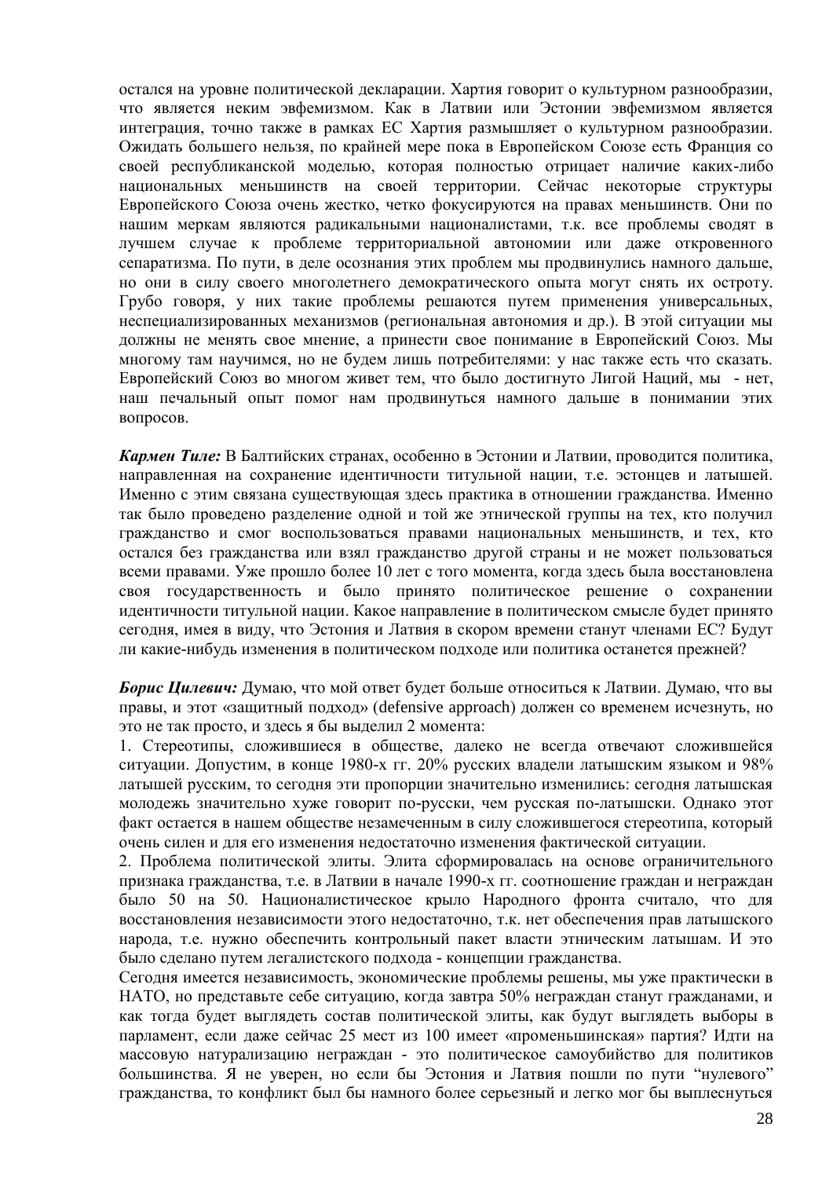остался на уровне политической декларации. Хартия говорит о культурном разнообразии, что является неким эвфемизмом. Как в Латвии или Эстонии эвфемизмом является интеграция, точно также в рамках ЕС Хартия размышляет о культурном разнообразии. Ожидать большего нельзя, по крайней мере пока в Европейском Союзе есть Франция со своей республиканской моделью, которая полностью отрицает наличие каких-либо национальных меньшинств на своей территории. Сейчас некоторые структуры Европейского Союза очень жестко, четко фокусируются на правах меньшинств. Они по нашим меркам являются радикальными националистами, т.к. все проблемы сводят в лучшем случае к проблеме территориальной автономии или даже откровенного сепаратизма. По пути, в деле осознания этих проблем мы продвинулись намного дальше, но они в силу своего многолетнего демократического опыта могут снять их остроту. Грубо говоря, у них такие проблемы решаются путем применения универсальных, неспециализированных механизмов (региональная автономия и др.). В этой ситуации мы должны не менять свое мнение, а принести свое понимание в Европейский Союз. Мы многому там научимся, но не будем лишь потребителями: у нас также есть что сказать. Европейский Союз во многом живет тем, что было достигнуто Лигой Наций, мы - нет, наш печальный опыт помог нам продвинуться намного дальше в понимании этих вопросов.

***Кармен Тиле:*** В Балтийских странах, особенно в Эстонии и Латвии, проводится политика, направленная на сохранение идентичности титульной нации, т.е. эстонцев и латышей. Именно с этим связана существующая здесь практика в отношении гражданства. Именно так было проведено разделение одной и той же этнической группы на тех, кто получил гражданство и смог воспользоваться правами национальных меньшинств, и тех, кто остался без гражданства или взял гражданство другой страны и не может пользоваться всеми правами. Уже прошло более 10 лет с того момента, когда здесь была восстановлена своя государственность и было принято политическое решение о сохранении идентичности титульной нации. Какое направление в политическом смысле будет принято сегодня, имея в виду, что Эстония и Латвия в скором времени станут членами ЕС? Будут ли какие-нибудь изменения в политическом подходе или политика останется прежней?

***Борис Цилевич:*** Думаю, что мой ответ будет больше относиться к Латвии. Думаю, что вы правы, и этот «защитный подход» (defensive approach) должен со временем исчезнуть, но это не так просто, и здесь я бы выделил 2 момента:

1. Стереотипы, сложившиеся в обществе, далеко не всегда отвечают сложившейся ситуации. Допустим, в конце 1980-х гг. 20% русских владели латышским языком и 98% латышей русским, то сегодня эти пропорции значительно изменились: сегодня латышская молодежь значительно хуже говорит по-русски, чем русская по-латышски. Однако этот факт остается в нашем обществе незамеченным в силу сложившегося стереотипа, который очень силен и для его изменения недостаточно изменения фактической ситуации.
2. Проблема политической элиты. Элита сформировалась на основе ограничительного признака гражданства, т.е. в Латвии в начале 1990-х гг. соотношение граждан и неграждан было 50 на 50. Националистическое крыло Народного фронта считало, что для восстановления независимости этого недостаточно, т.к. нет обеспечения прав латышского народа, т.е. нужно обеспечить контрольный пакет власти этническим латышам. И это было сделано путем легалистского подхода - концепции гражданства.

Сегодня имеется независимость, экономические проблемы решены, мы уже практически в НАТО, но представьте себе ситуацию, когда завтра 50% неграждан станут гражданами, и как тогда будет выглядеть состав политической элиты, как будут выглядеть выборы в парламент, если даже сейчас 25 мест из 100 имеет «променьшинская» партия? Идти на массовую натурализацию неграждан - это политическое самоубийство для политиков большинства. Я не уверен, но если бы Эстония и Латвия пошли по пути “нулевого” гражданства, то конфликт был бы намного более серьезный и легко мог бы выплеснуться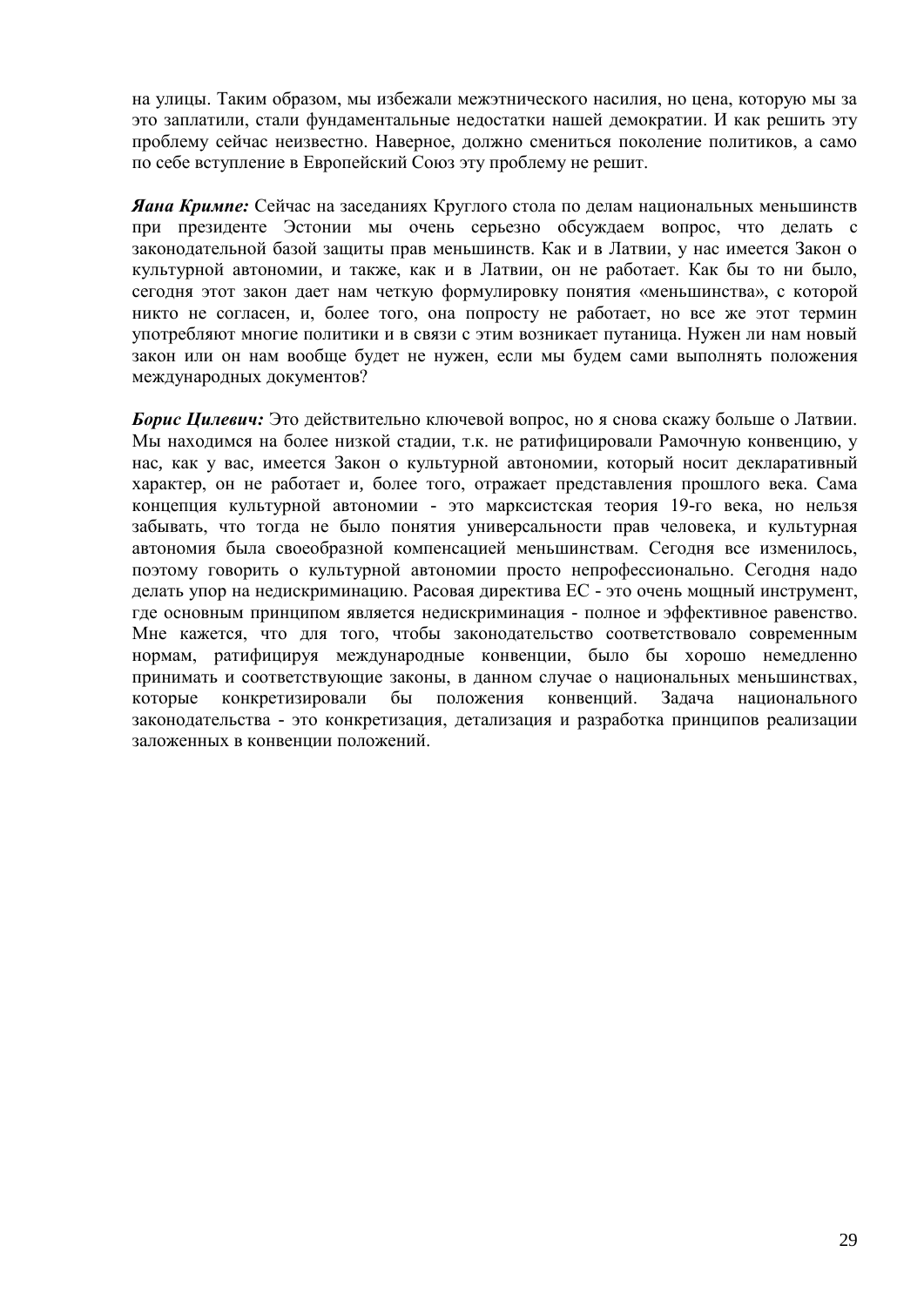на улицы. Таким образом, мы избежали межэтнического насилия, но цена, которую мы за это заплатили, стали фундаментальные недостатки нашей демократии. И как решить эту проблему сейчас неизвестно. Наверное, должно смениться поколение политиков, а само по себе вступление в Европейский Союз эту проблему не решит.

***Яана Кримпе:*** Сейчас на заседаниях Круглого стола по делам национальных меньшинств при президенте Эстонии мы очень серьезно обсуждаем вопрос, что делать с законодательной базой защиты прав меньшинств. Как и в Латвии, у нас имеется Закон о культурной автономии, и также, как и в Латвии, он не работает. Как бы то ни было, сегодня этот закон дает нам четкую формулировку понятия «меньшинства», с которой никто не согласен, и, более того, она попросту не работает, но все же этот термин употребляют многие политики и в связи с этим возникает путаница. Нужен ли нам новый закон или он нам вообще будет не нужен, если мы будем сами выполнять положения международных документов?

***Борис Цилевич:*** Это действительно ключевой вопрос, но я снова скажу больше о Латвии. Мы находимся на более низкой стадии, т.к. не ратифицировали Рамочную конвенцию, у нас, как у вас, имеется Закон о культурной автономии, который носит декларативный характер, он не работает и, более того, отражает представления прошлого века. Сама концепция культурной автономии - это марксистская теория 19-го века, но нельзя забывать, что тогда не было понятия универсальности прав человека, и культурная автономия была своеобразной компенсацией меньшинствам. Сегодня все изменилось, поэтому говорить о культурной автономии просто непрофессионально. Сегодня надо делать упор на недискриминацию. Расовая директива ЕС - это очень мощный инструмент, где основным принципом является недискриминация - полное и эффективное равенство. Мне кажется, что для того, чтобы законодательство соответствовало современным нормам, ратифицируя международные конвенции, было бы хорошо немедленно принимать и соответствующие законы, в данном случае о национальных меньшинствах, которые конкретизировали бы положения конвенций. Задача национального законодательства - это конкретизация, детализация и разработка принципов реализации заложенных в конвенции положений.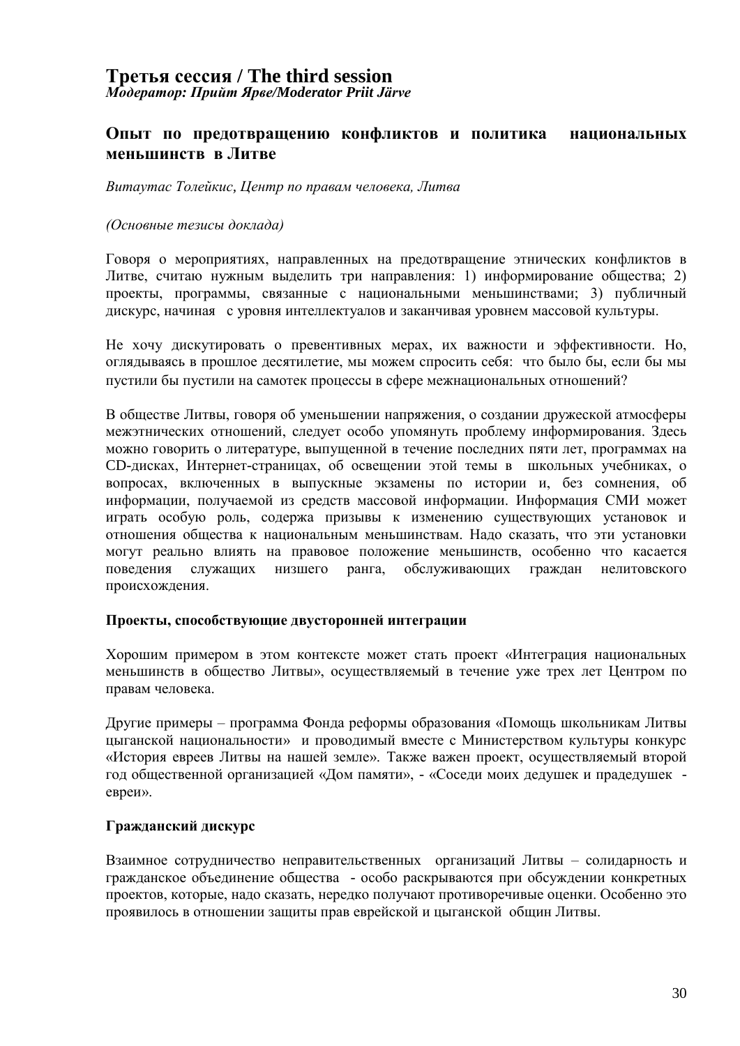# Третья сессия / The third session

***Модератор: Прийт Ярве/Moderator Priit Järve***

## Опыт по предотвращению конфликтов и политика национальных меньшинств в Литве

*Витаутас Толейкис, Центр по правам человека, Литва*

*(Основные тезисы доклада)*

Говоря о мероприятиях, направленных на предотвращение этнических конфликтов в Литве, считаю нужным выделить три направления: 1) информирование общества; 2) проекты, программы, связанные с национальными меньшинствами; 3) публичный дискурс, начиная с уровня интеллектуалов и заканчивая уровнем массовой культуры.

Не хочу дискутировать о превентивных мерах, их важности и эффективности. Но, оглядываясь в прошлое десятилетие, мы можем спросить себя: что было бы, если бы мы пустили бы пустили на самотек процессы в сфере межнациональных отношений?

В обществе Литвы, говоря об уменьшении напряжения, о создании дружеской атмосферы межэтнических отношений, следует особо упомянуть проблему информирования. Здесь можно говорить о литературе, выпущенной в течение последних пяти лет, программах на CD-дисках, Интернет-страницах, об освещении этой темы в школьных учебниках, о вопросах, включенных в выпускные экзамены по истории и, без сомнения, об информации, получаемой из средств массовой информации. Информация СМИ может играть особую роль, содержа призывы к изменению существующих установок и отношения общества к национальным меньшинствам. Надо сказать, что эти установки могут реально влиять на правовое положение меньшинств, особенно что касается поведения служащих низшего ранга, обслуживающих граждан нелитовского происхождения.

### Проекты, способствующие двусторонней интеграции

Хорошим примером в этом контексте может стать проект «Интеграция национальных меньшинств в общество Литвы», осуществляемый в течение уже трех лет Центром по правам человека.

Другие примеры – программа Фонда реформы образования «Помощь школьникам Литвы цыганской национальности» и проводимый вместе с Министерством культуры конкурс «История евреев Литвы на нашей земле». Также важен проект, осуществляемый второй год общественной организацией «Дом памяти», - «Соседи моих дедушек и прадедушек - евреи».

### Гражданский дискурс

Взаимное сотрудничество неправительственных организаций Литвы – солидарность и гражданское объединение общества - особо раскрываются при обсуждении конкретных проектов, которые, надо сказать, нередко получают противоречивые оценки. Особенно это проявилось в отношении защиты прав еврейской и цыганской общин Литвы.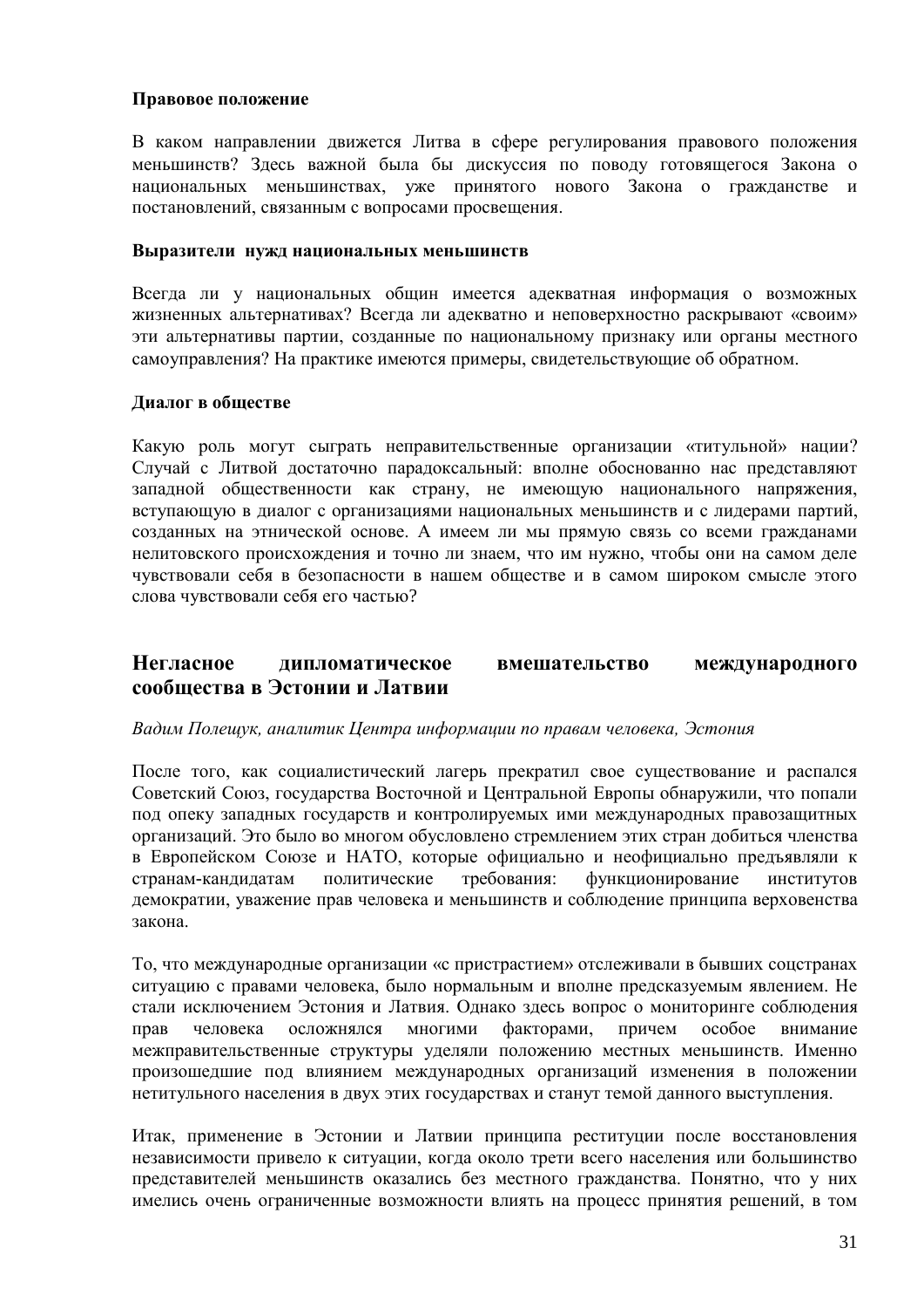**Правовое положение**

В каком направлении движется Литва в сфере регулирования правового положения меньшинств? Здесь важной была бы дискуссия по поводу готовящегося Закона о национальных меньшинствах, уже принятого нового Закона о гражданстве и постановлений, связанным с вопросами просвещения.

**Выразители нужд национальных меньшинств**

Всегда ли у национальных общин имеется адекватная информация о возможных жизненных альтернативах? Всегда ли адекватно и неповерхностно раскрывают «своим» эти альтернативы партии, созданные по национальному признаку или органы местного самоуправления? На практике имеются примеры, свидетельствующие об обратном.

**Диалог в обществе**

Какую роль могут сыграть неправительственные организации «титульной» нации? Случай с Литвой достаточно парадоксальный: вполне обоснованно нас представляют западной общественности как страну, не имеющую национального напряжения, вступающую в диалог с организациями национальных меньшинств и с лидерами партий, созданных на этнической основе. А имеем ли мы прямую связь со всеми гражданами нелитовского происхождения и точно ли знаем, что им нужно, чтобы они на самом деле чувствовали себя в безопасности в нашем обществе и в самом широком смысле этого слова чувствовали себя его частью?

## Негласное дипломатическое вмешательство международного сообщества в Эстонии и Латвии

*Вадим Полещук, аналитик Центра информации по правам человека, Эстония*

После того, как социалистический лагерь прекратил свое существование и распался Советский Союз, государства Восточной и Центральной Европы обнаружили, что попали под опеку западных государств и контролируемых ими международных правозащитных организаций. Это было во многом обусловлено стремлением этих стран добиться членства в Европейском Союзе и НАТО, которые официально и неофициально предъявляли к странам-кандидатам политические требования: функционирование институтов демократии, уважение прав человека и меньшинств и соблюдение принципа верховенства закона.

То, что международные организации «с пристрастием» отслеживали в бывших соцстранах ситуацию с правами человека, было нормальным и вполне предсказуемым явлением. Не стали исключением Эстония и Латвия. Однако здесь вопрос о мониторинге соблюдения прав человека осложнялся многими факторами, причем особое внимание межправительственные структуры уделяли положению местных меньшинств. Именно произошедшие под влиянием международных организаций изменения в положении нетитульного населения в двух этих государствах и станут темой данного выступления.

Итак, применение в Эстонии и Латвии принципа реституции после восстановления независимости привело к ситуации, когда около трети всего населения или большинство представителей меньшинств оказались без местного гражданства. Понятно, что у них имелись очень ограниченные возможности влиять на процесс принятия решений, в том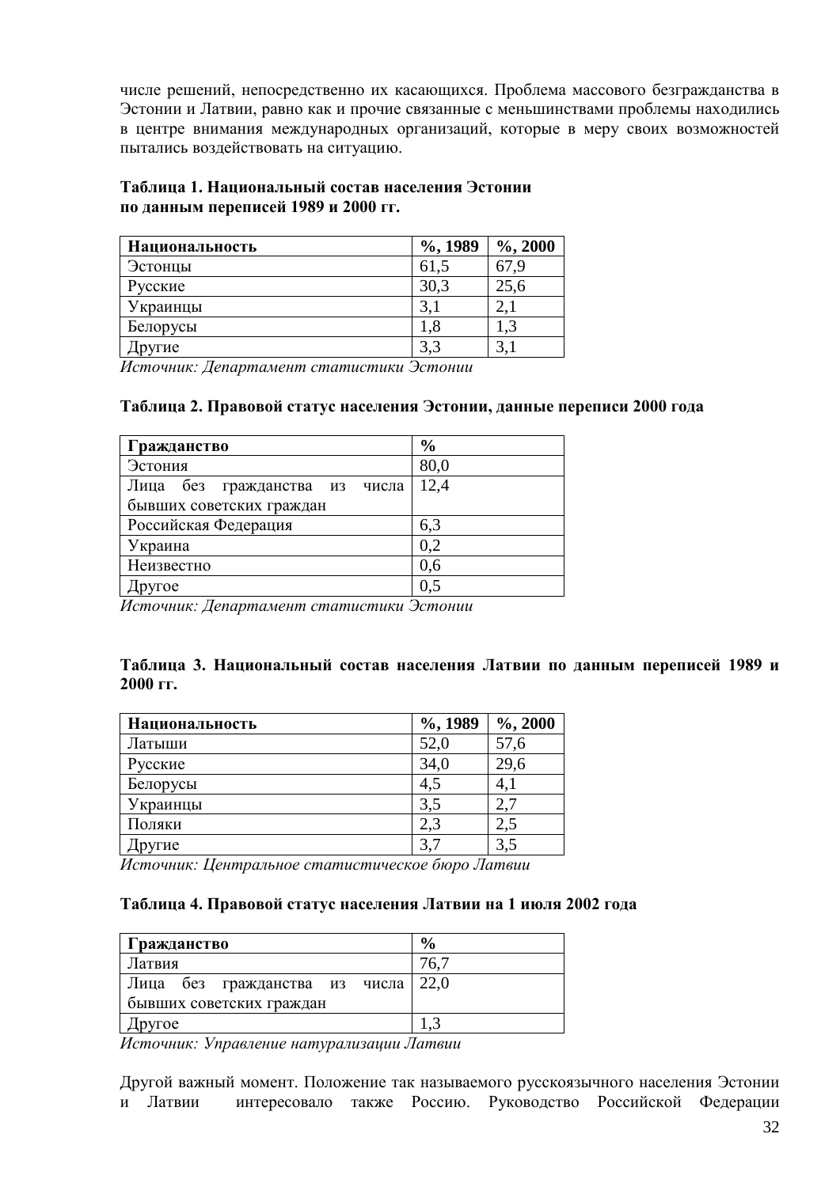числе решений, непосредственно их касающихся. Проблема массового безгражданства в Эстонии и Латвии, равно как и прочие связанные с меньшинствами проблемы находились в центре внимания международных организаций, которые в меру своих возможностей пытались воздействовать на ситуацию.

**Таблица 1. Национальный состав населения Эстонии по данным переписей 1989 и 2000 гг.**

| Национальность | %, 1989 | %, 2000 |
|---|---|---|
| Эстонцы | 61,5 | 67,9 |
| Русские | 30,3 | 25,6 |
| Украинцы | 3,1 | 2,1 |
| Белорусы | 1,8 | 1,3 |
| Другие | 3,3 | 3,1 |

*Источник: Департамент статистики Эстонии*

**Таблица 2. Правовой статус населения Эстонии, данные переписи 2000 года**

| Гражданство | % |
|---|---|
| Эстония | 80,0 |
| Лица без гражданства из числа бывших советских граждан | 12,4 |
| Российская Федерация | 6,3 |
| Украина | 0,2 |
| Неизвестно | 0,6 |
| Другое | 0,5 |

*Источник: Департамент статистики Эстонии*

**Таблица 3. Национальный состав населения Латвии по данным переписей 1989 и 2000 гг.**

| Национальность | %, 1989 | %, 2000 |
|---|---|---|
| Латыши | 52,0 | 57,6 |
| Русские | 34,0 | 29,6 |
| Белорусы | 4,5 | 4,1 |
| Украинцы | 3,5 | 2,7 |
| Поляки | 2,3 | 2,5 |
| Другие | 3,7 | 3,5 |

*Источник: Центральное статистическое бюро Латвии*

**Таблица 4. Правовой статус населения Латвии на 1 июля 2002 года**

| Гражданство | % |
|---|---|
| Латвия | 76,7 |
| Лица без гражданства из числа бывших советских граждан | 22,0 |
| Другое | 1,3 |

*Источник: Управление натурализации Латвии*

Другой важный момент. Положение так называемого русскоязычного населения Эстонии и Латвии интересовало также Россию. Руководство Российской Федерации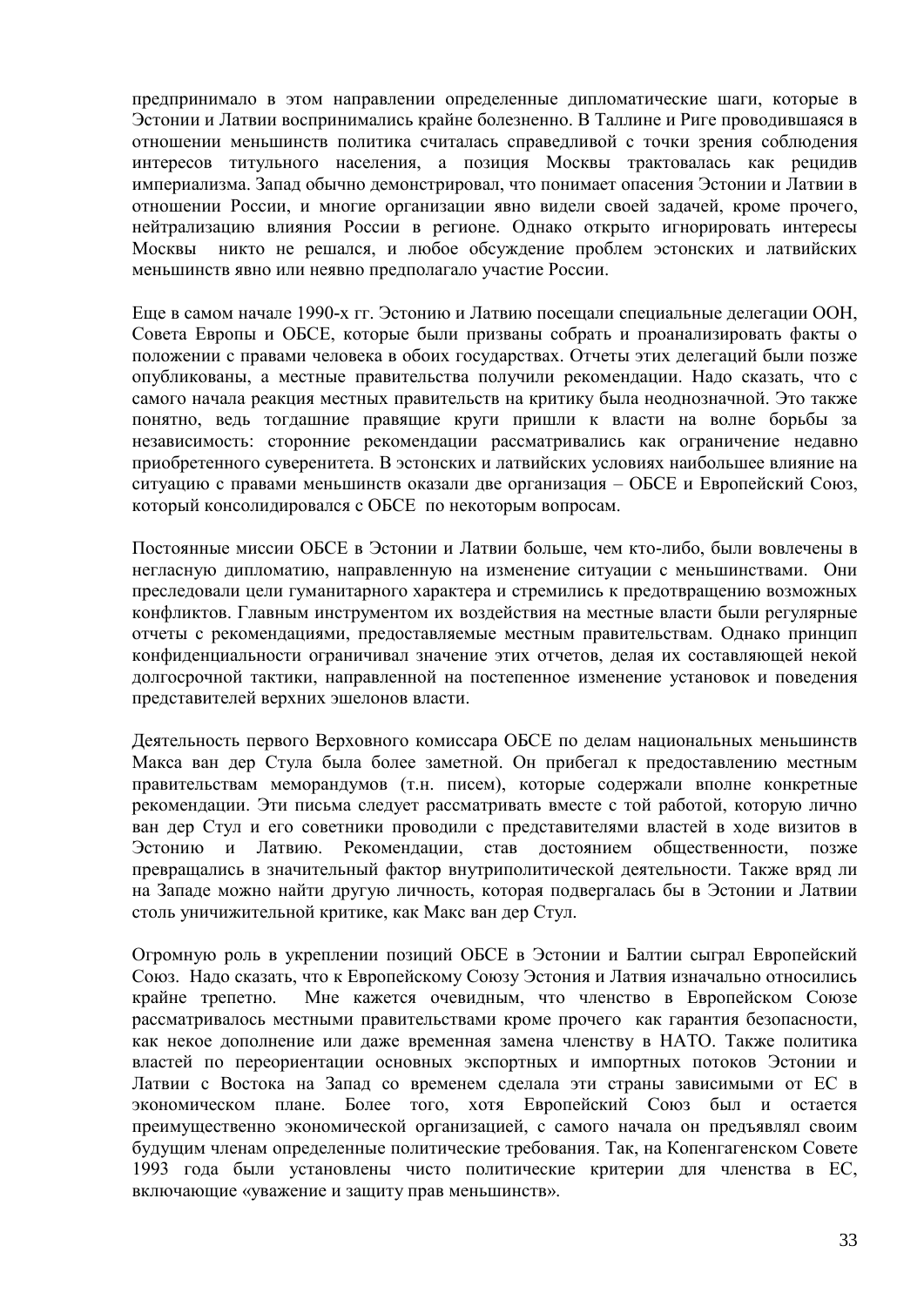предпринимало в этом направлении определенные дипломатические шаги, которые в Эстонии и Латвии воспринимались крайне болезненно. В Таллине и Риге проводившаяся в отношении меньшинств политика считалась справедливой с точки зрения соблюдения интересов титульного населения, а позиция Москвы трактовалась как рецидив империализма. Запад обычно демонстрировал, что понимает опасения Эстонии и Латвии в отношении России, и многие организации явно видели своей задачей, кроме прочего, нейтрализацию влияния России в регионе. Однако открыто игнорировать интересы Москвы никто не решался, и любое обсуждение проблем эстонских и латвийских меньшинств явно или неявно предполагало участие России.

Еще в самом начале 1990-х гг. Эстонию и Латвию посещали специальные делегации ООН, Совета Европы и ОБСЕ, которые были призваны собрать и проанализировать факты о положении с правами человека в обоих государствах. Отчеты этих делегаций были позже опубликованы, а местные правительства получили рекомендации. Надо сказать, что с самого начала реакция местных правительств на критику была неоднозначной. Это также понятно, ведь тогдашние правящие круги пришли к власти на волне борьбы за независимость: сторонние рекомендации рассматривались как ограничение недавно приобретенного суверенитета. В эстонских и латвийских условиях наибольшее влияние на ситуацию с правами меньшинств оказали две организация – ОБСЕ и Европейский Союз, который консолидировался с ОБСЕ по некоторым вопросам.

Постоянные миссии ОБСЕ в Эстонии и Латвии больше, чем кто-либо, были вовлечены в негласную дипломатию, направленную на изменение ситуации с меньшинствами. Они преследовали цели гуманитарного характера и стремились к предотвращению возможных конфликтов. Главным инструментом их воздействия на местные власти были регулярные отчеты с рекомендациями, предоставляемые местным правительствам. Однако принцип конфиденциальности ограничивал значение этих отчетов, делая их составляющей некой долгосрочной тактики, направленной на постепенное изменение установок и поведения представителей верхних эшелонов власти.

Деятельность первого Верховного комиссара ОБСЕ по делам национальных меньшинств Макса ван дер Стула была более заметной. Он прибегал к предоставлению местным правительствам меморандумов (т.н. писем), которые содержали вполне конкретные рекомендации. Эти письма следует рассматривать вместе с той работой, которую лично ван дер Стул и его советники проводили с представителями властей в ходе визитов в Эстонию и Латвию. Рекомендации, став достоянием общественности, позже превращались в значительный фактор внутриполитической деятельности. Также вряд ли на Западе можно найти другую личность, которая подвергалась бы в Эстонии и Латвии столь уничижительной критике, как Макс ван дер Стул.

Огромную роль в укреплении позиций ОБСЕ в Эстонии и Балтии сыграл Европейский Союз. Надо сказать, что к Европейскому Союзу Эстония и Латвия изначально относились крайне трепетно. Мне кажется очевидным, что членство в Европейском Союзе рассматривалось местными правительствами кроме прочего как гарантия безопасности, как некое дополнение или даже временная замена членству в НАТО. Также политика властей по переориентации основных экспортных и импортных потоков Эстонии и Латвии с Востока на Запад со временем сделала эти страны зависимыми от ЕС в экономическом плане. Более того, хотя Европейский Союз был и остается преимущественно экономической организацией, с самого начала он предъявлял своим будущим членам определенные политические требования. Так, на Копенгагенском Совете 1993 года были установлены чисто политические критерии для членства в ЕС, включающие «уважение и защиту прав меньшинств».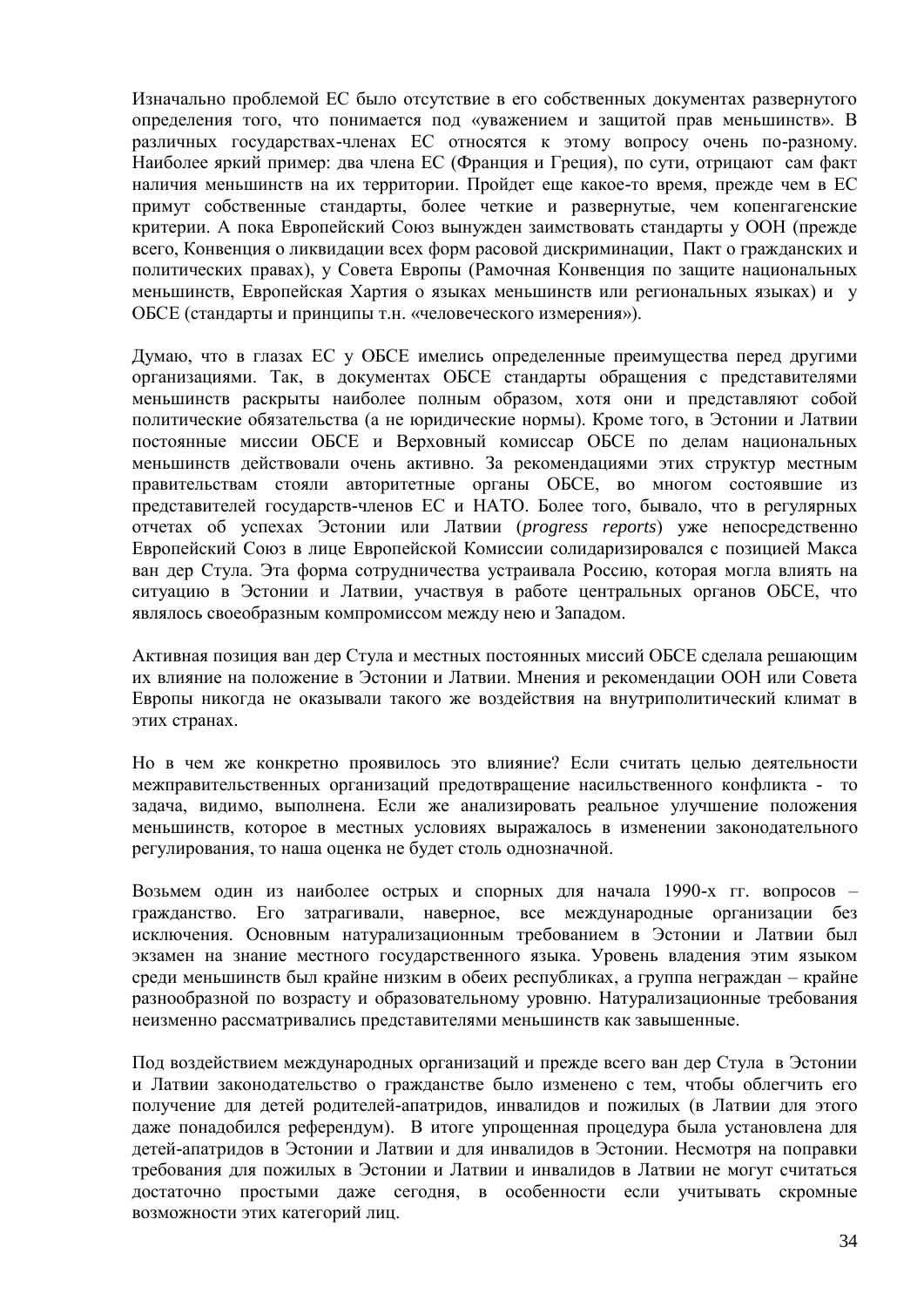Изначально проблемой ЕС было отсутствие в его собственных документах развернутого определения того, что понимается под «уважением и защитой прав меньшинств». В различных государствах-членах ЕС относятся к этому вопросу очень по-разному. Наиболее яркий пример: два члена ЕС (Франция и Греция), по сути, отрицают сам факт наличия меньшинств на их территории. Пройдет еще какое-то время, прежде чем в ЕС примут собственные стандарты, более четкие и развернутые, чем копенгагенские критерии. А пока Европейский Союз вынужден заимствовать стандарты у ООН (прежде всего, Конвенция о ликвидации всех форм расовой дискриминации, Пакт о гражданских и политических правах), у Совета Европы (Рамочная Конвенция по защите национальных меньшинств, Европейская Хартия о языках меньшинств или региональных языках) и у ОБСЕ (стандарты и принципы т.н. «человеческого измерения»).

Думаю, что в глазах ЕС у ОБСЕ имелись определенные преимущества перед другими организациями. Так, в документах ОБСЕ стандарты обращения с представителями меньшинств раскрыты наиболее полным образом, хотя они и представляют собой политические обязательства (а не юридические нормы). Кроме того, в Эстонии и Латвии постоянные миссии ОБСЕ и Верховный комиссар ОБСЕ по делам национальных меньшинств действовали очень активно. За рекомендациями этих структур местным правительствам стояли авторитетные органы ОБСЕ, во многом состоявшие из представителей государств-членов ЕС и НАТО. Более того, бывало, что в регулярных отчетах об успехах Эстонии или Латвии (*progress reports*) уже непосредственно Европейский Союз в лице Европейской Комиссии солидаризировался с позицией Макса ван дер Стула. Эта форма сотрудничества устраивала Россию, которая могла влиять на ситуацию в Эстонии и Латвии, участвуя в работе центральных органов ОБСЕ, что являлось своеобразным компромиссом между нею и Западом.

Активная позиция ван дер Стула и местных постоянных миссий ОБСЕ сделала решающим их влияние на положение в Эстонии и Латвии. Мнения и рекомендации ООН или Совета Европы никогда не оказывали такого же воздействия на внутриполитический климат в этих странах.

Но в чем же конкретно проявилось это влияние? Если считать целью деятельности межправительственных организаций предотвращение насильственного конфликта - то задача, видимо, выполнена. Если же анализировать реальное улучшение положения меньшинств, которое в местных условиях выражалось в изменении законодательного регулирования, то наша оценка не будет столь однозначной.

Возьмем один из наиболее острых и спорных для начала 1990-х гг. вопросов – гражданство. Его затрагивали, наверное, все международные организации без исключения. Основным натурализационным требованием в Эстонии и Латвии был экзамен на знание местного государственного языка. Уровень владения этим языком среди меньшинств был крайне низким в обеих республиках, а группа неграждан – крайне разнообразной по возрасту и образовательному уровню. Натурализационные требования неизменно рассматривались представителями меньшинств как завышенные.

Под воздействием международных организаций и прежде всего ван дер Стула в Эстонии и Латвии законодательство о гражданстве было изменено с тем, чтобы облегчить его получение для детей родителей-апатридов, инвалидов и пожилых (в Латвии для этого даже понадобился референдум). В итоге упрощенная процедура была установлена для детей-апатридов в Эстонии и Латвии и для инвалидов в Эстонии. Несмотря на поправки требования для пожилых в Эстонии и Латвии и инвалидов в Латвии не могут считаться достаточно простыми даже сегодня, в особенности если учитывать скромные возможности этих категорий лиц.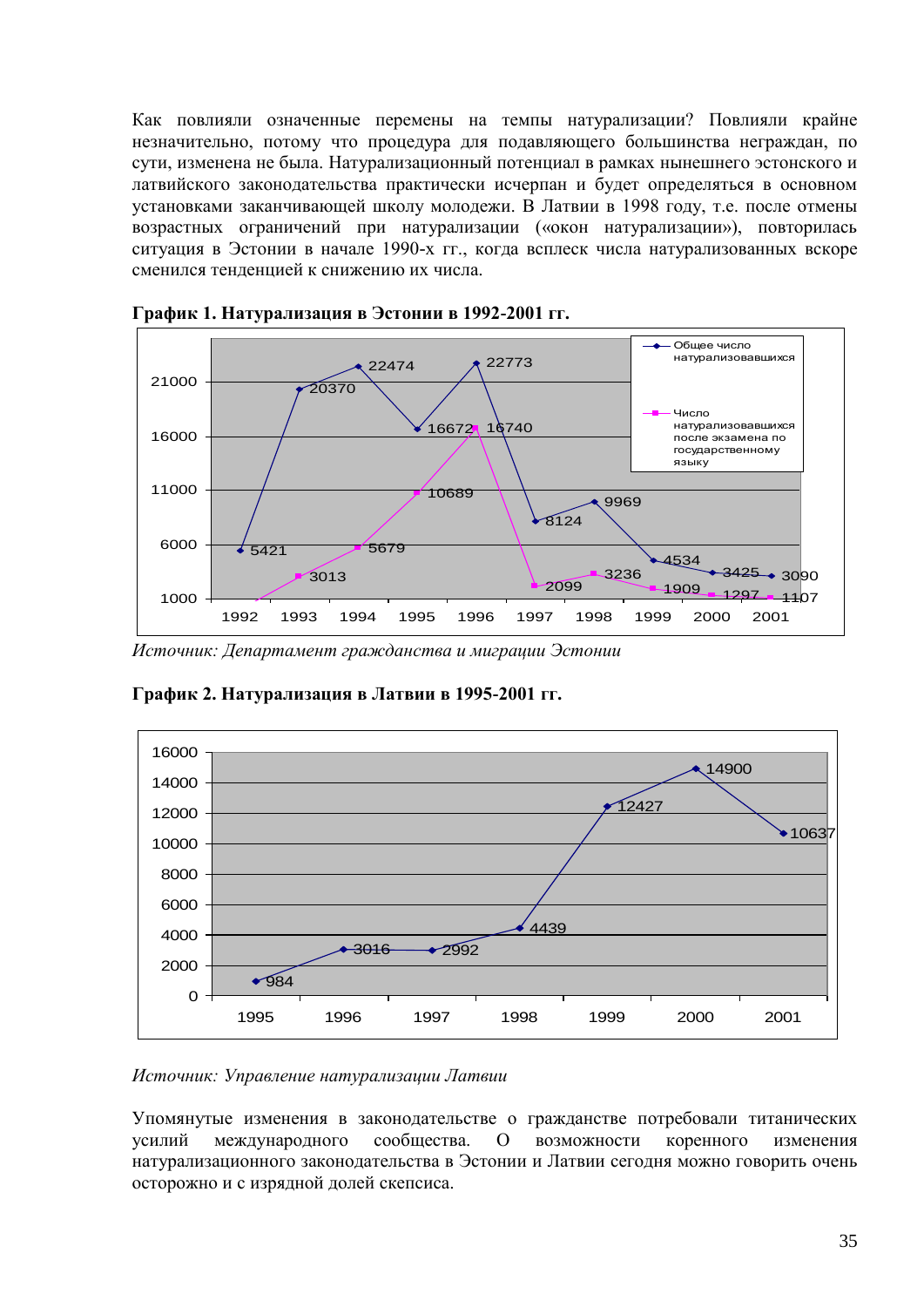Как повлияли означенные перемены на темпы натурализации? Повлияли крайне незначительно, потому что процедура для подавляющего большинства неграждан, по сути, изменена не была. Натурализационный потенциал в рамках нынешнего эстонского и латвийского законодательства практически исчерпан и будет определяться в основном установками заканчивающей школу молодежи. В Латвии в 1998 году, т.е. после отмены возрастных ограничений при натурализации («окон натурализации»), повторилась ситуация в Эстонии в начале 1990-х гг., когда всплеск числа натурализованных вскоре сменился тенденцией к снижению их числа.

**График 1. Натурализация в Эстонии в 1992-2001 гг.**

| Год | Общее число натурализовавшихся | Число натурализовавшихся после экзамена по государственному языку |
|---|---|---|
| 1992 | 5421 | |
| 1993 | 20370 | 3013 |
| 1994 | 22474 | 5679 |
| 1995 | 16672 | 10689 |
| 1996 | 22773 | 16740 |
| 1997 | 8124 | 2099 |
| 1998 | 9969 | 3236 |
| 1999 | 4534 | 1909 |
| 2000 | 3425 | 1297 |
| 2001 | 3090 | 1107 |

*Источник: Департамент гражданства и миграции Эстонии*

**График 2. Натурализация в Латвии в 1995-2001 гг.**

| Год | Число натурализовавшихся |
|---|---|
| 1995 | 984 |
| 1996 | 3016 |
| 1997 | 2992 |
| 1998 | 4439 |
| 1999 | 12427 |
| 2000 | 14900 |
| 2001 | 10637 |

*Источник: Управление натурализации Латвии*

Упомянутые изменения в законодательстве о гражданстве потребовали титанических усилий международного сообщества. О возможности коренного изменения натурализационного законодательства в Эстонии и Латвии сегодня можно говорить очень осторожно и с изрядной долей скепсиса.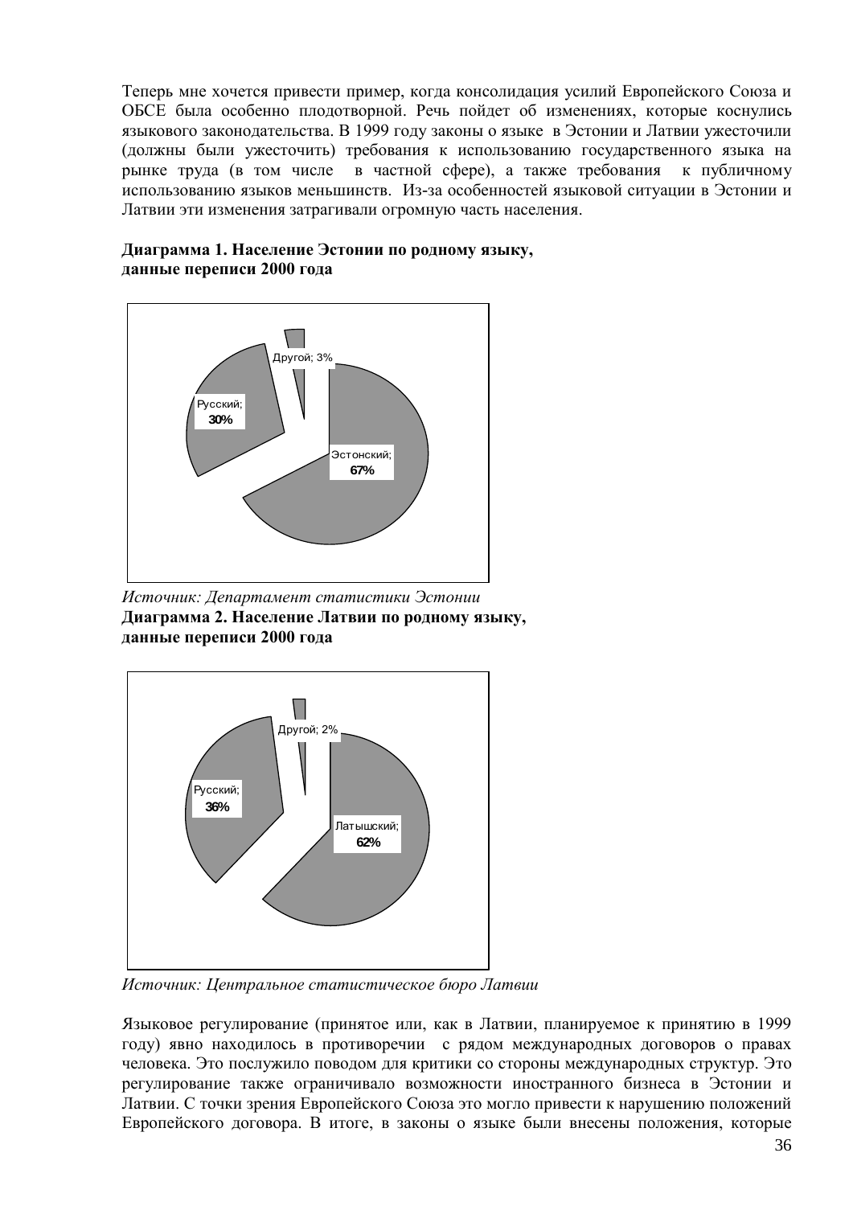Теперь мне хочется привести пример, когда консолидация усилий Европейского Союза и ОБСЕ была особенно плодотворной. Речь пойдет об изменениях, которые коснулись языкового законодательства. В 1999 году законы о языке в Эстонии и Латвии ужесточили (должны были ужесточить) требования к использованию государственного языка на рынке труда (в том числе в частной сфере), а также требования к публичному использованию языков меньшинств. Из-за особенностей языковой ситуации в Эстонии и Латвии эти изменения затрагивали огромную часть населения.

**Диаграмма 1. Население Эстонии по родному языку, данные переписи 2000 года**

Другой; 3%

Русский; **30%**

Эстонский; **67%**

*Источник: Департамент статистики Эстонии*

**Диаграмма 2. Население Латвии по родному языку, данные переписи 2000 года**

Другой; 2%

Русский; **36%**

Латышский; **62%**

*Источник: Центральное статистическое бюро Латвии*

Языковое регулирование (принятое или, как в Латвии, планируемое к принятию в 1999 году) явно находилось в противоречии с рядом международных договоров о правах человека. Это послужило поводом для критики со стороны международных структур. Это регулирование также ограничивало возможности иностранного бизнеса в Эстонии и Латвии. С точки зрения Европейского Союза это могло привести к нарушению положений Европейского договора. В итоге, в законы о языке были внесены положения, которые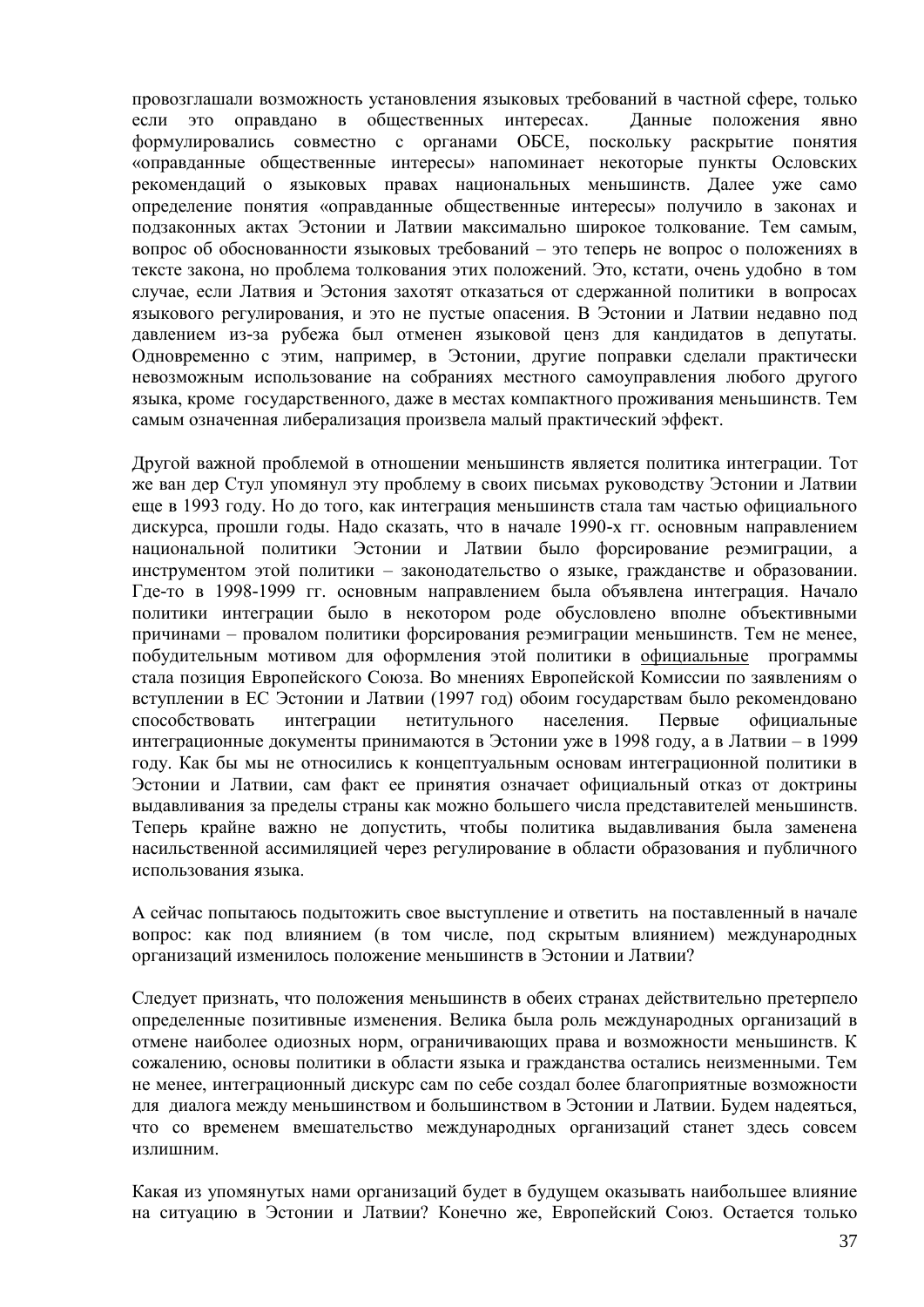провозглашали возможность установления языковых требований в частной сфере, только если это оправдано в общественных интересах. Данные положения явно формулировались совместно с органами ОБСЕ, поскольку раскрытие понятия «оправданные общественные интересы» напоминает некоторые пункты Ословских рекомендаций о языковых правах национальных меньшинств. Далее уже само определение понятия «оправданные общественные интересы» получило в законах и подзаконных актах Эстонии и Латвии максимально широкое толкование. Тем самым, вопрос об обоснованности языковых требований – это теперь не вопрос о положениях в тексте закона, но проблема толкования этих положений. Это, кстати, очень удобно в том случае, если Латвия и Эстония захотят отказаться от сдержанной политики в вопросах языкового регулирования, и это не пустые опасения. В Эстонии и Латвии недавно под давлением из-за рубежа был отменен языковой ценз для кандидатов в депутаты. Одновременно с этим, например, в Эстонии, другие поправки сделали практически невозможным использование на собраниях местного самоуправления любого другого языка, кроме государственного, даже в местах компактного проживания меньшинств. Тем самым означенная либерализация произвела малый практический эффект.

Другой важной проблемой в отношении меньшинств является политика интеграции. Тот же ван дер Стул упомянул эту проблему в своих письмах руководству Эстонии и Латвии еще в 1993 году. Но до того, как интеграция меньшинств стала там частью официального дискурса, прошли годы. Надо сказать, что в начале 1990-х гг. основным направлением национальной политики Эстонии и Латвии было форсирование реэмиграции, а инструментом этой политики – законодательство о языке, гражданстве и образовании. Где-то в 1998-1999 гг. основным направлением была объявлена интеграция. Начало политики интеграции было в некотором роде обусловлено вполне объективными причинами – провалом политики форсирования реэмиграции меньшинств. Тем не менее, побудительным мотивом для оформления этой политики в <u>официальные</u> программы стала позиция Европейского Союза. Во мнениях Европейской Комиссии по заявлениям о вступлении в ЕС Эстонии и Латвии (1997 год) обоим государствам было рекомендовано способствовать интеграции нетитульного населения. Первые официальные интеграционные документы принимаются в Эстонии уже в 1998 году, а в Латвии – в 1999 году. Как бы мы не относились к концептуальным основам интеграционной политики в Эстонии и Латвии, сам факт ее принятия означает официальный отказ от доктрины выдавливания за пределы страны как можно большего числа представителей меньшинств. Теперь крайне важно не допустить, чтобы политика выдавливания была заменена насильственной ассимиляцией через регулирование в области образования и публичного использования языка.

А сейчас попытаюсь подытожить свое выступление и ответить на поставленный в начале вопрос: как под влиянием (в том числе, под скрытым влиянием) международных организаций изменилось положение меньшинств в Эстонии и Латвии?

Следует признать, что положения меньшинств в обеих странах действительно претерпело определенные позитивные изменения. Велика была роль международных организаций в отмене наиболее одиозных норм, ограничивающих права и возможности меньшинств. К сожалению, основы политики в области языка и гражданства остались неизменными. Тем не менее, интеграционный дискурс сам по себе создал более благоприятные возможности для диалога между меньшинством и большинством в Эстонии и Латвии. Будем надеяться, что со временем вмешательство международных организаций станет здесь совсем излишним.

Какая из упомянутых нами организаций будет в будущем оказывать наибольшее влияние на ситуацию в Эстонии и Латвии? Конечно же, Европейский Союз. Остается только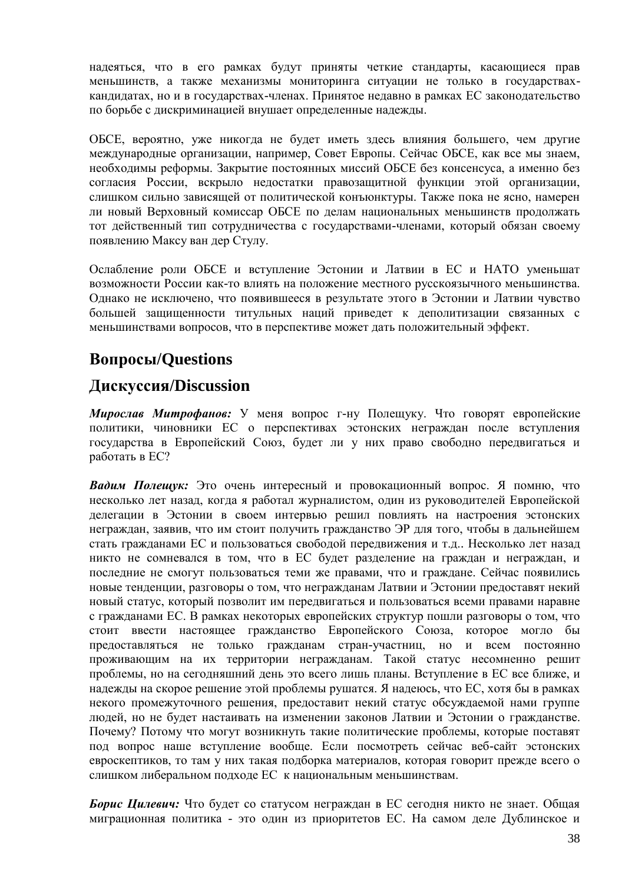надеяться, что в его рамках будут приняты четкие стандарты, касающиеся прав меньшинств, а также механизмы мониторинга ситуации не только в государствах-кандидатах, но и в государствах-членах. Принятое недавно в рамках ЕС законодательство по борьбе с дискриминацией внушает определенные надежды.

ОБСЕ, вероятно, уже никогда не будет иметь здесь влияния большего, чем другие международные организации, например, Совет Европы. Сейчас ОБСЕ, как все мы знаем, необходимы реформы. Закрытие постоянных миссий ОБСЕ без консенсуса, а именно без согласия России, вскрыло недостатки правозащитной функции этой организации, слишком сильно зависящей от политической конъюнктуры. Также пока не ясно, намерен ли новый Верховный комиссар ОБСЕ по делам национальных меньшинств продолжать тот действенный тип сотрудничества с государствами-членами, который обязан своему появлению Максу ван дер Стулу.

Ослабление роли ОБСЕ и вступление Эстонии и Латвии в ЕС и НАТО уменьшат возможности России как-то влиять на положение местного русскоязычного меньшинства. Однако не исключено, что появившееся в результате этого в Эстонии и Латвии чувство большей защищенности титульных наций приведет к деполитизации связанных с меньшинствами вопросов, что в перспективе может дать положительный эффект.

## Вопросы/Questions

## Дискуссия/Discussion

***Мирослав Митрофанов:*** У меня вопрос г-ну Полещуку. Что говорят европейские политики, чиновники ЕС о перспективах эстонских неграждан после вступления государства в Европейский Союз, будет ли у них право свободно передвигаться и работать в ЕС?

***Вадим Полещук:*** Это очень интересный и провокационный вопрос. Я помню, что несколько лет назад, когда я работал журналистом, один из руководителей Европейской делегации в Эстонии в своем интервью решил повлиять на настроения эстонских неграждан, заявив, что им стоит получить гражданство ЭР для того, чтобы в дальнейшем стать гражданами ЕС и пользоваться свободой передвижения и т.д.. Несколько лет назад никто не сомневался в том, что в ЕС будет разделение на граждан и неграждан, и последние не смогут пользоваться теми же правами, что и граждане. Сейчас появились новые тенденции, разговоры о том, что негражданам Латвии и Эстонии предоставят некий новый статус, который позволит им передвигаться и пользоваться всеми правами наравне с гражданами ЕС. В рамках некоторых европейских структур пошли разговоры о том, что стоит ввести настоящее гражданство Европейского Союза, которое могло бы предоставляться не только гражданам стран-участниц, но и всем постоянно проживающим на их территории негражданам. Такой статус несомненно решит проблемы, но на сегодняшний день это всего лишь планы. Вступление в ЕС все ближе, и надежды на скорое решение этой проблемы рушатся. Я надеюсь, что ЕС, хотя бы в рамках некого промежуточного решения, предоставит некий статус обсуждаемой нами группе людей, но не будет настаивать на изменении законов Латвии и Эстонии о гражданстве. Почему? Потому что могут возникнуть такие политические проблемы, которые поставят под вопрос наше вступление вообще. Если посмотреть сейчас веб-сайт эстонских евроскептиков, то там у них такая подборка материалов, которая говорит прежде всего о слишком либеральном подходе ЕС к национальным меньшинствам.

***Борис Цилевич:*** Что будет со статусом неграждан в ЕС сегодня никто не знает. Общая миграционная политика - это один из приоритетов ЕС. На самом деле Дублинское и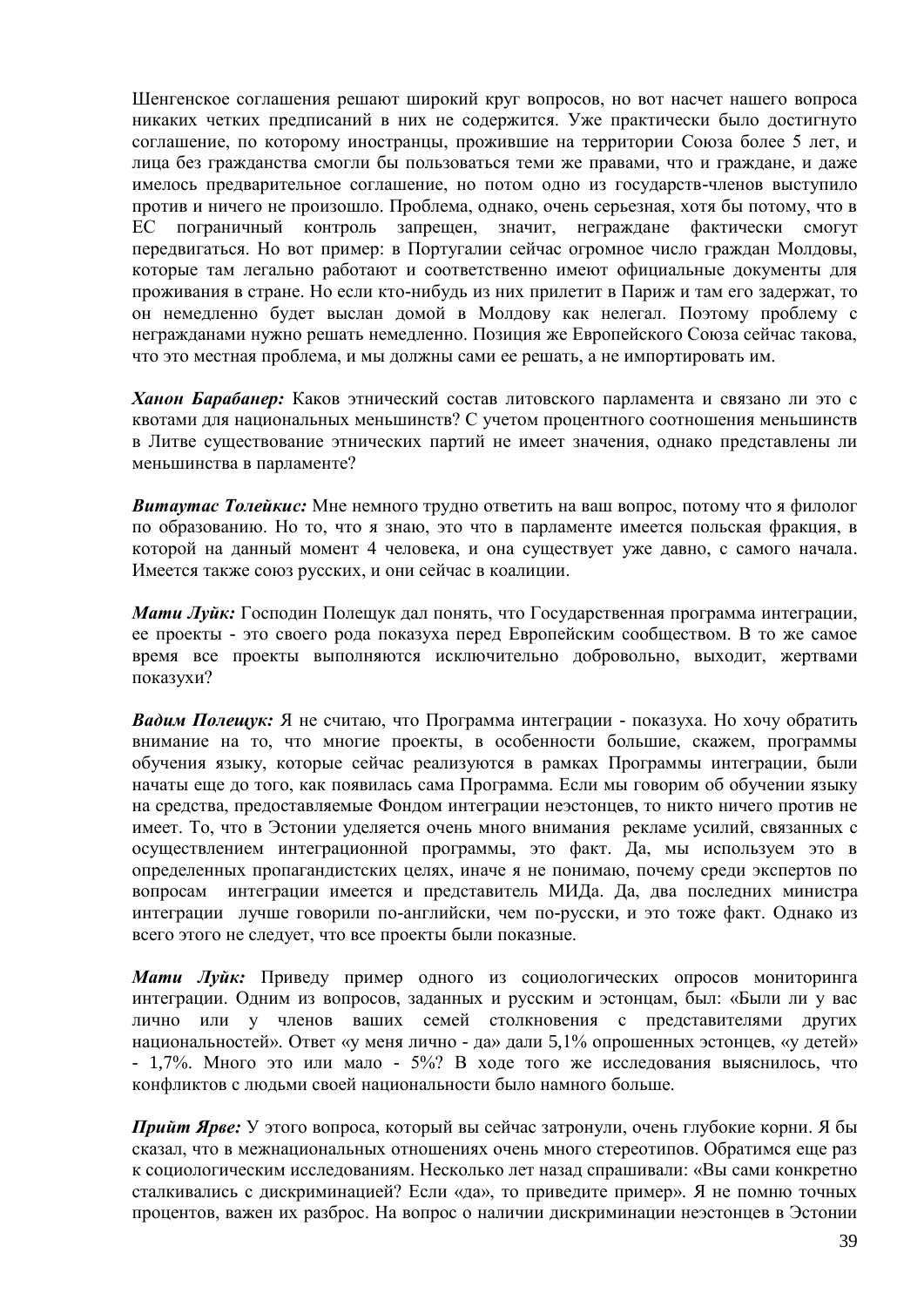Шенгенское соглашения решают широкий круг вопросов, но вот насчет нашего вопроса никаких четких предписаний в них не содержится. Уже практически было достигнуто соглашение, по которому иностранцы, прожившие на территории Союза более 5 лет, и лица без гражданства смогли бы пользоваться теми же правами, что и граждане, и даже имелось предварительное соглашение, но потом одно из государств-членов выступило против и ничего не произошло. Проблема, однако, очень серьезная, хотя бы потому, что в ЕС пограничный контроль запрещен, значит, неграждане фактически смогут передвигаться. Но вот пример: в Португалии сейчас огромное число граждан Молдовы, которые там легально работают и соответственно имеют официальные документы для проживания в стране. Но если кто-нибудь из них прилетит в Париж и там его задержат, то он немедленно будет выслан домой в Молдову как нелегал. Поэтому проблему с негражданами нужно решать немедленно. Позиция же Европейского Союза сейчас такова, что это местная проблема, и мы должны сами ее решать, а не импортировать им.

***Ханон Барабанер:*** Каков этнический состав литовского парламента и связано ли это с квотами для национальных меньшинств? С учетом процентного соотношения меньшинств в Литве существование этнических партий не имеет значения, однако представлены ли меньшинства в парламенте?

***Витаутас Толейкис:*** Мне немного трудно ответить на ваш вопрос, потому что я филолог по образованию. Но то, что я знаю, это что в парламенте имеется польская фракция, в которой на данный момент 4 человека, и она существует уже давно, с самого начала. Имеется также союз русских, и они сейчас в коалиции.

***Мати Луйк:*** Господин Полещук дал понять, что Государственная программа интеграции, ее проекты - это своего рода показуха перед Европейским сообществом. В то же самое время все проекты выполняются исключительно добровольно, выходит, жертвами показухи?

***Вадим Полещук:*** Я не считаю, что Программа интеграции - показуха. Но хочу обратить внимание на то, что многие проекты, в особенности большие, скажем, программы обучения языку, которые сейчас реализуются в рамках Программы интеграции, были начаты еще до того, как появилась сама Программа. Если мы говорим об обучении языку на средства, предоставляемые Фондом интеграции неэстонцев, то никто ничего против не имеет. То, что в Эстонии уделяется очень много внимания рекламе усилий, связанных с осуществлением интеграционной программы, это факт. Да, мы используем это в определенных пропагандистских целях, иначе я не понимаю, почему среди экспертов по вопросам интеграции имеется и представитель МИДа. Да, два последних министра интеграции лучше говорили по-английски, чем по-русски, и это тоже факт. Однако из всего этого не следует, что все проекты были показные.

***Мати Луйк:*** Приведу пример одного из социологических опросов мониторинга интеграции. Одним из вопросов, заданных и русским и эстонцам, был: «Были ли у вас лично или у членов ваших семей столкновения с представителями других национальностей». Ответ «у меня лично - да» дали 5,1% опрошенных эстонцев, «у детей» - 1,7%. Много это или мало - 5%? В ходе того же исследования выяснилось, что конфликтов с людьми своей национальности было намного больше.

***Прийт Ярве:*** У этого вопроса, который вы сейчас затронули, очень глубокие корни. Я бы сказал, что в межнациональных отношениях очень много стереотипов. Обратимся еще раз к социологическим исследованиям. Несколько лет назад спрашивали: «Вы сами конкретно сталкивались с дискриминацией? Если «да», то приведите пример». Я не помню точных процентов, важен их разброс. На вопрос о наличии дискриминации неэстонцев в Эстонии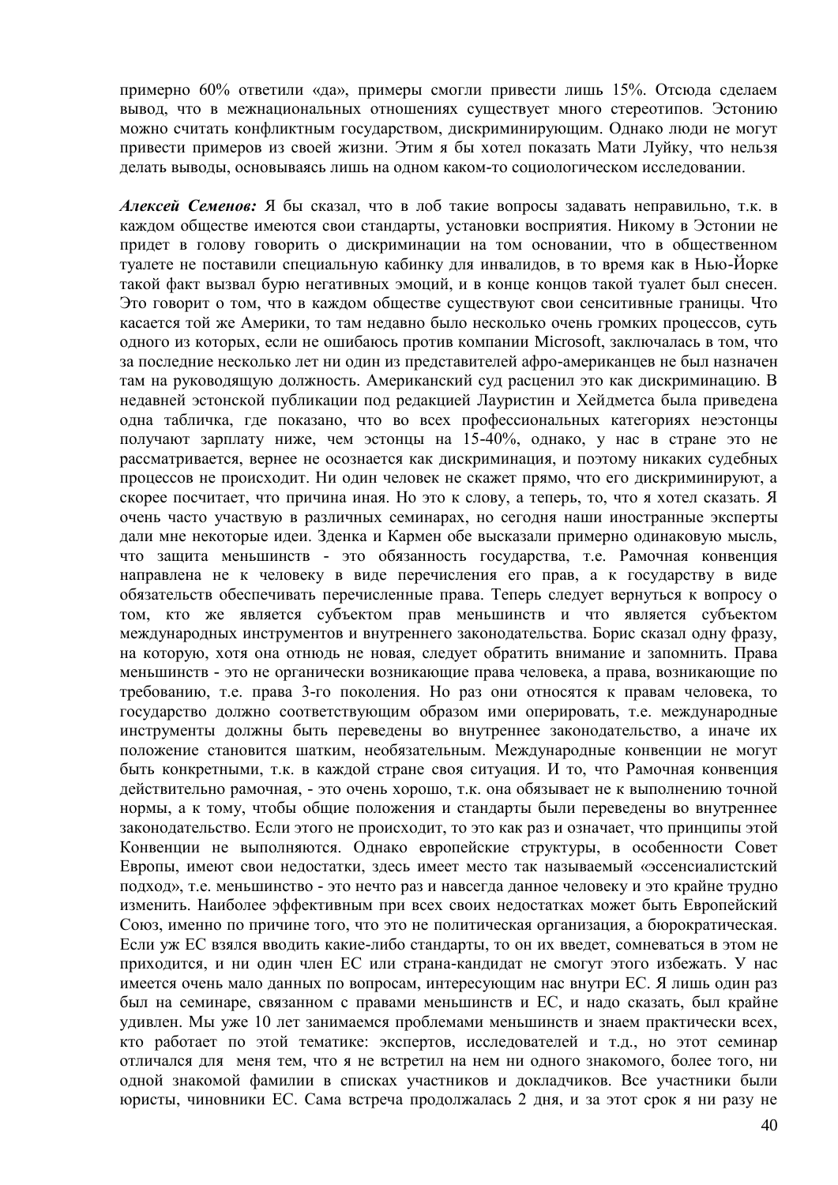примерно 60% ответили «да», примеры смогли привести лишь 15%. Отсюда сделаем вывод, что в межнациональных отношениях существует много стереотипов. Эстонию можно считать конфликтным государством, дискриминирующим. Однако люди не могут привести примеров из своей жизни. Этим я бы хотел показать Мати Луйку, что нельзя делать выводы, основываясь лишь на одном каком-то социологическом исследовании.

***Алексей Семенов:*** Я бы сказал, что в лоб такие вопросы задавать неправильно, т.к. в каждом обществе имеются свои стандарты, установки восприятия. Никому в Эстонии не придет в голову говорить о дискриминации на том основании, что в общественном туалете не поставили специальную кабинку для инвалидов, в то время как в Нью-Йорке такой факт вызвал бурю негативных эмоций, и в конце концов такой туалет был снесен. Это говорит о том, что в каждом обществе существуют свои сенситивные границы. Что касается той же Америки, то там недавно было несколько очень громких процессов, суть одного из которых, если не ошибаюсь против компании Microsoft, заключалась в том, что за последние несколько лет ни один из представителей афро-американцев не был назначен там на руководящую должность. Американский суд расценил это как дискриминацию. В недавней эстонской публикации под редакцией Лауристин и Хейдметса была приведена одна табличка, где показано, что во всех профессиональных категориях неэстонцы получают зарплату ниже, чем эстонцы на 15-40%, однако, у нас в стране это не рассматривается, вернее не осознается как дискриминация, и поэтому никаких судебных процессов не происходит. Ни один человек не скажет прямо, что его дискриминируют, а скорее посчитает, что причина иная. Но это к слову, а теперь, то, что я хотел сказать. Я очень часто участвую в различных семинарах, но сегодня наши иностранные эксперты дали мне некоторые идеи. Зденка и Кармен обе высказали примерно одинаковую мысль, что защита меньшинств - это обязанность государства, т.е. Рамочная конвенция направлена не к человеку в виде перечисления его прав, а к государству в виде обязательств обеспечивать перечисленные права. Теперь следует вернуться к вопросу о том, кто же является субъектом прав меньшинств и что является субъектом международных инструментов и внутреннего законодательства. Борис сказал одну фразу, на которую, хотя она отнюдь не новая, следует обратить внимание и запомнить. Права меньшинств - это не органически возникающие права человека, а права, возникающие по требованию, т.е. права 3-го поколения. Но раз они относятся к правам человека, то государство должно соответствующим образом ими оперировать, т.е. международные инструменты должны быть переведены во внутреннее законодательство, а иначе их положение становится шатким, необязательным. Международные конвенции не могут быть конкретными, т.к. в каждой стране своя ситуация. И то, что Рамочная конвенция действительно рамочная, - это очень хорошо, т.к. она обязывает не к выполнению точной нормы, а к тому, чтобы общие положения и стандарты были переведены во внутреннее законодательство. Если этого не происходит, то это как раз и означает, что принципы этой Конвенции не выполняются. Однако европейские структуры, в особенности Совет Европы, имеют свои недостатки, здесь имеет место так называемый «эссенсиалистский подход», т.е. меньшинство - это нечто раз и навсегда данное человеку и это крайне трудно изменить. Наиболее эффективным при всех своих недостатках может быть Европейский Союз, именно по причине того, что это не политическая организация, а бюрократическая. Если уж ЕС взялся вводить какие-либо стандарты, то он их введет, сомневаться в этом не приходится, и ни один член ЕС или страна-кандидат не смогут этого избежать. У нас имеется очень мало данных по вопросам, интересующим нас внутри ЕС. Я лишь один раз был на семинаре, связанном с правами меньшинств и ЕС, и надо сказать, был крайне удивлен. Мы уже 10 лет занимаемся проблемами меньшинств и знаем практически всех, кто работает по этой тематике: экспертов, исследователей и т.д., но этот семинар отличался для меня тем, что я не встретил на нем ни одного знакомого, более того, ни одной знакомой фамилии в списках участников и докладчиков. Все участники были юристы, чиновники ЕС. Сама встреча продолжалась 2 дня, и за этот срок я ни разу не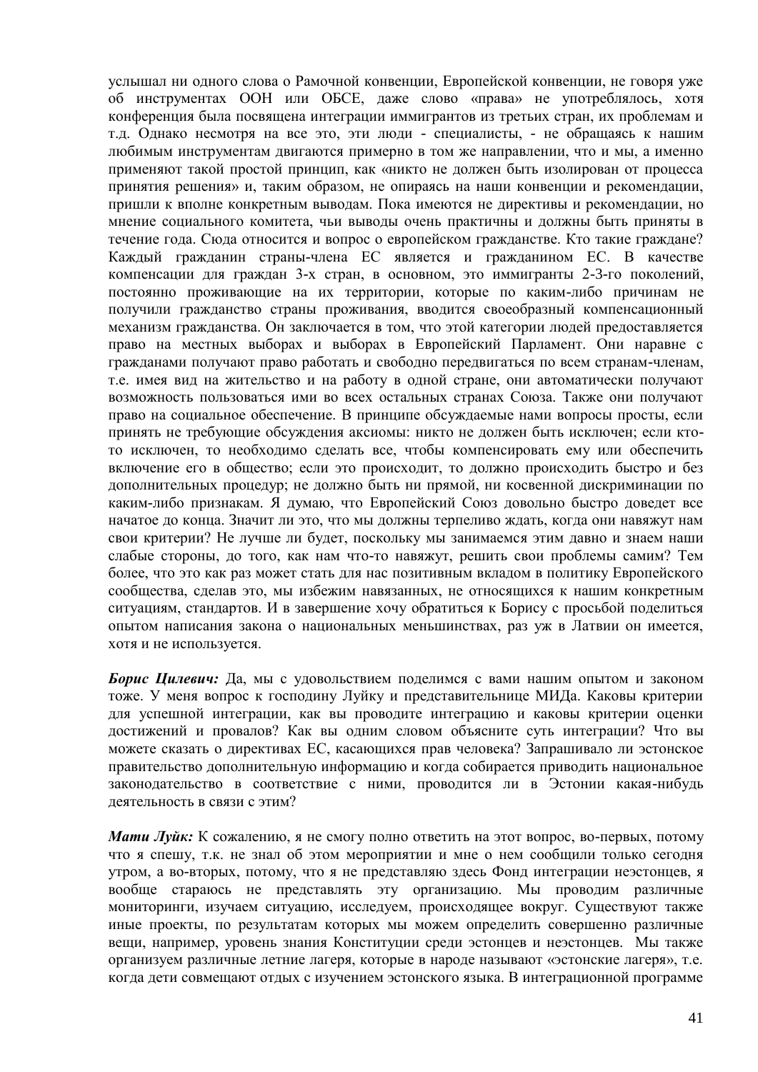услышал ни одного слова о Рамочной конвенции, Европейской конвенции, не говоря уже об инструментах ООН или ОБСЕ, даже слово «права» не употреблялось, хотя конференция была посвящена интеграции иммигрантов из третьих стран, их проблемам и т.д. Однако несмотря на все это, эти люди - специалисты, - не обращаясь к нашим любимым инструментам двигаются примерно в том же направлении, что и мы, а именно применяют такой простой принцип, как «никто не должен быть изолирован от процесса принятия решения» и, таким образом, не опираясь на наши конвенции и рекомендации, пришли к вполне конкретным выводам. Пока имеются не директивы и рекомендации, но мнение социального комитета, чьи выводы очень практичны и должны быть приняты в течение года. Сюда относится и вопрос о европейском гражданстве. Кто такие граждане? Каждый гражданин страны-члена ЕС является и гражданином ЕС. В качестве компенсации для граждан 3-х стран, в основном, это иммигранты 2-3-го поколений, постоянно проживающие на их территории, которые по каким-либо причинам не получили гражданство страны проживания, вводится своеобразный компенсационный механизм гражданства. Он заключается в том, что этой категории людей предоставляется право на местных выборах и выборах в Европейский Парламент. Они наравне с гражданами получают право работать и свободно передвигаться по всем странам-членам, т.е. имея вид на жительство и на работу в одной стране, они автоматически получают возможность пользоваться ими во всех остальных странах Союза. Также они получают право на социальное обеспечение. В принципе обсуждаемые нами вопросы просты, если принять не требующие обсуждения аксиомы: никто не должен быть исключен; если кто-то исключен, то необходимо сделать все, чтобы компенсировать ему или обеспечить включение его в общество; если это происходит, то должно происходить быстро и без дополнительных процедур; не должно быть ни прямой, ни косвенной дискриминации по каким-либо признакам. Я думаю, что Европейский Союз довольно быстро доведет все начатое до конца. Значит ли это, что мы должны терпеливо ждать, когда они навяжут нам свои критерии? Не лучше ли будет, поскольку мы занимаемся этим давно и знаем наши слабые стороны, до того, как нам что-то навяжут, решить свои проблемы самим? Тем более, что это как раз может стать для нас позитивным вкладом в политику Европейского сообщества, сделав это, мы избежим навязанных, не относящихся к нашим конкретным ситуациям, стандартов. И в завершение хочу обратиться к Борису с просьбой поделиться опытом написания закона о национальных меньшинствах, раз уж в Латвии он имеется, хотя и не используется.

***Борис Цилевич:*** Да, мы с удовольствием поделимся с вами нашим опытом и законом тоже. У меня вопрос к господину Луйку и представительнице МИДа. Каковы критерии для успешной интеграции, как вы проводите интеграцию и каковы критерии оценки достижений и провалов? Как вы одним словом объясните суть интеграции? Что вы можете сказать о директивах ЕС, касающихся прав человека? Запрашивало ли эстонское правительство дополнительную информацию и когда собирается приводить национальное законодательство в соответствие с ними, проводится ли в Эстонии какая-нибудь деятельность в связи с этим?

***Мати Луйк:*** К сожалению, я не смогу полно ответить на этот вопрос, во-первых, потому что я спешу, т.к. не знал об этом мероприятии и мне о нем сообщили только сегодня утром, а во-вторых, потому, что я не представляю здесь Фонд интеграции неэстонцев, я вообще стараюсь не представлять эту организацию. Мы проводим различные мониторинги, изучаем ситуацию, исследуем, происходящее вокруг. Существуют также иные проекты, по результатам которых мы можем определить совершенно различные вещи, например, уровень знания Конституции среди эстонцев и неэстонцев. Мы также организуем различные летние лагеря, которые в народе называют «эстонские лагеря», т.е. когда дети совмещают отдых с изучением эстонского языка. В интеграционной программе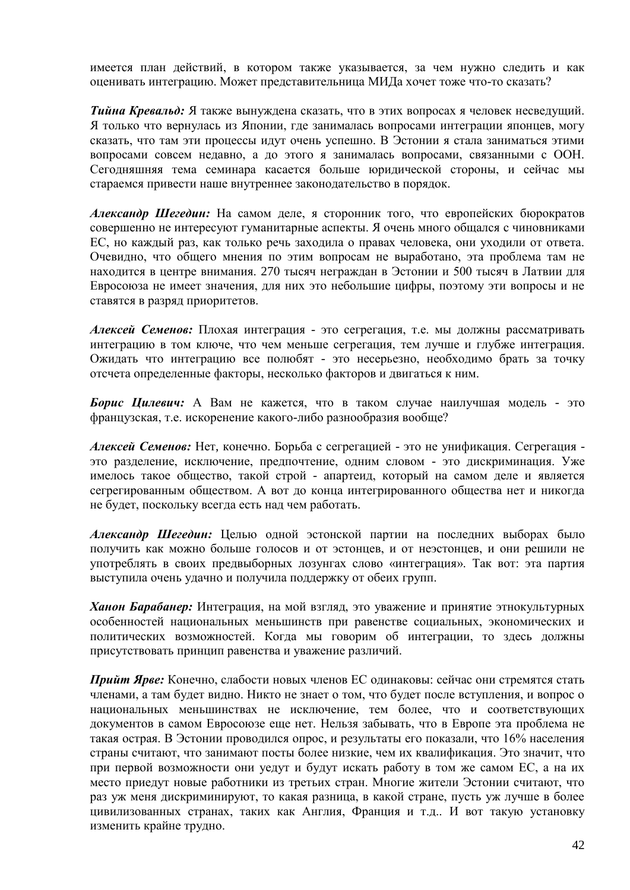имеется план действий, в котором также указывается, за чем нужно следить и как оценивать интеграцию. Может представительница МИДа хочет тоже что-то сказать?

***Тийна Кревальд:*** Я также вынуждена сказать, что в этих вопросах я человек несведущий. Я только что вернулась из Японии, где занималась вопросами интеграции японцев, могу сказать, что там эти процессы идут очень успешно. В Эстонии я стала заниматься этими вопросами совсем недавно, а до этого я занималась вопросами, связанными с ООН. Сегодняшняя тема семинара касается больше юридической стороны, и сейчас мы стараемся привести наше внутреннее законодательство в порядок.

***Александр Шегедин:*** На самом деле, я сторонник того, что европейских бюрократов совершенно не интересуют гуманитарные аспекты. Я очень много общался с чиновниками ЕС, но каждый раз, как только речь заходила о правах человека, они уходили от ответа. Очевидно, что общего мнения по этим вопросам не выработано, эта проблема там не находится в центре внимания. 270 тысяч неграждан в Эстонии и 500 тысяч в Латвии для Евросоюза не имеет значения, для них это небольшие цифры, поэтому эти вопросы и не ставятся в разряд приоритетов.

***Алексей Семенов:*** Плохая интеграция - это сегрегация, т.е. мы должны рассматривать интеграцию в том ключе, что чем меньше сегрегация, тем лучше и глубже интеграция. Ожидать что интеграцию все полюбят - это несерьезно, необходимо брать за точку отсчета определенные факторы, несколько факторов и двигаться к ним.

***Борис Цилевич:*** А Вам не кажется, что в таком случае наилучшая модель - это французская, т.е. искоренение какого-либо разнообразия вообще?

***Алексей Семенов:*** Нет, конечно. Борьба с сегрегацией - это не унификация. Сегрегация - это разделение, исключение, предпочтение, одним словом - это дискриминация. Уже имелось такое общество, такой строй - апартеид, который на самом деле и является сегрегированным обществом. А вот до конца интегрированного общества нет и никогда не будет, поскольку всегда есть над чем работать.

***Александр Шегедин:*** Целью одной эстонской партии на последних выборах было получить как можно больше голосов и от эстонцев, и от неэстонцев, и они решили не употреблять в своих предвыборных лозунгах слово «интеграция». Так вот: эта партия выступила очень удачно и получила поддержку от обеих групп.

***Ханон Барабанер:*** Интеграция, на мой взгляд, это уважение и принятие этнокультурных особенностей национальных меньшинств при равенстве социальных, экономических и политических возможностей. Когда мы говорим об интеграции, то здесь должны присутствовать принцип равенства и уважение различий.

***Прийт Ярве:*** Конечно, слабости новых членов ЕС одинаковы: сейчас они стремятся стать членами, а там будет видно. Никто не знает о том, что будет после вступления, и вопрос о национальных меньшинствах не исключение, тем более, что и соответствующих документов в самом Евросоюзе еще нет. Нельзя забывать, что в Европе эта проблема не такая острая. В Эстонии проводился опрос, и результаты его показали, что 16% населения страны считают, что занимают посты более низкие, чем их квалификация. Это значит, что при первой возможности они уедут и будут искать работу в том же самом ЕС, а на их место приедут новые работники из третьих стран. Многие жители Эстонии считают, что раз уж меня дискриминируют, то какая разница, в какой стране, пусть уж лучше в более цивилизованных странах, таких как Англия, Франция и т.д.. И вот такую установку изменить крайне трудно.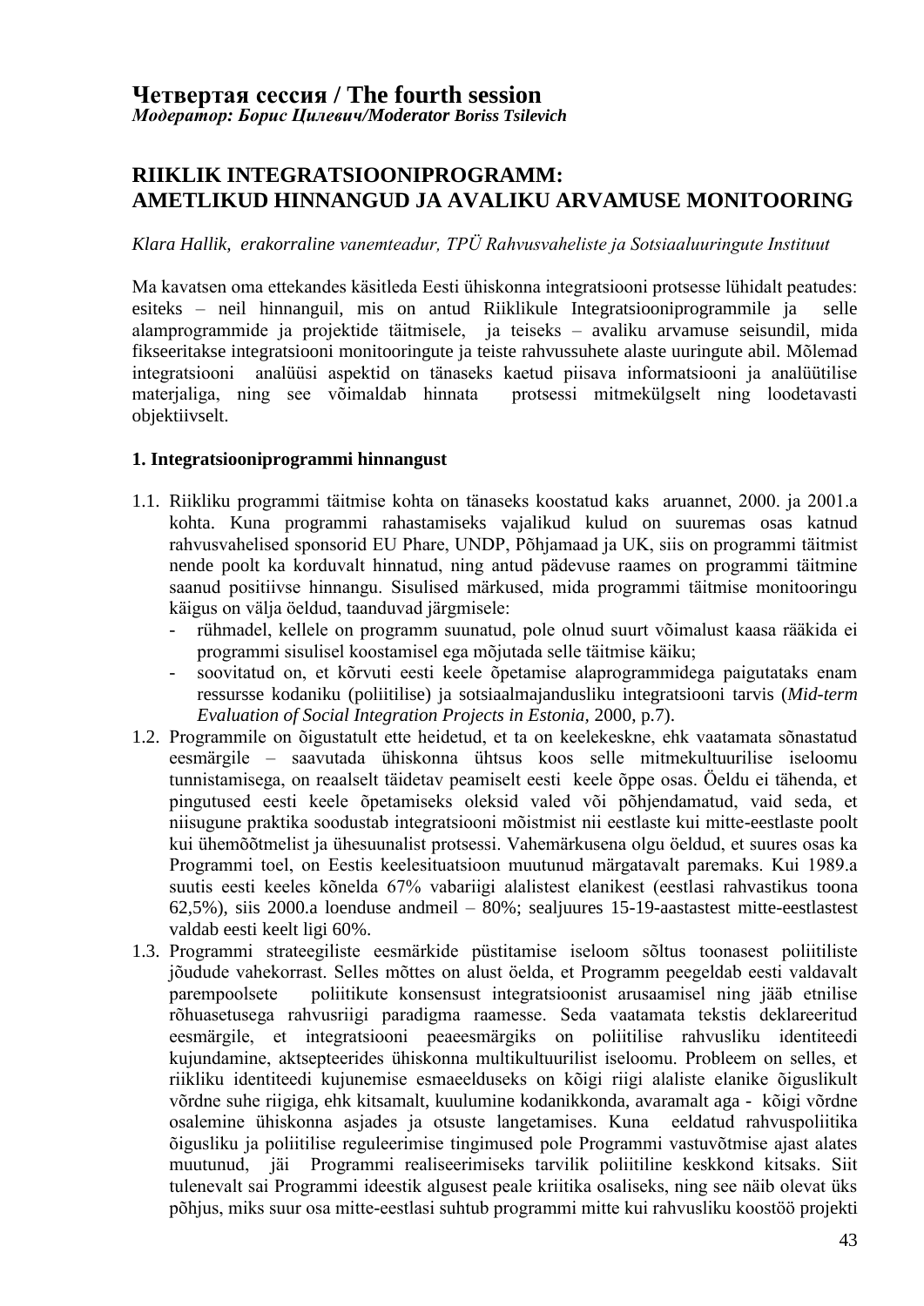# Четвертая сессия / The fourth session

***Модератор: Борис Цилевич/Moderator Boriss Tsilevich***

## RIIKLIK INTEGRATSIOONIPROGRAMM: AMETLIKUD HINNANGUD JA AVALIKU ARVAMUSE MONITOORING

*Klara Hallik, erakorraline vanemteadur, TPÜ Rahvusvaheliste ja Sotsiaaluuringute Instituut*

Ma kavatsen oma ettekandes käsitleda Eesti ühiskonna integratsiooni protsesse lühidalt peatudes: esiteks – neil hinnanguil, mis on antud Riiklikule Integratsiooniprogrammile ja selle alamprogrammide ja projektide täitmisele, ja teiseks – avaliku arvamuse seisundil, mida fikseeritakse integratsiooni monitooringute ja teiste rahvussuhete alaste uuringute abil. Mõlemad integratsiooni analüüsi aspektid on tänaseks kaetud piisava informatsiooni ja analüütilise materjaliga, ning see võimaldab hinnata protsessi mitmekülgselt ning loodetavasti objektiivselt.

### 1. Integratsiooniprogrammi hinnangust

1.1. Riikliku programmi täitmise kohta on tänaseks koostatud kaks aruannet, 2000. ja 2001.a kohta. Kuna programmi rahastamiseks vajalikud kulud on suuremas osas katnud rahvusvahelised sponsorid EU Phare, UNDP, Põhjamaad ja UK, siis on programmi täitmist nende poolt ka korduvalt hinnatud, ning antud pädevuse raames on programmi täitmine saanud positiivse hinnangu. Sisulised märkused, mida programmi täitmise monitooringu käigus on välja öeldud, taanduvad järgmisele:
   - rühmadel, kellele on programm suunatud, pole olnud suurt võimalust kaasa rääkida ei programmi sisulisel koostamisel ega mõjutada selle täitmise käiku;
   - soovitatud on, et kõrvuti eesti keele õpetamise alaprogrammidega paigutataks enam ressursse kodaniku (poliitilise) ja sotsiaalmajandusliku integratsiooni tarvis (*Mid-term Evaluation of Social Integration Projects in Estonia*, 2000, p.7).

1.2. Programmile on õigustatult ette heidetud, et ta on keelekeskne, ehk vaatamata sõnastatud eesmärgile – saavutada ühiskonna ühtsus koos selle mitmekultuurilise iseloomu tunnistamisega, on reaalselt täidetav peamiselt eesti keele õppe osas. Öeldu ei tähenda, et pingutused eesti keele õpetamiseks oleksid valed või põhjendamatud, vaid seda, et niisugune praktika soodustab integratsiooni mõistmist nii eestlaste kui mitte-eestlaste poolt kui ühemõõtmelist ja ühesuunalist protsessi. Vahemärkusena olgu öeldud, et suures osas ka Programmi toel, on Eestis keelesituatsioon muutunud märgatavalt paremaks. Kui 1989.a suutis eesti keeles kõnelda 67% vabariigi alalistest elanikest (eestlasi rahvastikus toona 62,5%), siis 2000.a loenduse andmeil – 80%; sealjuures 15-19-aastastest mitte-eestlastest valdab eesti keelt ligi 60%.

1.3. Programmi strateegiliste eesmärkide püstitamise iseloom sõltus toonasest poliitiliste jõudude vahekorrast. Selles mõttes on alust öelda, et Programm peegeldab eesti valdavalt parempoolsete poliitikute konsensust integratsioonist arusaamisel ning jääb etnilise rõhuasetusega rahvusriigi paradigma raamesse. Seda vaatamata tekstis deklareeritud eesmärgile, et integratsiooni peaeesmärgiks on poliitilise rahvusliku identiteedi kujundamine, aktsepteerides ühiskonna multikultuurilist iseloomu. Probleem on selles, et riikliku identiteedi kujunemise esmaeelduseks on kõigi riigi alaliste elanike õiguslikult võrdne suhe riigiga, ehk kitsamalt, kuulumine kodanikkonda, avaramalt aga - kõigi võrdne osalemine ühiskonna asjades ja otsuste langetamises. Kuna eeldatud rahvuspoliitika õigusliku ja poliitilise reguleerimise tingimused pole Programmi vastuvõtmise ajast alates muutunud, jäi Programmi realiseerimiseks tarvilik poliitiline keskkond kitsaks. Siit tulenevalt sai Programmi ideestik algusest peale kriitika osaliseks, ning see näib olevat üks põhjus, miks suur osa mitte-eestlasi suhtub programmi mitte kui rahvusliku koostöö projekti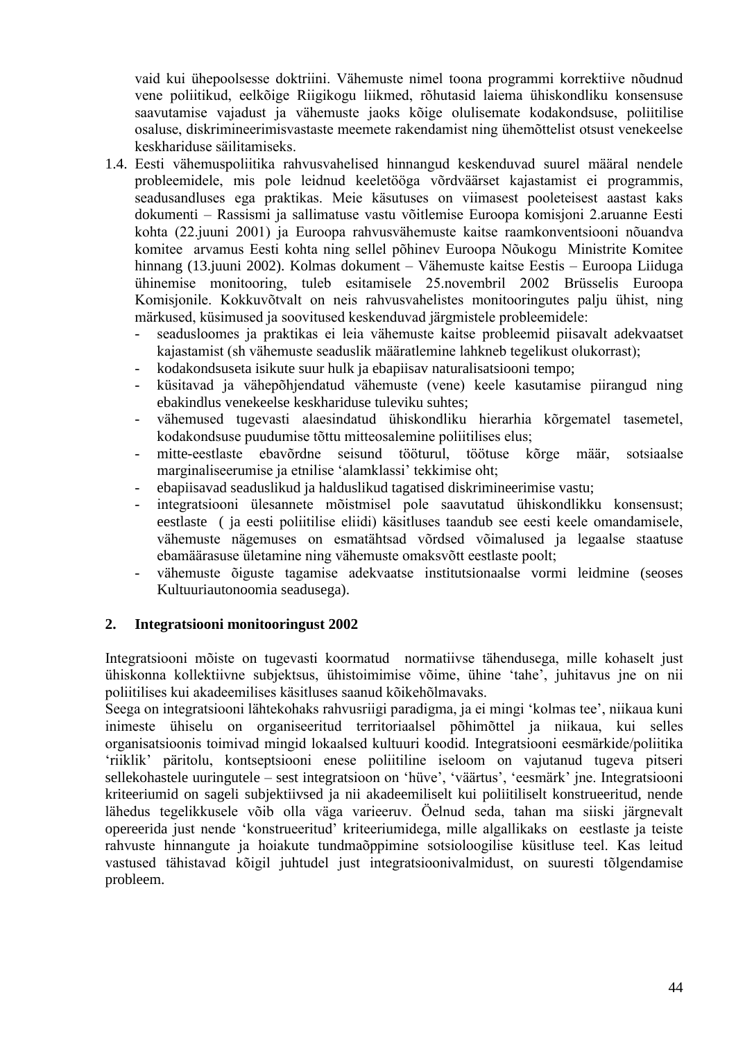vaid kui ühepoolsesse doktriini. Vähemuste nimel toona programmi korrektiive nõudnud vene poliitikud, eelkõige Riigikogu liikmed, rõhutasid laiema ühiskondliku konsensuse saavutamise vajadust ja vähemuste jaoks kõige olulisemate kodakondsuse, poliitilise osaluse, diskrimineerimisvastaste meemete rakendamist ning ühemõttelist otsust venekeelse keskhariduse säilitamiseks.

1.4. Eesti vähemuspoliitika rahvusvahelised hinnangud keskenduvad suurel määral nendele probleemidele, mis pole leidnud keeletööga võrdväärset kajastamist ei programmis, seadusandluses ega praktikas. Meie käsutuses on viimasest pooleteisest aastast kaks dokumenti – Rassismi ja sallimatuse vastu võitlemise Euroopa komisjoni 2.aruanne Eesti kohta (22.juuni 2001) ja Euroopa rahvusvähemuste kaitse raamkonventsiooni nõuandva komitee arvamus Eesti kohta ning sellel põhinev Euroopa Nõukogu Ministrite Komitee hinnang (13.juuni 2002). Kolmas dokument – Vähemuste kaitse Eestis – Euroopa Liiduga ühinemise monitooring, tuleb esitamisele 25.novembril 2002 Brüsselis Euroopa Komisjonile. Kokkuvõtvalt on neis rahvusvahelistes monitooringutes palju ühist, ning märkused, küsimused ja soovitused keskenduvad järgmistele probleemidele:
   - seadusloomes ja praktikas ei leia vähemuste kaitse probleemid piisavalt adekvaatset kajastamist (sh vähemuste seaduslik määratlemine lahkneb tegelikust olukorrast);
   - kodakondsuseta isikute suur hulk ja ebapiisav naturalisatsiooni tempo;
   - küsitavad ja vähepõhjendatud vähemuste (vene) keele kasutamise piirangud ning ebakindlus venekeelse keskhariduse tuleviku suhtes;
   - vähemused tugevasti alaesindatud ühiskondliku hierarhia kõrgematel tasemetel, kodakondsuse puudumise tõttu mitteosalemine poliitilises elus;
   - mitte-eestlaste ebavõrdne seisund tööturul, töötuse kõrge määr, sotsiaalse marginaliseerumise ja etnilise 'alamklassi' tekkimise oht;
   - ebapiisavad seaduslikud ja halduslikud tagatised diskrimineerimise vastu;
   - integratsiooni ülesannete mõistmisel pole saavutatud ühiskondlikku konsensust; eestlaste ( ja eesti poliitilise eliidi) käsitluses taandub see eesti keele omandamisele, vähemuste nägemuses on esmatähtsad võrdsed võimalused ja legaalse staatuse ebamäärasuse ületamine ning vähemuste omaksvõtt eestlaste poolt;
   - vähemuste õiguste tagamise adekvaatse institutsionaalse vormi leidmine (seoses Kultuuriautonoomia seadusega).

## 2. Integratsiooni monitooringust 2002

Integratsiooni mõiste on tugevasti koormatud normatiivse tähendusega, mille kohaselt just ühiskonna kollektiivne subjektsus, ühistoimimise võime, ühine 'tahe', juhitavus jne on nii poliitilises kui akadeemilises käsitluses saanud kõikehõlmavaks.
Seega on integratsiooni lähtekohaks rahvusriigi paradigma, ja ei mingi 'kolmas tee', niikaua kuni inimeste ühiselu on organiseeritud territoriaalsel põhimõttel ja niikaua, kui selles organisatsioonis toimivad mingid lokaalsed kultuuri koodid. Integratsiooni eesmärkide/poliitika 'riiklik' päritolu, kontseptsiooni enese poliitiline iseloom on vajutanud tugeva pitseri sellekohastele uuringutele – sest integratsioon on 'hüve', 'väärtus', 'eesmärk' jne. Integratsiooni kriteeriumid on sageli subjektiivsed ja nii akadeemiliselt kui poliitiliselt konstrueeritud, nende lähedus tegelikkusele võib olla väga varieeruv. Öeldud seda, tahan ma siiski järgnevalt opereerida just nende 'konstrueeritud' kriteeriumidega, mille algallikaks on eestlaste ja teiste rahvuste hinnangute ja hoiakute tundmaõppimine sotsioloogilise küsitluse teel. Kas leitud vastused tähistavad kõigil juhtudel just integratsioonivalmidust, on suuresti tõlgendamise probleem.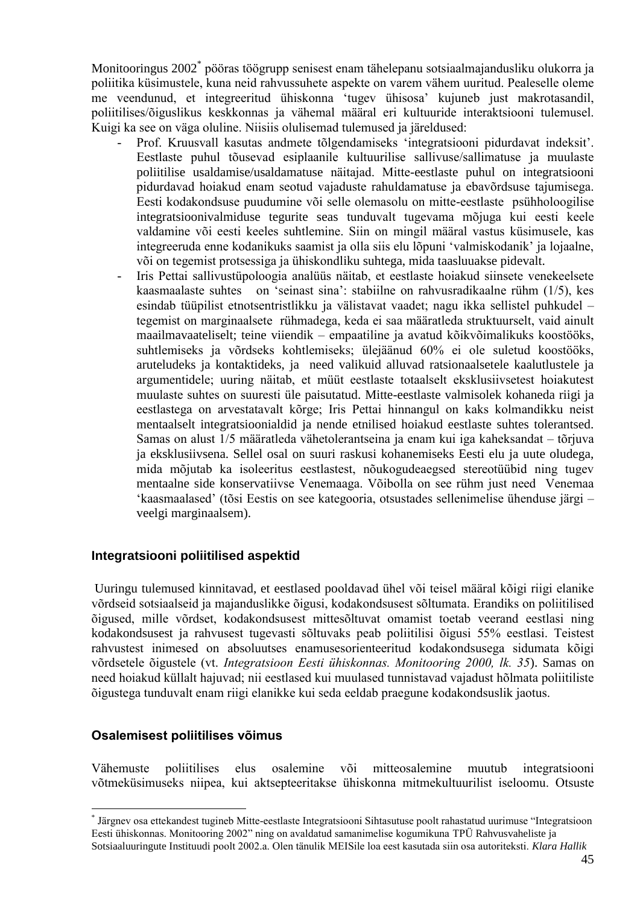Monitooringus 2002* pööras töögrupp senisest enam tähelepanu sotsiaalmajandusliku olukorra ja poliitika küsimustele, kuna neid rahvussuhete aspekte on varem vähem uuritud. Pealeselle oleme me veendunud, et integreeritud ühiskonna 'tugev ühisosa' kujuneb just makrotasandil, poliitilises/õiguslikus keskkonnas ja vähemal määral eri kultuuride interaktsiooni tulemusel. Kuigi ka see on väga oluline. Niisiis olulisemad tulemused ja järeldused:

- Prof. Kruusvall kasutas andmete tõlgendamiseks 'integratsiooni pidurdavat indeksit'. Eestlaste puhul tõusevad esiplaanile kultuurilise sallivuse/sallimatuse ja muulaste poliitilise usaldamise/usaldamatuse näitajad. Mitte-eestlaste puhul on integratsiooni pidurdavad hoiakud enam seotud vajaduste rahuldamatuse ja ebavõrdsuse tajumisega. Eesti kodakondsuse puudumine või selle olemasolu on mitte-eestlaste psühholoogilise integratsioonivalmiduse tegurite seas tunduvalt tugevama mõjuga kui eesti keele valdamine või eesti keeles suhtlemine. Siin on mingil määral vastus küsimusele, kas integreeruda enne kodanikuks saamist ja olla siis elu lõpuni 'valmiskodanik' ja lojaalne, või on tegemist protsessiga ja ühiskondliku suhtega, mida taasluuakse pidevalt.
- Iris Pettai sallivustüpoloogia analüüs näitab, et eestlaste hoiakud siinsete venekeelsete kaasmaalaste suhtes on 'seinast sina': stabiilne on rahvusradikaalne rühm (1/5), kes esindab tüüpilist etnotsentristlikku ja välistavat vaadet; nagu ikka sellistel puhkudel – tegemist on marginaalsete rühmadega, keda ei saa määratleda struktuurselt, vaid ainult maailmavaateliselt; teine viiendik – empaatiline ja avatud kõikvõimalikuks koostööks, suhtlemiseks ja võrdseks kohtlemiseks; ülejäänud 60% ei ole suletud koostööks, aruteludeks ja kontaktideks, ja need valikuid alluvad ratsionaalsetele kaalutlustele ja argumentidele; uuring näitab, et müüt eestlaste totaalselt eksklusiivsetest hoiakutest muulaste suhtes on suuresti üle paisutatud. Mitte-eestlaste valmisolek kohaneda riigi ja eestlastega on arvestatavalt kõrge; Iris Pettai hinnangul on kaks kolmandikku neist mentaalselt integratsioonialdid ja nende etnilised hoiakud eestlaste suhtes tolerantsed. Samas on alust 1/5 määratleda vähetolerantseina ja enam kui iga kaheksandat – tõrjuva ja eksklusiivsena. Sellel osal on suuri raskusi kohanemiseks Eesti elu ja uute oludega, mida mõjutab ka isoleeritus eestlastest, nõukogudeaegsed stereotüübid ning tugev mentaalne side konservatiivse Venemaaga. Võibolla on see rühm just need Venemaa 'kaasmaalased' (tõsi Eestis on see kategooria, otsustades sellenimelise ühenduse järgi – veelgi marginaalsem).

### Integratsiooni poliitilised aspektid

Uuringu tulemused kinnitavad, et eestlased pooldavad ühel või teisel määral kõigi riigi elanike võrdseid sotsiaalseid ja majanduslikke õigusi, kodakondsusest sõltumata. Erandiks on poliitilised õigused, mille võrdset, kodakondsusest mittesõltuvat omamist toetab veerand eestlasi ning kodakondsusest ja rahvusest tugevasti sõltuvaks peab poliitilisi õigusi 55% eestlasi. Teistest rahvustest inimesed on absoluutses enamusesorienteeritud kodakondsusega sidumata kõigi võrdsetele õigustele (vt. *Integratsioon Eesti ühiskonnas. Monitooring 2000, lk. 35*). Samas on need hoiakud küllalt hajuvad; nii eestlased kui muulased tunnistavad vajadust hõlmata poliitiliste õigustega tunduvalt enam riigi elanikke kui seda eeldab praegune kodakondsuslik jaotus.

### Osalemisest poliitilises võimus

Vähemuste poliitilises elus osalemine või mitteosalemine muutub integratsiooni võtmeküsimuseks niipea, kui aktsepteeritakse ühiskonna mitmekultuurilist iseloomu. Otsuste

---

* Järgnev osa ettekandest tugineb Mitte-eestlaste Integratsiooni Sihtasutuse poolt rahastatud uurimuse "Integratsioon Eesti ühiskonnas. Monitooring 2002" ning on avaldatud samanimelise kogumikuna TPÜ Rahvusvaheliste ja Sotsiaaluuringute Instituudi poolt 2002.a. Olen tänulik MEISile loa eest kasutada siin osa autoriteksti. *Klara Hallik*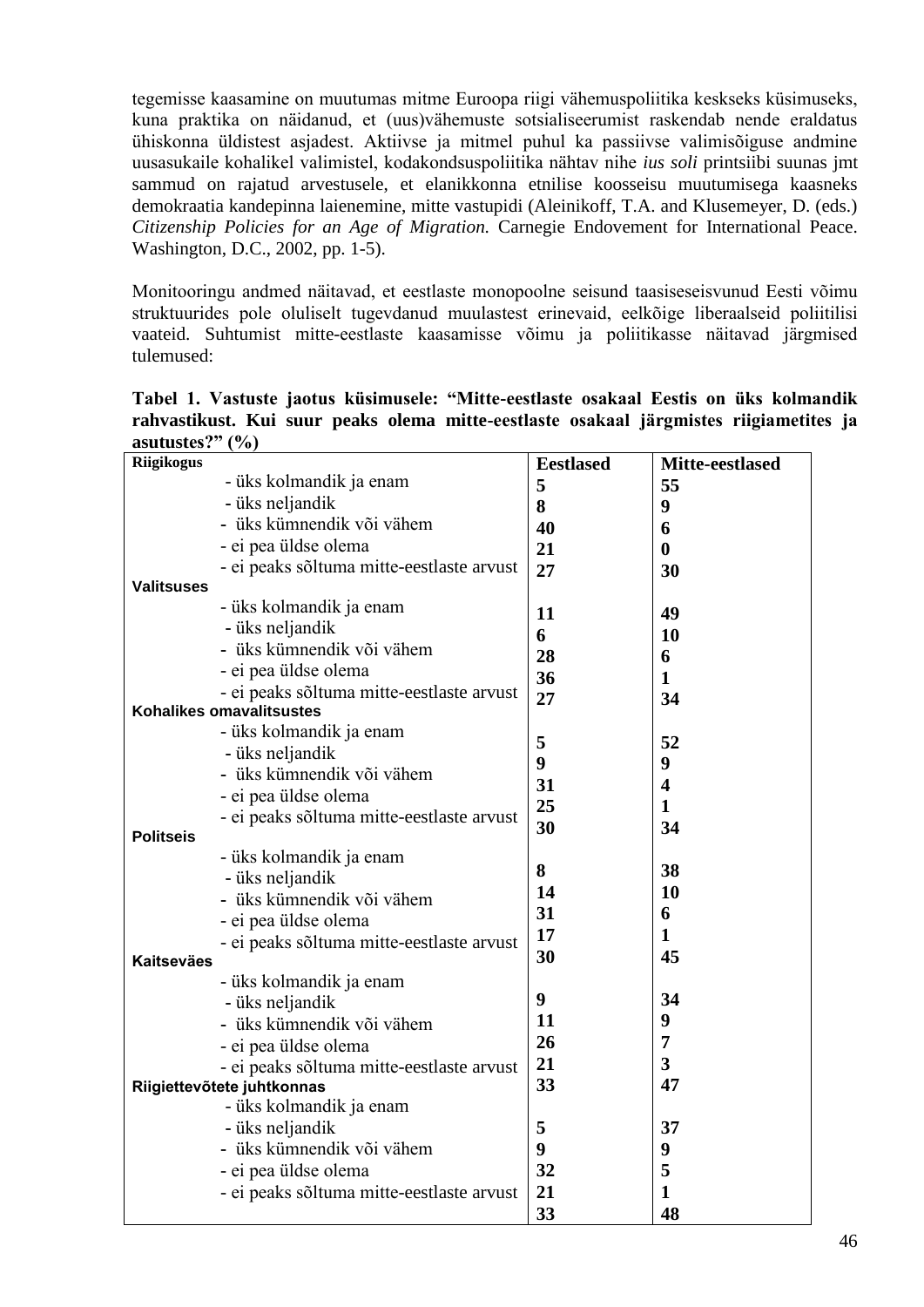tegemisse kaasamine on muutumas mitme Euroopa riigi vähemuspoliitika keskseks küsimuseks, kuna praktika on näidanud, et (uus)vähemuste sotsialiseerumist raskendab nende eraldatus ühiskonna üldistest asjadest. Aktiivse ja mitmel puhul ka passiivse valimisõiguse andmine uusasukaile kohalikel valimistel, kodakondsuspoliitika nähtav nihe *ius soli* printsiibi suunas jmt sammud on rajatud arvestusele, et elanikkonna etnilise koosseisu muutumisega kaasneks demokraatia kandepinna laienemine, mitte vastupidi (Aleinikoff, T.A. and Klusemeyer, D. (eds.) *Citizenship Policies for an Age of Migration.* Carnegie Endovement for International Peace. Washington, D.C., 2002, pp. 1-5).

Monitooringu andmed näitavad, et eestlaste monopoolne seisund taasiseseisvunud Eesti võimu struktuurides pole oluliselt tugevdanud muulastest erinevaid, eelkõige liberaalseid poliitilisi vaateid. Suhtumist mitte-eestlaste kaasamisse võimu ja poliitikasse näitavad järgmised tulemused:

**Tabel 1. Vastuste jaotus küsimusele: "Mitte-eestlaste osakaal Eestis on üks kolmandik rahvastikust. Kui suur peaks olema mitte-eestlaste osakaal järgmistes riigiametites ja asutustes?" (%)**

| | Eestlased | Mitte-eestlased |
|---|---|---|
| **Riigikogus** | | |
| - üks kolmandik ja enam | 5 | 55 |
| - üks neljandik | 8 | 9 |
| - üks kümnendik või vähem | 40 | 6 |
| - ei pea üldse olema | 21 | 0 |
| - ei peaks sõltuma mitte-eestlaste arvust | 27 | 30 |
| **Valitsuses** | | |
| - üks kolmandik ja enam | 11 | 49 |
| - üks neljandik | 6 | 10 |
| - üks kümnendik või vähem | 28 | 6 |
| - ei pea üldse olema | 36 | 1 |
| - ei peaks sõltuma mitte-eestlaste arvust | 27 | 34 |
| **Kohalikes omavalitsustes** | | |
| - üks kolmandik ja enam | 5 | 52 |
| - üks neljandik | 9 | 9 |
| - üks kümnendik või vähem | 31 | 4 |
| - ei pea üldse olema | 25 | 1 |
| - ei peaks sõltuma mitte-eestlaste arvust | 30 | 34 |
| **Politseis** | | |
| - üks kolmandik ja enam | 8 | 38 |
| - üks neljandik | 14 | 10 |
| - üks kümnendik või vähem | 31 | 6 |
| - ei pea üldse olema | 17 | 1 |
| - ei peaks sõltuma mitte-eestlaste arvust | 30 | 45 |
| **Kaitseväes** | | |
| - üks kolmandik ja enam | 9 | 34 |
| - üks neljandik | 11 | 9 |
| - üks kümnendik või vähem | 26 | 7 |
| - ei pea üldse olema | 21 | 3 |
| - ei peaks sõltuma mitte-eestlaste arvust | 33 | 47 |
| **Riigiettevõtete juhtkonnas** | | |
| - üks kolmandik ja enam | 5 | 37 |
| - üks neljandik | 9 | 9 |
| - üks kümnendik või vähem | 32 | 5 |
| - ei pea üldse olema | 21 | 1 |
| - ei peaks sõltuma mitte-eestlaste arvust | 33 | 48 |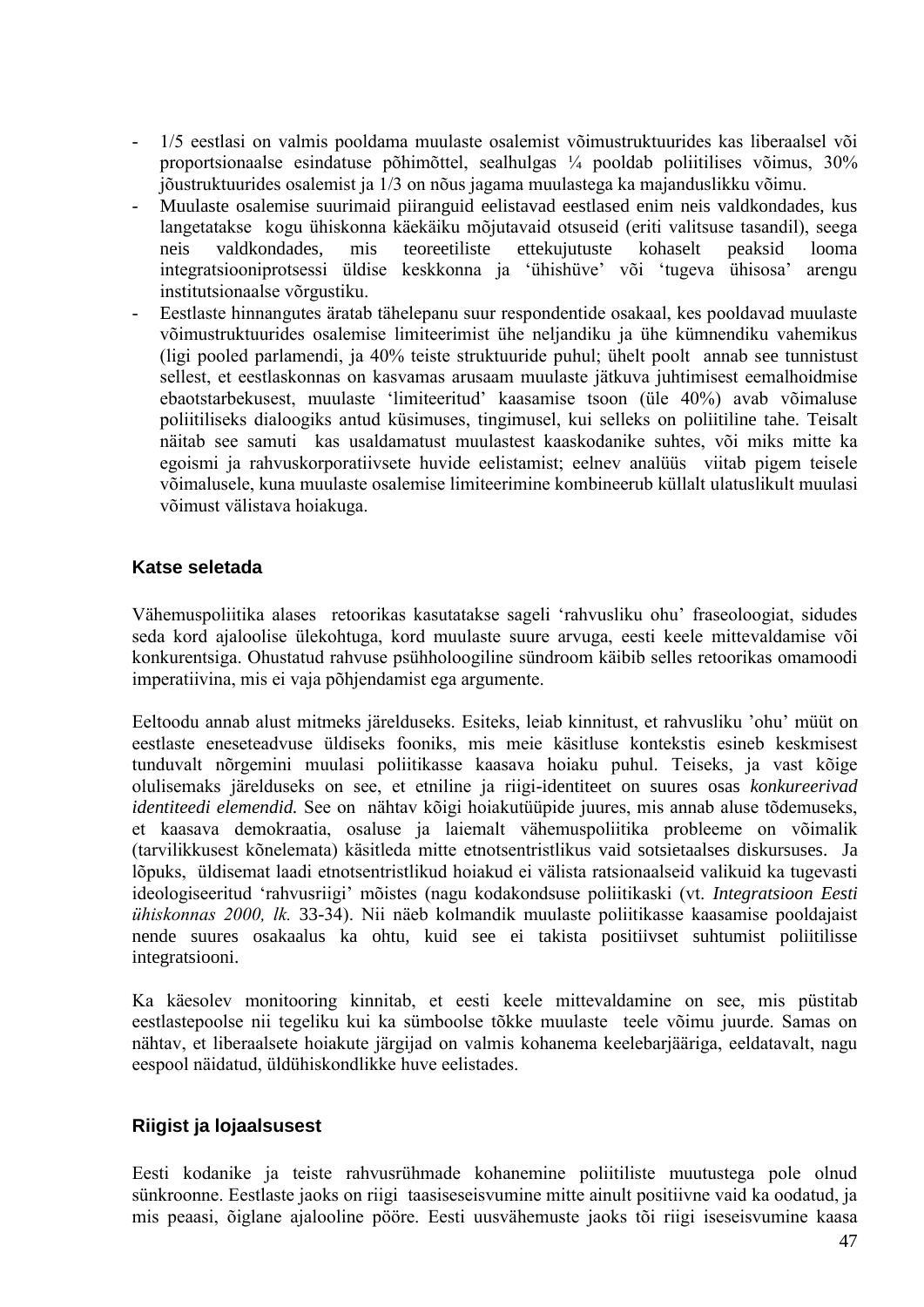- 1/5 eestlasi on valmis pooldama muulaste osalemist võimustruktuurides kas liberaalsel või proportsionaalse esindatuse põhimõttel, sealhulgas ¼ pooldab poliitilises võimus, 30% jõustruktuurides osalemist ja 1/3 on nõus jagama muulastega ka majanduslikku võimu.
- Muulaste osalemise suurimaid piiranguid eelistavad eestlased enim neis valdkondades, kus langetatakse kogu ühiskonna käekäiku mõjutavaid otsuseid (eriti valitsuse tasandil), seega neis valdkondades, mis teoreetiliste ettekujutuste kohaselt peaksid looma integratsiooniprotsessi üldise keskkonna ja 'ühishüve' või 'tugeva ühisosa' arengu institutsionaalse võrgustiku.
- Eestlaste hinnangutes äratab tähelepanu suur respondentide osakaal, kes pooldavad muulaste võimustruktuurides osalemise limiteerimist ühe neljandiku ja ühe kümnendiku vahemikus (ligi pooled parlamendi, ja 40% teiste struktuuride puhul; ühelt poolt annab see tunnistust sellest, et eestlaskonnas on kasvamas arusaam muulaste jätkuva juhtimisest eemalhoidmise ebaotstarbekusest, muulaste 'limiteeritud' kaasamise tsoon (üle 40%) avab võimaluse poliitiliseks dialoogiks antud küsimuses, tingimusel, kui selleks on poliitiline tahe. Teisalt näitab see samuti kas usaldamatust muulastest kaaskodanike suhtes, või miks mitte ka egoismi ja rahvuskorporatiivsete huvide eelistamist; eelnev analüüs viitab pigem teisele võimalusele, kuna muulaste osalemise limiteerimine kombineerub küllalt ulatuslikult muulasi võimust välistava hoiakuga.

### Katse seletada

Vähemuspoliitika alases retoorikas kasutatakse sageli 'rahvusliku ohu' fraseoloogiat, sidudes seda kord ajaloolise ülekohtuga, kord muulaste suure arvuga, eesti keele mittevaldamise või konkurentsiga. Ohustatud rahvuse psühholoogiline sündroom käibib selles retoorikas omamoodi imperatiivina, mis ei vaja põhjendamist ega argumente.

Eeltoodu annab alust mitmeks järelduseks. Esiteks, leiab kinnitust, et rahvusliku 'ohu' müüt on eestlaste eneseteadvuse üldiseks fooniks, mis meie käsitluse kontekstis esineb keskmisest tunduvalt nõrgemini muulasi poliitikasse kaasava hoiaku puhul. Teiseks, ja vast kõige olulisemaks järelduseks on see, et etniline ja riigi-identiteet on suures osas *konkureerivad identiteedi elemendid.* See on nähtav kõigi hoiakutüüpide juures, mis annab aluse tõdemuseks, et kaasava demokraatia, osaluse ja laiemalt vähemuspoliitika probleeme on võimalik (tarvilikkusest kõnelemata) käsitleda mitte etnotsentristlikus vaid sotsietaalses diskursuses. Ja lõpuks, üldisemat laadi etnotsentristlikud hoiakud ei välista ratsionaalseid valikuid ka tugevasti ideologiseeritud 'rahvusriigi' mõistes (nagu kodakondsuse poliitikaski (vt. *Integratsioon Eesti ühiskonnas 2000, lk.* 33-34). Nii näeb kolmandik muulaste poliitikasse kaasamise pooldajaist nende suures osakaalus ka ohtu, kuid see ei takista positiivset suhtumist poliitilisse integratsiooni.

Ka käesolev monitooring kinnitab, et eesti keele mittevaldamine on see, mis püstitab eestlastepoolse nii tegeliku kui ka sümboolse tõkke muulaste teele võimu juurde. Samas on nähtav, et liberaalsete hoiakute järgijad on valmis kohanema keelebarjääriga, eeldatavalt, nagu eespool näidatud, üldühiskondlikke huve eelistades.

### Riigist ja lojaalsusest

Eesti kodanike ja teiste rahvusrühmade kohanemine poliitiliste muutustega pole olnud sünkroonne. Eestlaste jaoks on riigi taasiseseisvumine mitte ainult positiivne vaid ka oodatud, ja mis peaasi, õiglane ajallooline pööre. Eesti uusvähemuste jaoks tõi riigi iseseisvumine kaasa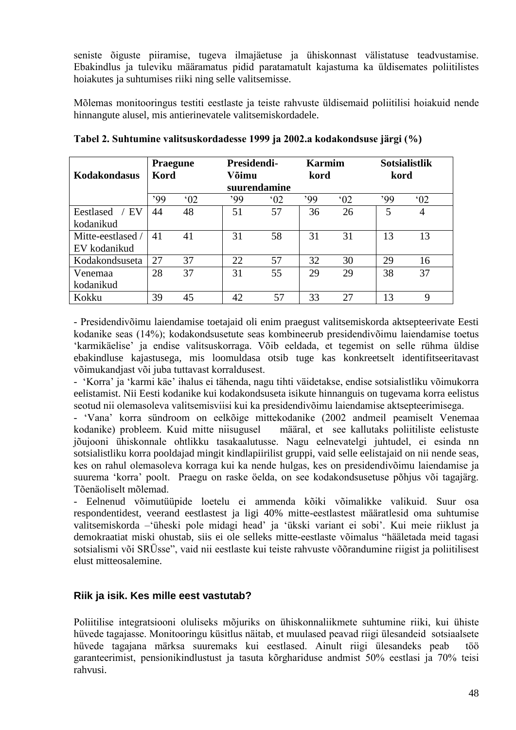seniste õiguste piiramise, tugeva ilmajäetuse ja ühiskonnast välistatuse teadvustamise. Ebakindlus ja tuleviku määramatus pidid paratamatult kajastuma ka üldisemates poliitilistes hoiakutes ja suhtumises riiki ning selle valitsemisse.

Mõlemas monitooringus testiti eestlaste ja teiste rahvuste üldisemaid poliitilisi hoiakuid nende hinnangute alusel, mis antierinevatele valitsemiskordadele.

**Tabel 2. Suhtumine valitsuskordadesse 1999 ja 2002.a kodakondsuse järgi (%)**

| Kodakondasus | Praegune Kord | | Presidendi-Võimu suurendamine | | Karmim kord | | Sotsialistlik kord | |
|---|---|---|---|---|---|---|---|---|
| | '99 | '02 | '99 | '02 | '99 | '02 | '99 | '02 |
| Eestlased / EV kodanikud | 44 | 48 | 51 | 57 | 36 | 26 | 5 | 4 |
| Mitte-eestlased / EV kodanikud | 41 | 41 | 31 | 58 | 31 | 31 | 13 | 13 |
| Kodakondsuseta | 27 | 37 | 22 | 57 | 32 | 30 | 29 | 16 |
| Venemaa kodanikud | 28 | 37 | 31 | 55 | 29 | 29 | 38 | 37 |
| Kokku | 39 | 45 | 42 | 57 | 33 | 27 | 13 | 9 |

- Presidendivõimu laiendamise toetajaid oli enim praegust valitsemiskorda aktsepteerivate Eesti kodanike seas (14%); kodakondsusetute seas kombineerub presidendivõimu laiendamise toetus 'karmikäelise' ja endise valitsuskorraga. Võib eeldada, et tegemist on selle rühma üldise ebakindluse kajastusega, mis loomuldasa otsib tuge kas konkreetselt identifitseeritavast võimukandjast või juba tuttavast korraldusest.
- 'Korra' ja 'karmi käe' ihalus ei tähenda, nagu tihti väidetakse, endise sotsialistliku võimukorra eelistamist. Nii Eesti kodanike kui kodakondsuseta isikute hinnanguis on tugevama korra eelistus seotud nii olemasoleva valitsemisviisi kui ka presidendivõimu laiendamise aktsepteerimisega.
- 'Vana' korra sündroom on eelkõige mittekodanike (2002 andmeil peamiselt Venemaa kodanike) probleem. Kuid mitte niisugusel määral, et see kallutaks poliitiliste eelistuste jõujooni ühiskonnale ohtlikku tasakaalutusse. Nagu eelnevatelgi juhtudel, ei esinda nn sotsialistliku korra pooldajad mingit kindlapiirilist gruppi, vaid selle eelistajaid on nii nende seas, kes on rahul olemasoleva korraga kui ka nende hulgas, kes on presidendivõimu laiendamise ja suurema 'korra' poolt. Praegu on raske öelda, on see kodakondsusetuse põhjus või tagajärg. Tõenäoliselt mõlemad.
- Eelnenud võimutüüpide loetelu ei ammenda kõiki võimalikke valikuid. Suur osa respondentidest, veerand eestlastest ja ligi 40% mitte-eestlastest määratlesid oma suhtumise valitsemiskorda –'üheski pole midagi head' ja 'ükski variant ei sobi'. Kui meie riiklust ja demokraatiat miski ohustab, siis ei ole selleks mitte-eestlaste võimalus "hääletada meid tagasi sotsialismi või SRÜsse", vaid nii eestlaste kui teiste rahvuste võõrandumine riigist ja poliitilisest elust mitteosalemine.

## Riik ja isik. Kes mille eest vastutab?

Poliitilise integratsiooni oluliseks mõjuriks on ühiskonnaliikmete suhtumine riiki, kui ühiste hüvede tagajasse. Monitooringu küsitlus näitab, et muulased peavad riigi ülesandeid sotsiaalsete hüvede tagajana märksa suuremaks kui eestlased. Ainult riigi ülesandeks peab töö garanteerimist, pensionikindlustust ja tasuta kõrghariduse andmist 50% eestlasi ja 70% teisi rahvusi.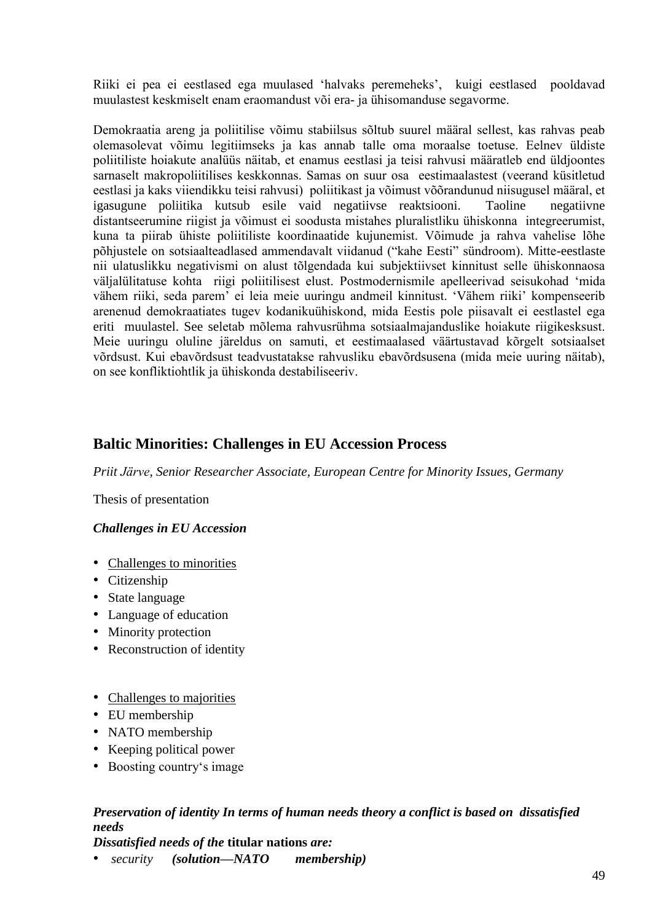Riiki ei pea ei eestlased ega muulased 'halvaks peremeheks', kuigi eestlased pooldavad muulastest keskmiselt enam eraomandust või era- ja ühisomanduse segavorme.

Demokraatia areng ja poliitilise võimu stabiilsus sõltub suurel määral sellest, kas rahvas peab olemasolevat võimu legitiimseks ja kas annab talle oma moraalse toetuse. Eelnev üldiste poliitiliste hoiakute analüüs näitab, et enamus eestlasi ja teisi rahvusi määratleb end üldjoontes sarnaselt makropoliitilises keskkonnas. Samas on suur osa eestimaalastest (veerand küsitletud eestlasi ja kaks viiendikku teisi rahvusi) poliitikast ja võimust võõrandunud niisugusel määral, et igasugune poliitika kutsub esile vaid negatiivse reaktsiooni. Taoline negatiivne distantseerumine riigist ja võimust ei soodusta mistahes pluralistliku ühiskonna integreerumist, kuna ta piirab ühiste poliitiliste koordinaatide kujunemist. Võimude ja rahva vahelise lõhe põhjustele on sotsiaalteadlased ammendavalt viidanud ("kahe Eesti" sündroom). Mitte-eestlaste nii ulatuslikku negativismi on alust tõlgendada kui subjektiivset kinnitust selle ühiskonnaosa väljalülitatuse kohta riigi poliitilisest elust. Postmodernismile apelleerivad seisukohad 'mida vähem riiki, seda parem' ei leia meie uuringu andmeil kinnitust. 'Vähem riiki' kompenseerib arenenud demokraatiates tugev kodanikuühiskond, mida Eestis pole piisavalt ei eestlastel ega eriti muulastel. See seletab mõlema rahvusrühma sotsiaalmajanduslike hoiakute riigikesksust. Meie uuringu oluline järeldus on samuti, et eestimaalased väärtustavad kõrgelt sotsiaalset võrdsust. Kui ebavõrdsust teadvustatakse rahvusliku ebavõrdsusena (mida meie uuring näitab), on see konfliktiohtlik ja ühiskonda destabiliseeriv.

## Baltic Minorities: Challenges in EU Accession Process

*Priit Järve, Senior Researcher Associate, European Centre for Minority Issues, Germany*

Thesis of presentation

***Challenges in EU Accession***

- Challenges to minorities
- Citizenship
- State language
- Language of education
- Minority protection
- Reconstruction of identity

- Challenges to majorities
- EU membership
- NATO membership
- Keeping political power
- Boosting country's image

***Preservation of identity In terms of human needs theory a conflict is based on dissatisfied needs***

***Dissatisfied needs of the* titular nations *are:***

- *security* ***(solution—NATO membership)***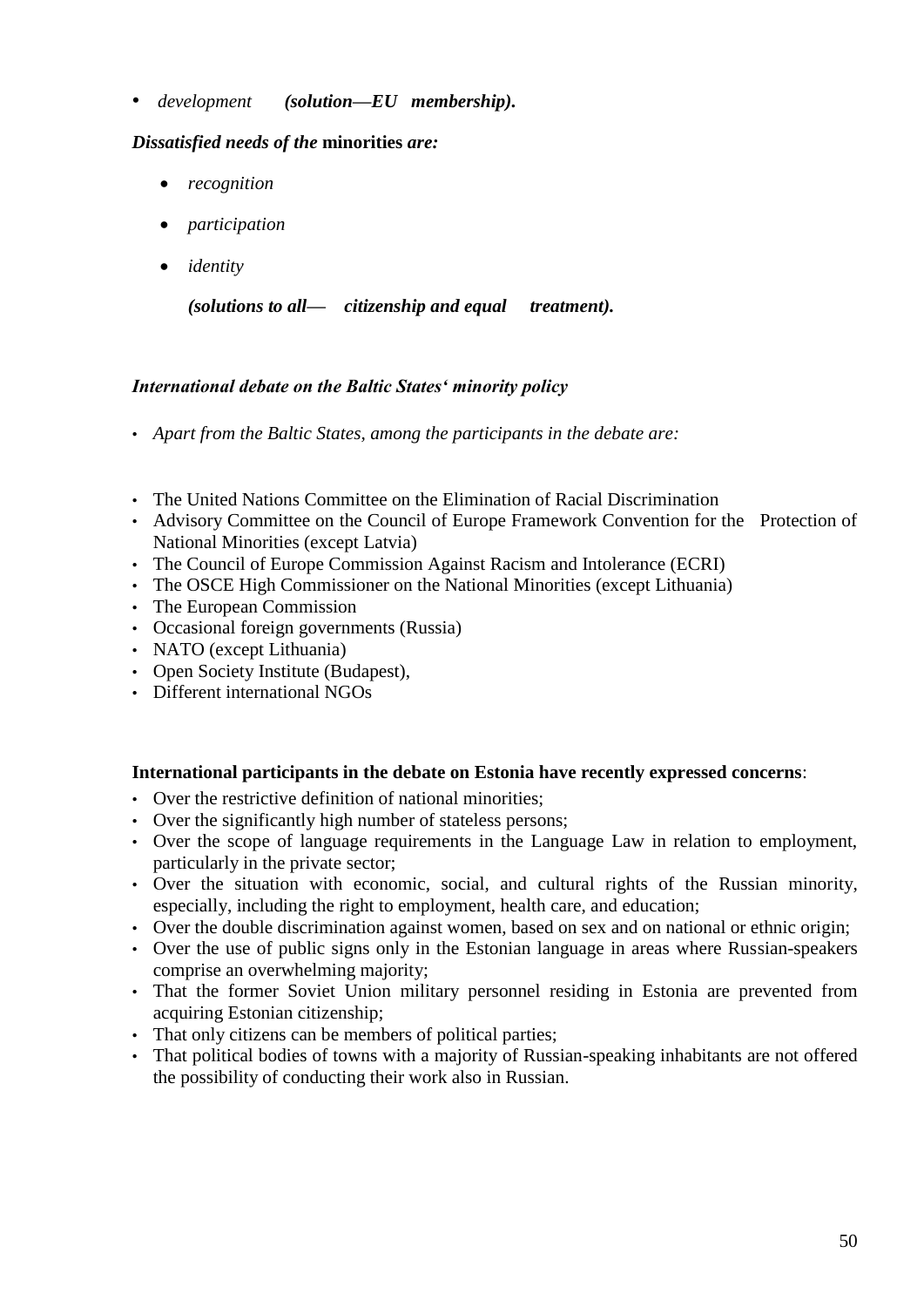- *development* ***(solution—EU membership).***

***Dissatisfied needs of the* minorities *are:***

- *recognition*
- *participation*
- *identity*

  ***(solutions to all— citizenship and equal treatment).***

***International debate on the Baltic States' minority policy***

- *Apart from the Baltic States, among the participants in the debate are:*

- The United Nations Committee on the Elimination of Racial Discrimination
- Advisory Committee on the Council of Europe Framework Convention for the Protection of National Minorities (except Latvia)
- The Council of Europe Commission Against Racism and Intolerance (ECRI)
- The OSCE High Commissioner on the National Minorities (except Lithuania)
- The European Commission
- Occasional foreign governments (Russia)
- NATO (except Lithuania)
- Open Society Institute (Budapest),
- Different international NGOs

**International participants in the debate on Estonia have recently expressed concerns**:

- Over the restrictive definition of national minorities;
- Over the significantly high number of stateless persons;
- Over the scope of language requirements in the Language Law in relation to employment, particularly in the private sector;
- Over the situation with economic, social, and cultural rights of the Russian minority, especially, including the right to employment, health care, and education;
- Over the double discrimination against women, based on sex and on national or ethnic origin;
- Over the use of public signs only in the Estonian language in areas where Russian-speakers comprise an overwhelming majority;
- That the former Soviet Union military personnel residing in Estonia are prevented from acquiring Estonian citizenship;
- That only citizens can be members of political parties;
- That political bodies of towns with a majority of Russian-speaking inhabitants are not offered the possibility of conducting their work also in Russian.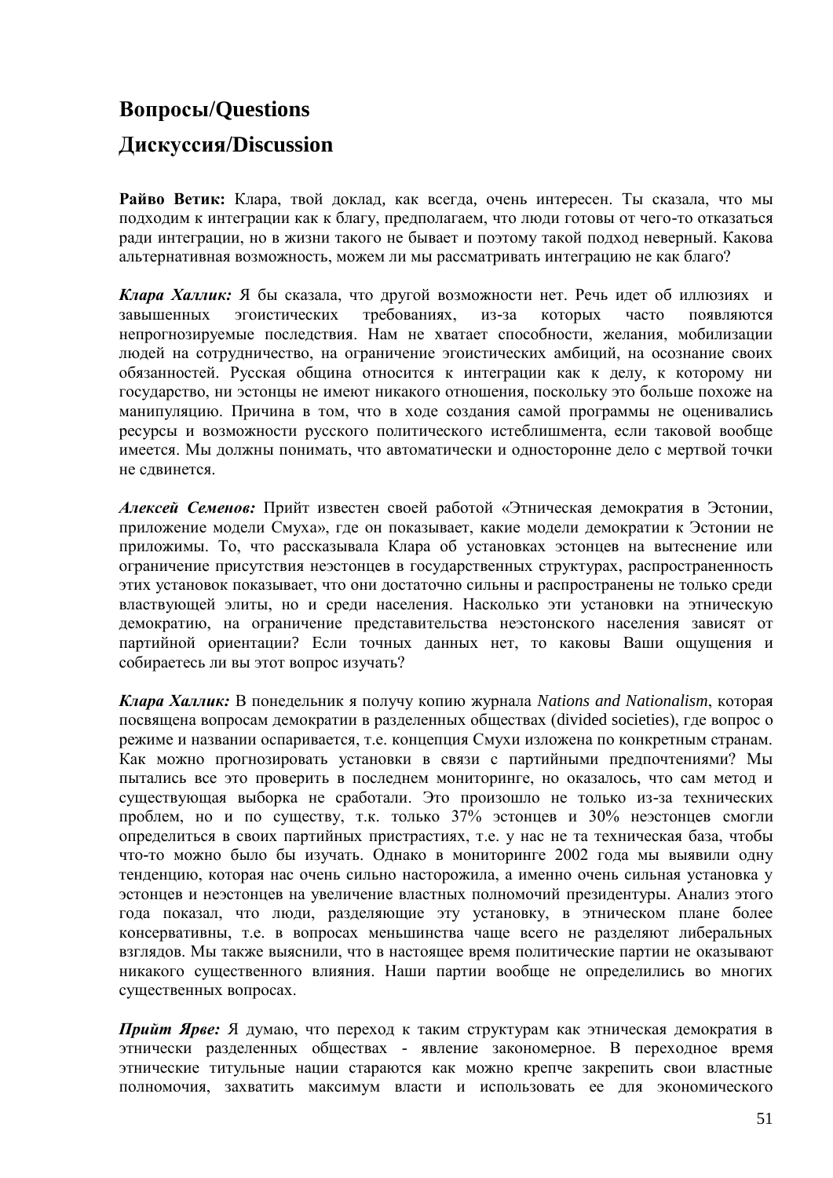## Вопросы/Questions

## Дискуссия/Discussion

**Райво Ветик:** Клара, твой доклад, как всегда, очень интересен. Ты сказала, что мы подходим к интеграции как к благу, предполагаем, что люди готовы от чего-то отказаться ради интеграции, но в жизни такого не бывает и поэтому такой подход неверный. Какова альтернативная возможность, можем ли мы рассматривать интеграцию не как благо?

***Клара Халлик:*** Я бы сказала, что другой возможности нет. Речь идет об иллюзиях и завышенных эгоистических требованиях, из-за которых часто появляются непрогнозируемые последствия. Нам не хватает способности, желания, мобилизации людей на сотрудничество, на ограничение эгоистических амбиций, на осознание своих обязанностей. Русская община относится к интеграции как к делу, к которому ни государство, ни эстонцы не имеют никакого отношения, поскольку это больше похоже на манипуляцию. Причина в том, что в ходе создания самой программы не оценивались ресурсы и возможности русского политического истеблишмента, если таковой вообще имеется. Мы должны понимать, что автоматически и односторонне дело с мертвой точки не сдвинется.

***Алексей Семенов:*** Прийт известен своей работой «Этническая демократия в Эстонии, приложение модели Смуха», где он показывает, какие модели демократии к Эстонии не приложимы. То, что рассказывала Клара об установках эстонцев на вытеснение или ограничение присутствия неэстонцев в государственных структурах, распространенность этих установок показывает, что они достаточно сильны и распространены не только среди властвующей элиты, но и среди населения. Насколько эти установки на этническую демократию, на ограничение представительства неэстонского населения зависят от партийной ориентации? Если точных данных нет, то каковы Ваши ощущения и собираетесь ли вы этот вопрос изучать?

***Клара Халлик:*** В понедельник я получу копию журнала *Nations and Nationalism*, которая посвящена вопросам демократии в разделенных обществах (divided societies), где вопрос о режиме и названии оспаривается, т.е. концепция Смухи изложена по конкретным странам. Как можно прогнозировать установки в связи с партийными предпочтениями? Мы пытались все это проверить в последнем мониторинге, но оказалось, что сам метод и существующая выборка не сработали. Это произошло не только из-за технических проблем, но и по существу, т.к. только 37% эстонцев и 30% неэстонцев смогли определиться в своих партийных пристрастиях, т.е. у нас не та техническая база, чтобы что-то можно было бы изучать. Однако в мониторинге 2002 года мы выявили одну тенденцию, которая нас очень сильно насторожила, а именно очень сильная установка у эстонцев и неэстонцев на увеличение властных полномочий президентуры. Анализ этого года показал, что люди, разделяющие эту установку, в этническом плане более консервативны, т.е. в вопросах меньшинства чаще всего не разделяют либеральных взглядов. Мы также выяснили, что в настоящее время политические партии не оказывают никакого существенного влияния. Наши партии вообще не определились во многих существенных вопросах.

***Прийт Ярве:*** Я думаю, что переход к таким структурам как этническая демократия в этнически разделенных обществах - явление закономерное. В переходное время этнические титульные нации стараются как можно крепче закрепить свои властные полномочия, захватить максимум власти и использовать ее для экономического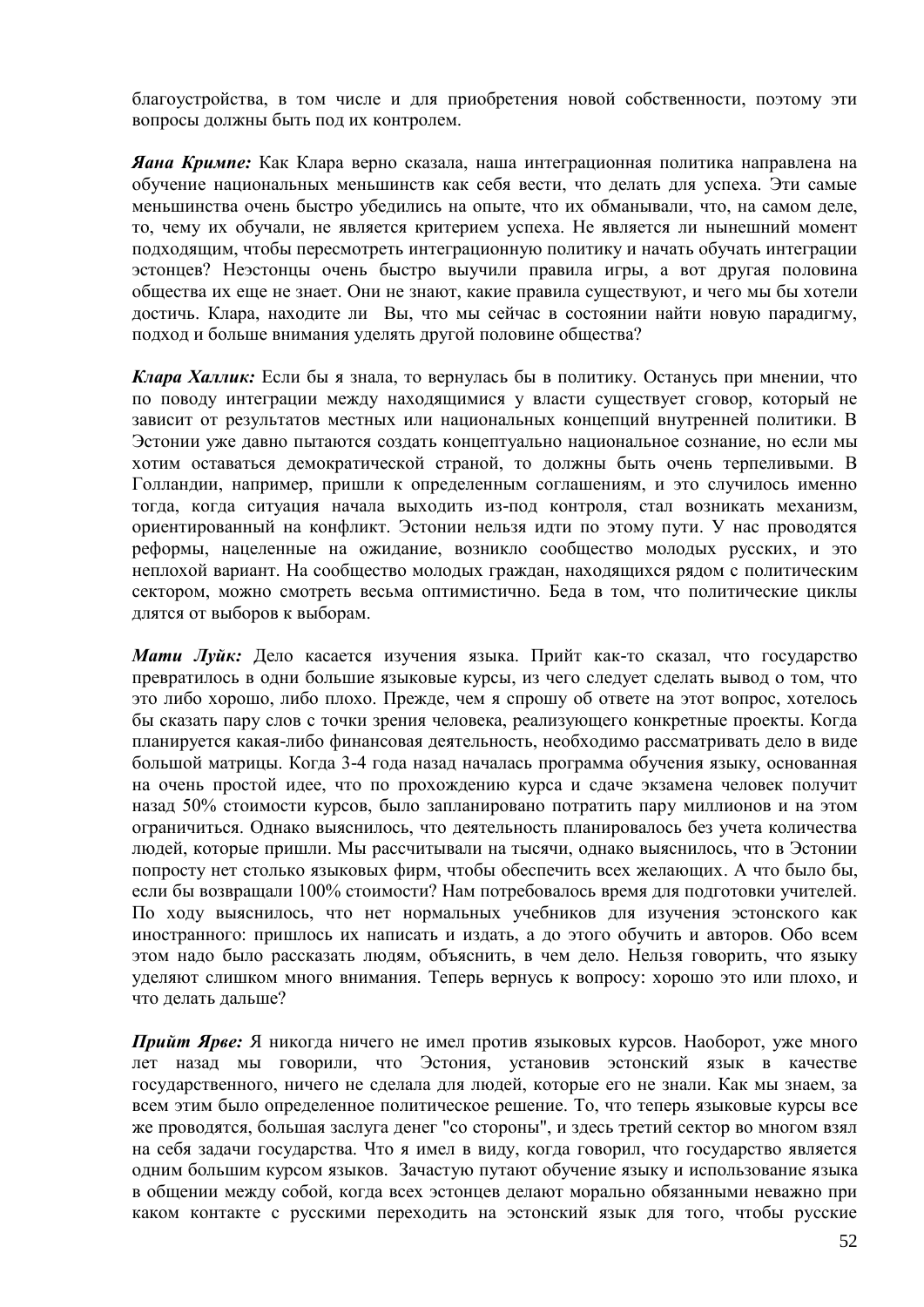благоустройства, в том числе и для приобретения новой собственности, поэтому эти вопросы должны быть под их контролем.

***Яана Кримпе:*** Как Клара верно сказала, наша интеграционная политика направлена на обучение национальных меньшинств как себя вести, что делать для успеха. Эти самые меньшинства очень быстро убедились на опыте, что их обманывали, что, на самом деле, то, чему их обучали, не является критерием успеха. Не является ли нынешний момент подходящим, чтобы пересмотреть интеграционную политику и начать обучать интеграции эстонцев? Неэстонцы очень быстро выучили правила игры, а вот другая половина общества их еще не знает. Они не знают, какие правила существуют, и чего мы бы хотели достичь. Клара, находите ли Вы, что мы сейчас в состоянии найти новую парадигму, подход и больше внимания уделять другой половине общества?

***Клара Халлик:*** Если бы я знала, то вернулась бы в политику. Останусь при мнении, что по поводу интеграции между находящимися у власти существует сговор, который не зависит от результатов местных или национальных концепций внутренней политики. В Эстонии уже давно пытаются создать концептуально национальное сознание, но если мы хотим оставаться демократической страной, то должны быть очень терпеливыми. В Голландии, например, пришли к определенным соглашениям, и это случилось именно тогда, когда ситуация начала выходить из-под контроля, стал возникать механизм, ориентированный на конфликт. Эстонии нельзя идти по этому пути. У нас проводятся реформы, нацеленные на ожидание, возникло сообщество молодых русских, и это неплохой вариант. На сообщество молодых граждан, находящихся рядом с политическим сектором, можно смотреть весьма оптимистично. Беда в том, что политические циклы длятся от выборов к выборам.

***Мати Луйк:*** Дело касается изучения языка. Прийт как-то сказал, что государство превратилось в одни большие языковые курсы, из чего следует сделать вывод о том, что это либо хорошо, либо плохо. Прежде, чем я спрошу об ответе на этот вопрос, хотелось бы сказать пару слов с точки зрения человека, реализующего конкретные проекты. Когда планируется какая-либо финансовая деятельность, необходимо рассматривать дело в виде большой матрицы. Когда 3-4 года назад началась программа обучения языку, основанная на очень простой идее, что по прохождению курса и сдаче экзамена человек получит назад 50% стоимости курсов, было запланировано потратить пару миллионов и на этом ограничиться. Однако выяснилось, что деятельность планировалось без учета количества людей, которые пришли. Мы рассчитывали на тысячи, однако выяснилось, что в Эстонии попросту нет столько языковых фирм, чтобы обеспечить всех желающих. А что было бы, если бы возвращали 100% стоимости? Нам потребовалось время для подготовки учителей. По ходу выяснилось, что нет нормальных учебников для изучения эстонского как иностранного: пришлось их написать и издать, а до этого обучить и авторов. Обо всем этом надо было рассказать людям, объяснить, в чем дело. Нельзя говорить, что языку уделяют слишком много внимания. Теперь вернусь к вопросу: хорошо это или плохо, и что делать дальше?

***Прийт Ярве:*** Я никогда ничего не имел против языковых курсов. Наоборот, уже много лет назад мы говорили, что Эстония, установив эстонский язык в качестве государственного, ничего не сделала для людей, которые его не знали. Как мы знаем, за всем этим было определенное политическое решение. То, что теперь языковые курсы все же проводятся, большая заслуга денег "со стороны", и здесь третий сектор во многом взял на себя задачи государства. Что я имел в виду, когда говорил, что государство является одним большим курсом языков. Зачастую путают обучение языку и использование языка в общении между собой, когда всех эстонцев делают морально обязанными неважно при каком контакте с русскими переходить на эстонский язык для того, чтобы русские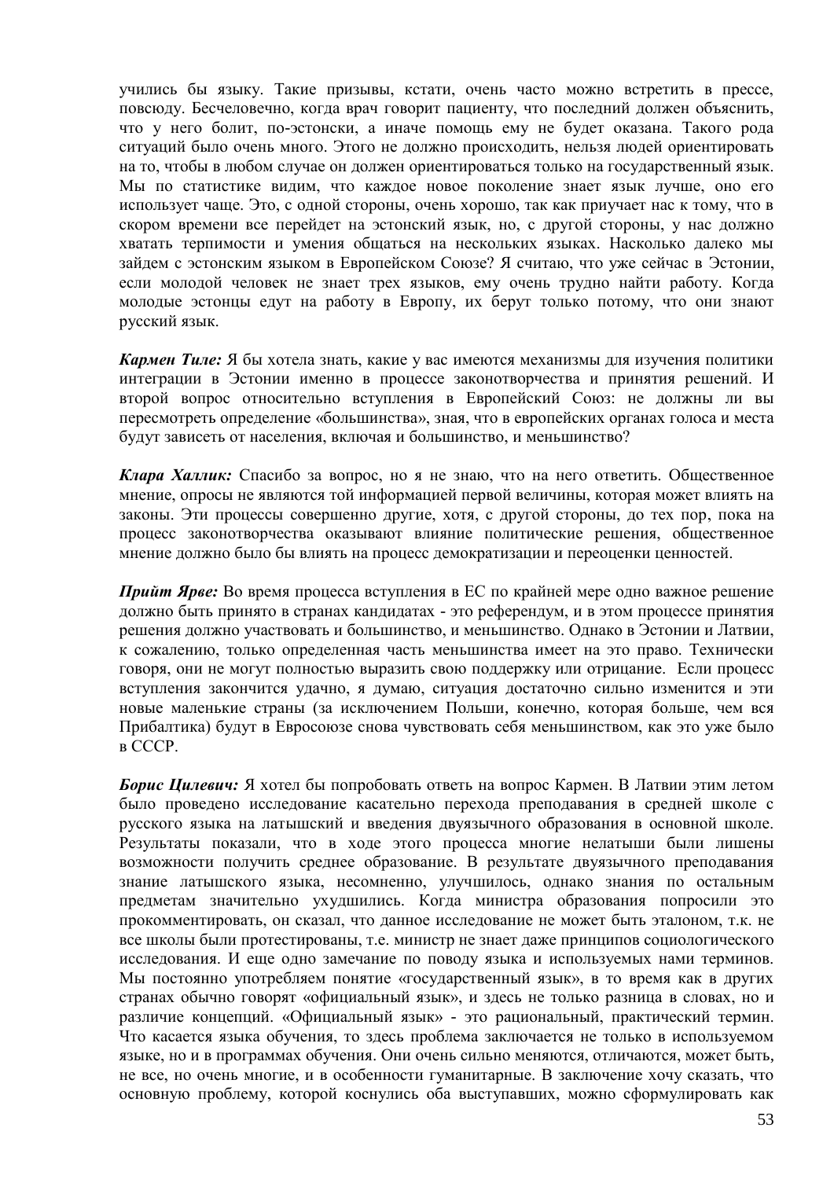учились бы языку. Такие призывы, кстати, очень часто можно встретить в прессе, повсюду. Бесчеловечно, когда врач говорит пациенту, что последний должен объяснить, что у него болит, по-эстонски, а иначе помощь ему не будет оказана. Такого рода ситуаций было очень много. Этого не должно происходить, нельзя людей ориентировать на то, чтобы в любом случае он должен ориентироваться только на государственный язык. Мы по статистике видим, что каждое новое поколение знает язык лучше, оно его использует чаще. Это, с одной стороны, очень хорошо, так как приучает нас к тому, что в скором времени все перейдет на эстонский язык, но, с другой стороны, у нас должно хватать терпимости и умения общаться на нескольких языках. Насколько далеко мы зайдем с эстонским языком в Европейском Союзе? Я считаю, что уже сейчас в Эстонии, если молодой человек не знает трех языков, ему очень трудно найти работу. Когда молодые эстонцы едут на работу в Европу, их берут только потому, что они знают русский язык.

***Кармен Тиле:*** Я бы хотела знать, какие у вас имеются механизмы для изучения политики интеграции в Эстонии именно в процессе законотворчества и принятия решений. И второй вопрос относительно вступления в Европейский Союз: не должны ли вы пересмотреть определение «большинства», зная, что в европейских органах голоса и места будут зависеть от населения, включая и большинство, и меньшинство?

***Клара Халлик:*** Спасибо за вопрос, но я не знаю, что на него ответить. Общественное мнение, опросы не являются той информацией первой величины, которая может влиять на законы. Эти процессы совершенно другие, хотя, с другой стороны, до тех пор, пока на процесс законотворчества оказывают влияние политические решения, общественное мнение должно было бы влиять на процесс демократизации и переоценки ценностей.

***Прийт Ярве:*** Во время процесса вступления в ЕС по крайней мере одно важное решение должно быть принято в странах кандидатах - это референдум, и в этом процессе принятия решения должно участвовать и большинство, и меньшинство. Однако в Эстонии и Латвии, к сожалению, только определенная часть меньшинства имеет на это право. Технически говоря, они не могут полностью выразить свою поддержку или отрицание. Если процесс вступления закончится удачно, я думаю, ситуация достаточно сильно изменится и эти новые маленькие страны (за исключением Польши, конечно, которая больше, чем вся Прибалтика) будут в Евросоюзе снова чувствовать себя меньшинством, как это уже было в СССР.

***Борис Цилевич:*** Я хотел бы попробовать ответь на вопрос Кармен. В Латвии этим летом было проведено исследование касательно перехода преподавания в средней школе с русского языка на латышский и введения двуязычного образования в основной школе. Результаты показали, что в ходе этого процесса многие нелатыши были лишены возможности получить среднее образование. В результате двуязычного преподавания знание латышского языка, несомненно, улучшилось, однако знания по остальным предметам значительно ухудшились. Когда министра образования попросили это прокомментировать, он сказал, что данное исследование не может быть эталоном, т.к. не все школы были протестированы, т.е. министр не знает даже принципов социологического исследования. И еще одно замечание по поводу языка и используемых нами терминов. Мы постоянно употребляем понятие «государственный язык», в то время как в других странах обычно говорят «официальный язык», и здесь не только разница в словах, но и различие концепций. «Официальный язык» - это рациональный, практический термин. Что касается языка обучения, то здесь проблема заключается не только в используемом языке, но и в программах обучения. Они очень сильно меняются, отличаются, может быть, не все, но очень многие, и в особенности гуманитарные. В заключение хочу сказать, что основную проблему, которой коснулись оба выступавших, можно сформулировать как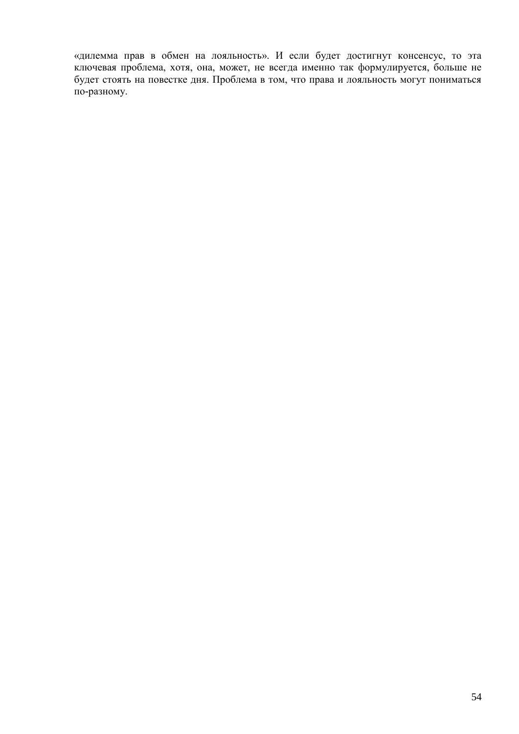«дилемма прав в обмен на лояльность». И если будет достигнут консенсус, то эта ключевая проблема, хотя, она, может, не всегда именно так формулируется, больше не будет стоять на повестке дня. Проблема в том, что права и лояльность могут пониматься по-разному.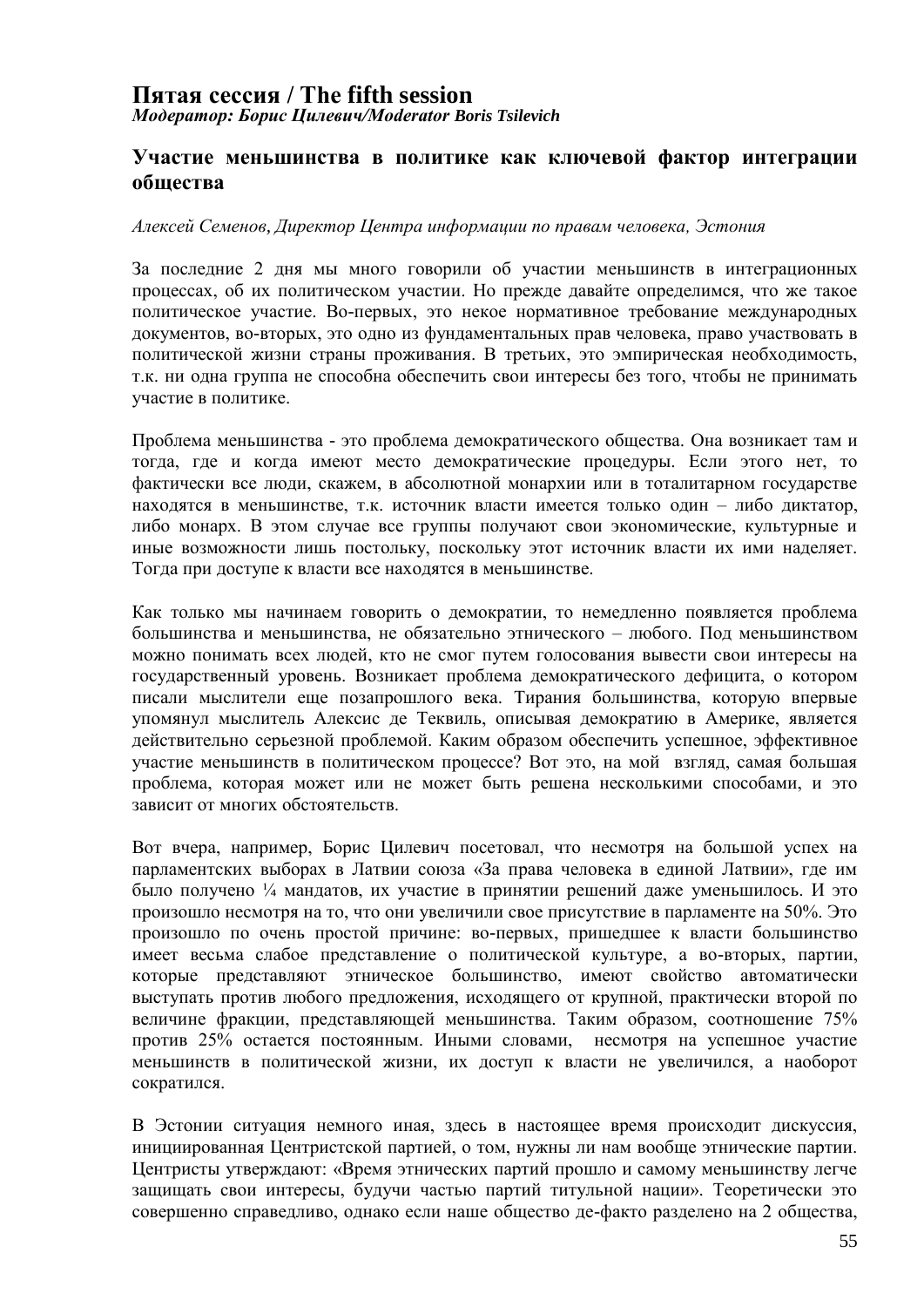# Пятая сессия / The fifth session

***Модератор: Борис Цилевич/Moderator Boris Tsilevich***

## Участие меньшинства в политике как ключевой фактор интеграции общества

*Алексей Семенов, Директор Центра информации по правам человека, Эстония*

За последние 2 дня мы много говорили об участии меньшинств в интеграционных процессах, об их политическом участии. Но прежде давайте определимся, что же такое политическое участие. Во-первых, это некое нормативное требование международных документов, во-вторых, это одно из фундаментальных прав человека, право участвовать в политической жизни страны проживания. В третьих, это эмпирическая необходимость, т.к. ни одна группа не способна обеспечить свои интересы без того, чтобы не принимать участие в политике.

Проблема меньшинства - это проблема демократического общества. Она возникает там и тогда, где и когда имеют место демократические процедуры. Если этого нет, то фактически все люди, скажем, в абсолютной монархии или в тоталитарном государстве находятся в меньшинстве, т.к. источник власти имеется только один – либо диктатор, либо монарх. В этом случае все группы получают свои экономические, культурные и иные возможности лишь постольку, поскольку этот источник власти их ими наделяет. Тогда при доступе к власти все находятся в меньшинстве.

Как только мы начинаем говорить о демократии, то немедленно появляется проблема большинства и меньшинства, не обязательно этнического – любого. Под меньшинством можно понимать всех людей, кто не смог путем голосования вывести свои интересы на государственный уровень. Возникает проблема демократического дефицита, о котором писали мыслители еще позапрошлого века. Тирания большинства, которую впервые упомянул мыслитель Алексис де Теквиль, описывая демократию в Америке, является действительно серьезной проблемой. Каким образом обеспечить успешное, эффективное участие меньшинств в политическом процессе? Вот это, на мой взгляд, самая большая проблема, которая может или не может быть решена несколькими способами, и это зависит от многих обстоятельств.

Вот вчера, например, Борис Цилевич посетовал, что несмотря на большой успех на парламентских выборах в Латвии союза «За права человека в единой Латвии», где им было получено ¼ мандатов, их участие в принятии решений даже уменьшилось. И это произошло несмотря на то, что они увеличили свое присутствие в парламенте на 50%. Это произошло по очень простой причине: во-первых, пришедшее к власти большинство имеет весьма слабое представление о политической культуре, а во-вторых, партии, которые представляют этническое большинство, имеют свойство автоматически выступать против любого предложения, исходящего от крупной, практически второй по величине фракции, представляющей меньшинства. Таким образом, соотношение 75% против 25% остается постоянным. Иными словами, несмотря на успешное участие меньшинств в политической жизни, их доступ к власти не увеличился, а наоборот сократился.

В Эстонии ситуация немного иная, здесь в настоящее время происходит дискуссия, инициированная Центристской партией, о том, нужны ли нам вообще этнические партии. Центристы утверждают: «Время этнических партий прошло и самому меньшинству легче защищать свои интересы, будучи частью партий титульной нации». Теоретически это совершенно справедливо, однако если наше общество де-факто разделено на 2 общества,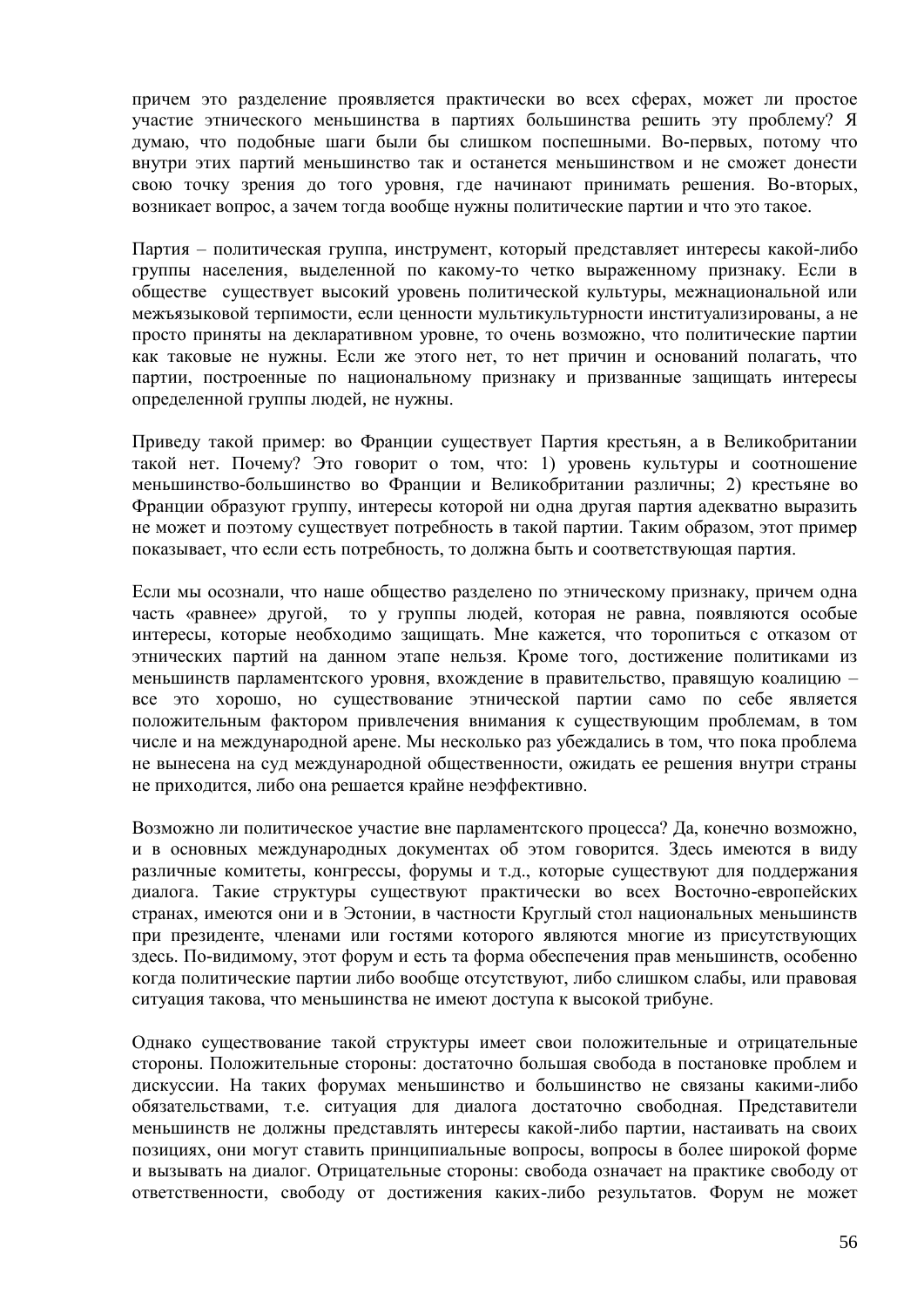причем это разделение проявляется практически во всех сферах, может ли простое участие этнического меньшинства в партиях большинства решить эту проблему? Я думаю, что подобные шаги были бы слишком поспешными. Во-первых, потому что внутри этих партий меньшинство так и останется меньшинством и не сможет донести свою точку зрения до того уровня, где начинают принимать решения. Во-вторых, возникает вопрос, а зачем тогда вообще нужны политические партии и что это такое.

Партия – политическая группа, инструмент, который представляет интересы какой-либо группы населения, выделенной по какому-то четко выраженному признаку. Если в обществе существует высокий уровень политической культуры, межнациональной или межъязыковой терпимости, если ценности мультикультурности институализированы, а не просто приняты на декларативном уровне, то очень возможно, что политические партии как таковые не нужны. Если же этого нет, то нет причин и оснований полагать, что партии, построенные по национальному признаку и призванные защищать интересы определенной группы людей, не нужны.

Приведу такой пример: во Франции существует Партия крестьян, а в Великобритании такой нет. Почему? Это говорит о том, что: 1) уровень культуры и соотношение меньшинство-большинство во Франции и Великобритании различны; 2) крестьяне во Франции образуют группу, интересы которой ни одна другая партия адекватно выразить не может и поэтому существует потребность в такой партии. Таким образом, этот пример показывает, что если есть потребность, то должна быть и соответствующая партия.

Если мы осознали, что наше общество разделено по этническому признаку, причем одна часть «равнее» другой, то у группы людей, которая не равна, появляются особые интересы, которые необходимо защищать. Мне кажется, что торопиться с отказом от этнических партий на данном этапе нельзя. Кроме того, достижение политиками из меньшинств парламентского уровня, вхождение в правительство, правящую коалицию – все это хорошо, но существование этнической партии само по себе является положительным фактором привлечения внимания к существующим проблемам, в том числе и на международной арене. Мы несколько раз убеждались в том, что пока проблема не вынесена на суд международной общественности, ожидать ее решения внутри страны не приходится, либо она решается крайне неэффективно.

Возможно ли политическое участие вне парламентского процесса? Да, конечно возможно, и в основных международных документах об этом говорится. Здесь имеются в виду различные комитеты, конгрессы, форумы и т.д., которые существуют для поддержания диалога. Такие структуры существуют практически во всех Восточно-европейских странах, имеются они и в Эстонии, в частности Круглый стол национальных меньшинств при президенте, членами или гостями которого являются многие из присутствующих здесь. По-видимому, этот форум и есть та форма обеспечения прав меньшинств, особенно когда политические партии либо вообще отсутствуют, либо слишком слабы, или правовая ситуация такова, что меньшинства не имеют доступа к высокой трибуне.

Однако существование такой структуры имеет свои положительные и отрицательные стороны. Положительные стороны: достаточно большая свобода в постановке проблем и дискуссии. На таких форумах меньшинство и большинство не связаны какими-либо обязательствами, т.е. ситуация для диалога достаточно свободная. Представители меньшинств не должны представлять интересы какой-либо партии, настаивать на своих позициях, они могут ставить принципиальные вопросы, вопросы в более широкой форме и вызывать на диалог. Отрицательные стороны: свобода означает на практике свободу от ответственности, свободу от достижения каких-либо результатов. Форум не может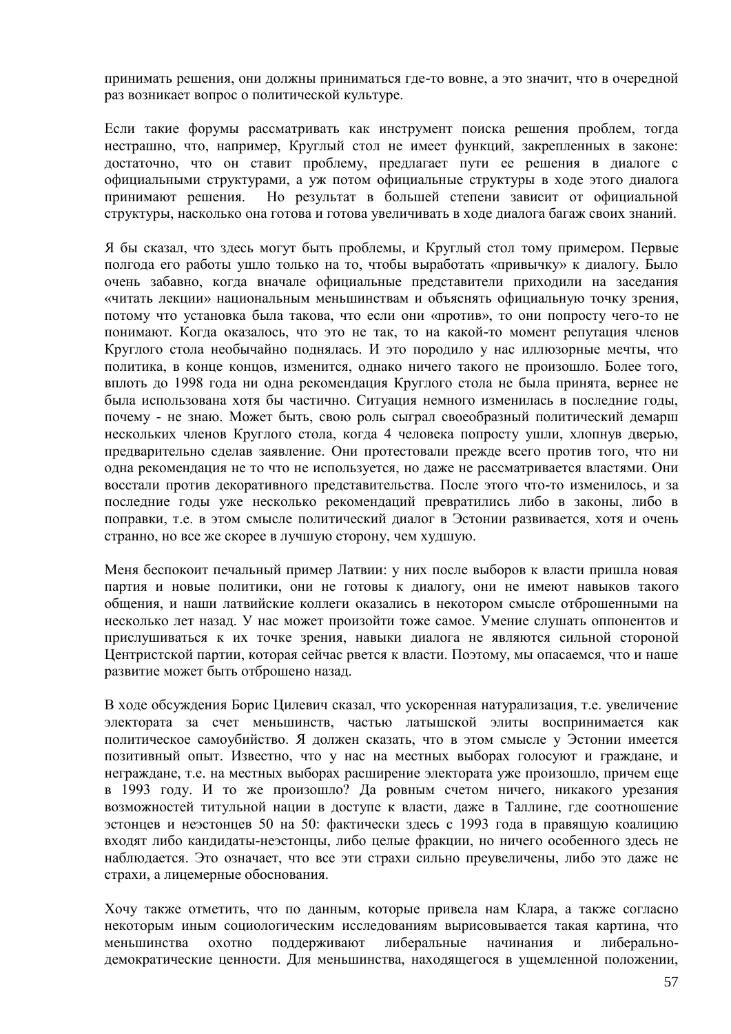принимать решения, они должны приниматься где-то вовне, а это значит, что в очередной раз возникает вопрос о политической культуре.

Если такие форумы рассматривать как инструмент поиска решения проблем, тогда нестрашно, что, например, Круглый стол не имеет функций, закрепленных в законе: достаточно, что он ставит проблему, предлагает пути ее решения в диалоге с официальными структурами, а уж потом официальные структуры в ходе этого диалога принимают решения. Но результат в большей степени зависит от официальной структуры, насколько она готова и готова увеличивать в ходе диалога багаж своих знаний.

Я бы сказал, что здесь могут быть проблемы, и Круглый стол тому примером. Первые полгода его работы ушло только на то, чтобы выработать «привычку» к диалогу. Было очень забавно, когда вначале официальные представители приходили на заседания «читать лекции» национальным меньшинствам и объяснять официальную точку зрения, потому что установка была такова, что если они «против», то они попросту чего-то не понимают. Когда оказалось, что это не так, то на какой-то момент репутация членов Круглого стола необычайно поднялась. И это породило у нас иллюзорные мечты, что политика, в конце концов, изменится, однако ничего такого не произошло. Более того, вплоть до 1998 года ни одна рекомендация Круглого стола не была принята, вернее не была использована хотя бы частично. Ситуация немного изменилась в последние годы, почему - не знаю. Может быть, свою роль сыграл своеобразный политический демарш нескольких членов Круглого стола, когда 4 человека попросту ушли, хлопнув дверью, предварительно сделав заявление. Они протестовали прежде всего против того, что ни одна рекомендация не то что не используется, но даже не рассматривается властями. Они восстали против декоративного представительства. После этого что-то изменилось, и за последние годы уже несколько рекомендаций превратились либо в законы, либо в поправки, т.е. в этом смысле политический диалог в Эстонии развивается, хотя и очень странно, но все же скорее в лучшую сторону, чем худшую.

Меня беспокоит печальный пример Латвии: у них после выборов к власти пришла новая партия и новые политики, они не готовы к диалогу, они не имеют навыков такого общения, и наши латвийские коллеги оказались в некотором смысле отброшенными на несколько лет назад. У нас может произойти тоже самое. Умение слушать оппонентов и прислушиваться к их точке зрения, навыки диалога не являются сильной стороной Центристской партии, которая сейчас рвется к власти. Поэтому, мы опасаемся, что и наше развитие может быть отброшено назад.

В ходе обсуждения Борис Цилевич сказал, что ускоренная натурализация, т.е. увеличение электората за счет меньшинств, частью латышской элиты воспринимается как политическое самоубийство. Я должен сказать, что в этом смысле у Эстонии имеется позитивный опыт. Известно, что у нас на местных выборах голосуют и граждане, и неграждане, т.е. на местных выборах расширение электората уже произошло, причем еще в 1993 году. И то же произошло? Да ровным счетом ничего, никакого урезания возможностей титульной нации в доступе к власти, даже в Таллине, где соотношение эстонцев и неэстонцев 50 на 50: фактически здесь с 1993 года в правящую коалицию входят либо кандидаты-неэстонцы, либо целые фракции, но ничего особенного здесь не наблюдается. Это означает, что все эти страхи сильно преувеличены, либо это даже не страхи, а лицемерные обоснования.

Хочу также отметить, что по данным, которые привела нам Клара, а также согласно некоторым иным социологическим исследованиям вырисовывается такая картина, что меньшинства охотно поддерживают либеральные начинания и либерально-демократические ценности. Для меньшинства, находящегося в ущемленной положении,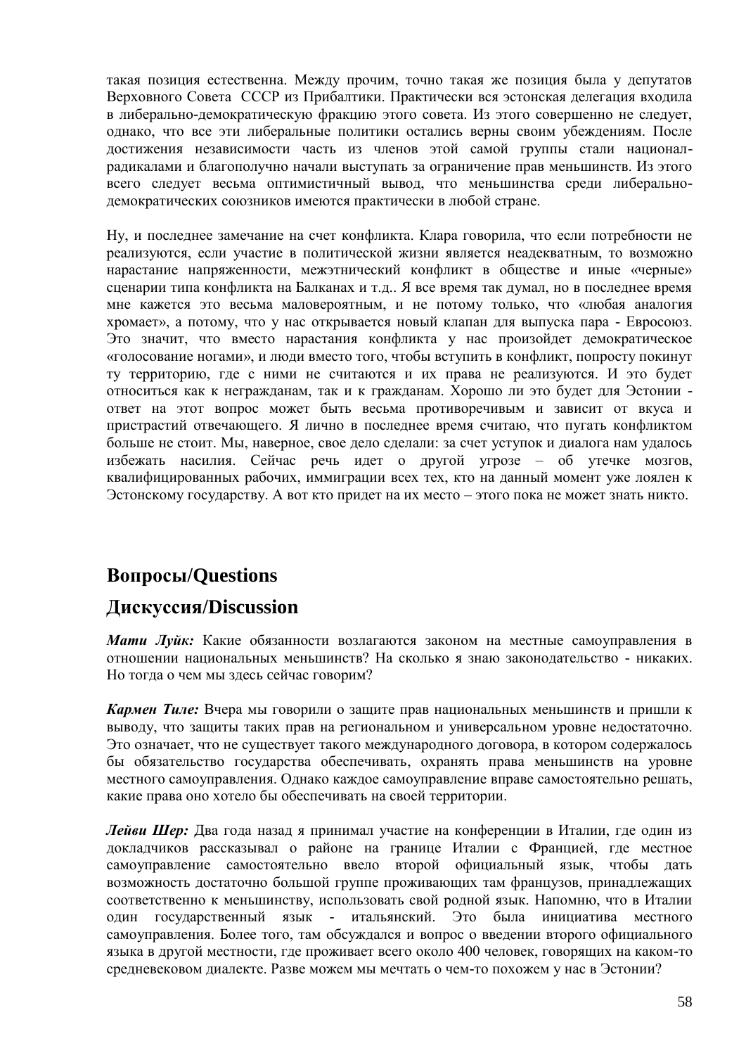такая позиция естественна. Между прочим, точно такая же позиция была у депутатов Верховного Совета СССР из Прибалтики. Практически вся эстонская делегация входила в либерально-демократическую фракцию этого совета. Из этого совершенно не следует, однако, что все эти либеральные политики остались верны своим убеждениям. После достижения независимости часть из членов этой самой группы стали национал-радикалами и благополучно начали выступать за ограничение прав меньшинств. Из этого всего следует весьма оптимистичный вывод, что меньшинства среди либерально-демократических союзников имеются практически в любой стране.

Ну, и последнее замечание на счет конфликта. Клара говорила, что если потребности не реализуются, если участие в политической жизни является неадекватным, то возможно нарастание напряженности, межэтнический конфликт в обществе и иные «черные» сценарии типа конфликта на Балканах и т.д.. Я все время так думал, но в последнее время мне кажется это весьма маловероятным, и не потому только, что «любая аналогия хромает», а потому, что у нас открывается новый клапан для выпуска пара - Евросоюз. Это значит, что вместо нарастания конфликта у нас произойдет демократическое «голосование ногами», и люди вместо того, чтобы вступить в конфликт, попросту покинут ту территорию, где с ними не считаются и их права не реализуются. И это будет относиться как к негражданам, так и к гражданам. Хорошо ли это будет для Эстонии - ответ на этот вопрос может быть весьма противоречивым и зависит от вкуса и пристрастий отвечающего. Я лично в последнее время считаю, что пугать конфликтом больше не стоит. Мы, наверное, свое дело сделали: за счет уступок и диалога нам удалось избежать насилия. Сейчас речь идет о другой угрозе – об утечке мозгов, квалифицированных рабочих, иммиграции всех тех, кто на данный момент уже лоялен к Эстонскому государству. А вот кто придет на их место – этого пока не может знать никто.

## Вопросы/Questions

## Дискуссия/Discussion

***Мати Луйк:*** Какие обязанности возлагаются законом на местные самоуправления в отношении национальных меньшинств? На сколько я знаю законодательство - никаких. Но тогда о чем мы здесь сейчас говорим?

***Кармен Тиле:*** Вчера мы говорили о защите прав национальных меньшинств и пришли к выводу, что защиты таких прав на региональном и универсальном уровне недостаточно. Это означает, что не существует такого международного договора, в котором содержалось бы обязательство государства обеспечивать, охранять права меньшинств на уровне местного самоуправления. Однако каждое самоуправление вправе самостоятельно решать, какие права оно хотело бы обеспечивать на своей территории.

***Лейви Шер:*** Два года назад я принимал участие на конференции в Италии, где один из докладчиков рассказывал о районе на границе Италии с Францией, где местное самоуправление самостоятельно ввело второй официальный язык, чтобы дать возможность достаточно большой группе проживающих там французов, принадлежащих соответственно к меньшинству, использовать свой родной язык. Напомню, что в Италии один государственный язык - итальянский. Это была инициатива местного самоуправления. Более того, там обсуждался и вопрос о введении второго официального языка в другой местности, где проживает всего около 400 человек, говорящих на каком-то средневековом диалекте. Разве можем мы мечтать о чем-то похожем у нас в Эстонии?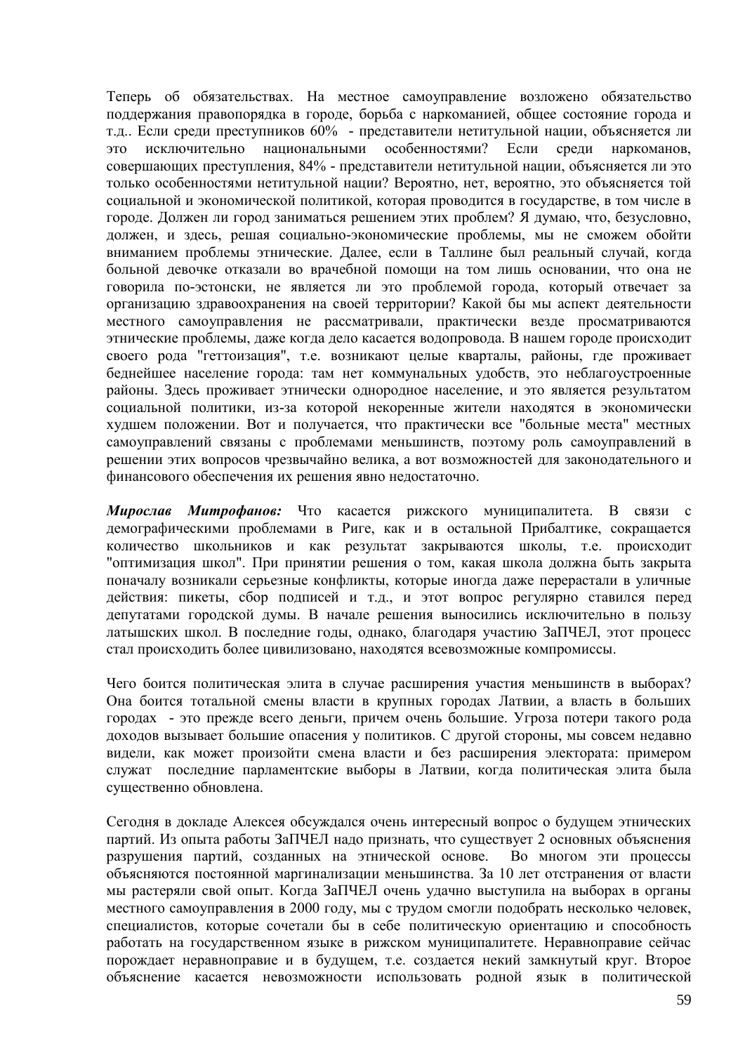Теперь об обязательствах. На местное самоуправление возложено обязательство поддержания правопорядка в городе, борьба с наркоманией, общее состояние города и т.д.. Если среди преступников 60% - представители нетитульной нации, объясняется ли это исключительно национальными особенностями? Если среди наркоманов, совершающих преступления, 84% - представители нетитульной нации, объясняется ли это только особенностями нетитульной нации? Вероятно, нет, вероятно, это объясняется той социальной и экономической политикой, которая проводится в государстве, в том числе в городе. Должен ли город заниматься решением этих проблем? Я думаю, что, безусловно, должен, и здесь, решая социально-экономические проблемы, мы не сможем обойти вниманием проблемы этнические. Далее, если в Таллине был реальный случай, когда больной девочке отказали во врачебной помощи на том лишь основании, что она не говорила по-эстонски, не является ли это проблемой города, который отвечает за организацию здравоохранения на своей территории? Какой бы мы аспект деятельности местного самоуправления не рассматривали, практически везде просматриваются этнические проблемы, даже когда дело касается водопровода. В нашем городе происходит своего рода "геттоизация", т.е. возникают целые кварталы, районы, где проживает беднейшее население города: там нет коммунальных удобств, это неблагоустроенные районы. Здесь проживает этнически однородное население, и это является результатом социальной политики, из-за которой некоренные жители находятся в экономически худшем положении. Вот и получается, что практически все "больные места" местных самоуправлений связаны с проблемами меньшинств, поэтому роль самоуправлений в решении этих вопросов чрезвычайно велика, а вот возможностей для законодательного и финансового обеспечения их решения явно недостаточно.

***Мирослав Митрофанов:*** Что касается рижского муниципалитета. В связи с демографическими проблемами в Риге, как и в остальной Прибалтике, сокращается количество школьников и как результат закрываются школы, т.е. происходит "оптимизация школ". При принятии решения о том, какая школа должна быть закрыта поначалу возникали серьезные конфликты, которые иногда даже перерастали в уличные действия: пикеты, сбор подписей и т.д., и этот вопрос регулярно ставился перед депутатами городской думы. В начале решения выносились исключительно в пользу латышских школ. В последние годы, однако, благодаря участию ЗаПЧЕЛ, этот процесс стал происходить более цивилизовано, находятся всевозможные компромиссы.

Чего боится политическая элита в случае расширения участия меньшинств в выборах? Она боится тотальной смены власти в крупных городах Латвии, а власть в больших городах - это прежде всего деньги, причем очень большие. Угроза потери такого рода доходов вызывает большие опасения у политиков. С другой стороны, мы совсем недавно видели, как может произойти смена власти и без расширения электората: примером служат последние парламентские выборы в Латвии, когда политическая элита была существенно обновлена.

Сегодня в докладе Алексея обсуждался очень интересный вопрос о будущем этнических партий. Из опыта работы ЗаПЧЕЛ надо признать, что существует 2 основных объяснения разрушения партий, созданных на этнической основе. Во многом эти процессы объясняются постоянной маргинализации меньшинства. За 10 лет отстранения от власти мы растеряли свой опыт. Когда ЗаПЧЕЛ очень удачно выступила на выборах в органы местного самоуправления в 2000 году, мы с трудом смогли подобрать несколько человек, специалистов, которые сочетали бы в себе политическую ориентацию и способность работать на государственном языке в рижском муниципалитете. Неравноправие сейчас порождает неравноправие и в будущем, т.е. создается некий замкнутый круг. Второе объяснение касается невозможности использовать родной язык в политической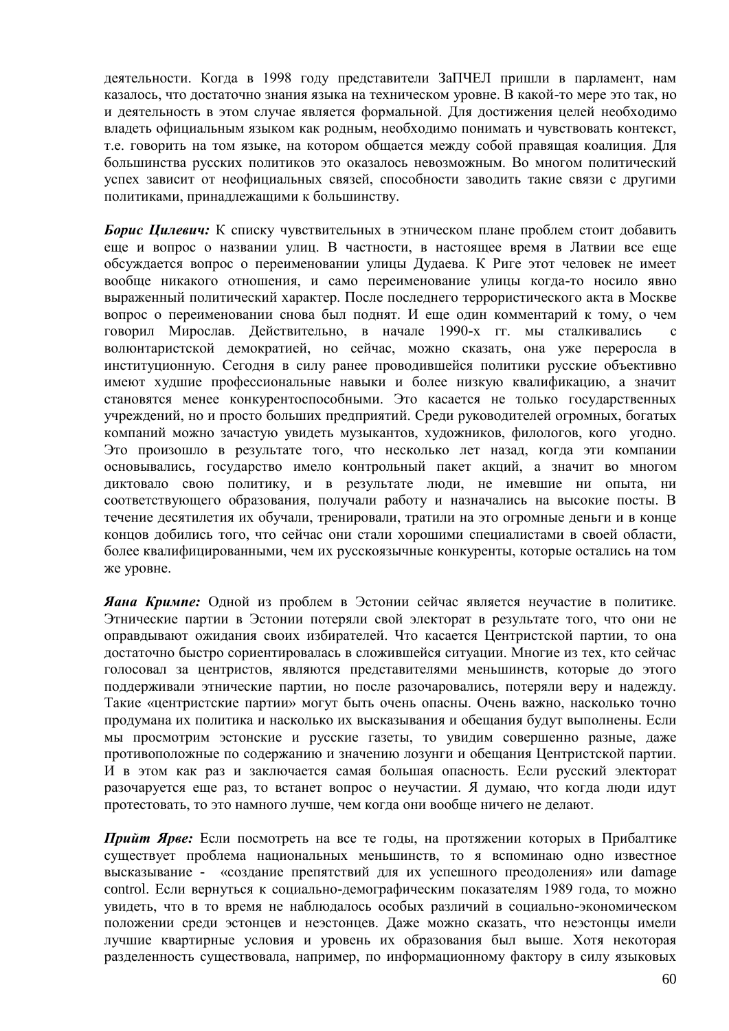деятельности. Когда в 1998 году представители ЗаПЧЕЛ пришли в парламент, нам казалось, что достаточно знания языка на техническом уровне. В какой-то мере это так, но и деятельность в этом случае является формальной. Для достижения целей необходимо владеть официальным языком как родным, необходимо понимать и чувствовать контекст, т.е. говорить на том языке, на котором общается между собой правящая коалиция. Для большинства русских политиков это оказалось невозможным. Во многом политический успех зависит от неофициальных связей, способности заводить такие связи с другими политиками, принадлежащими к большинству.

***Борис Цилевич:*** К списку чувствительных в этническом плане проблем стоит добавить еще и вопрос о названии улиц. В частности, в настоящее время в Латвии все еще обсуждается вопрос о переименовании улицы Дудаева. К Риге этот человек не имеет вообще никакого отношения, и само переименование улицы когда-то носило явно выраженный политический характер. После последнего террористического акта в Москве вопрос о переименовании снова был поднят. И еще один комментарий к тому, о чем говорил Мирослав. Действительно, в начале 1990-х гг. мы сталкивались с волюнтаристской демократией, но сейчас, можно сказать, она уже переросла в институционную. Сегодня в силу ранее проводившейся политики русские объективно имеют худшие профессиональные навыки и более низкую квалификацию, а значит становятся менее конкурентоспособными. Это касается не только государственных учреждений, но и просто больших предприятий. Среди руководителей огромных, богатых компаний можно зачастую увидеть музыкантов, художников, филологов, кого угодно. Это произошло в результате того, что несколько лет назад, когда эти компании основывались, государство имело контрольный пакет акций, а значит во многом диктовало свою политику, и в результате люди, не имевшие ни опыта, ни соответствующего образования, получали работу и назначались на высокие посты. В течение десятилетия их обучали, тренировали, тратили на это огромные деньги и в конце концов добились того, что сейчас они стали хорошими специалистами в своей области, более квалифицированными, чем их русскоязычные конкуренты, которые остались на том же уровне.

***Яана Кримпе:*** Одной из проблем в Эстонии сейчас является неучастие в политике. Этнические партии в Эстонии потеряли свой электорат в результате того, что они не оправдывают ожидания своих избирателей. Что касается Центристской партии, то она достаточно быстро сориентировалась в сложившейся ситуации. Многие из тех, кто сейчас голосовал за центристов, являются представителями меньшинств, которые до этого поддерживали этнические партии, но после разочаровались, потеряли веру и надежду. Такие «центристские партии» могут быть очень опасны. Очень важно, насколько точно продумана их политика и насколько их высказывания и обещания будут выполнены. Если мы просмотрим эстонские и русские газеты, то увидим совершенно разные, даже противоположные по содержанию и значению лозунги и обещания Центристской партии. И в этом как раз и заключается самая большая опасность. Если русский электорат разочаруется еще раз, то встанет вопрос о неучастии. Я думаю, что когда люди идут протестовать, то это намного лучше, чем когда они вообще ничего не делают.

***Прийт Ярве:*** Если посмотреть на все те годы, на протяжении которых в Прибалтике существует проблема национальных меньшинств, то я вспоминаю одно известное высказывание - «создание препятствий для их успешного преодоления» или damage control. Если вернуться к социально-демографическим показателям 1989 года, то можно увидеть, что в то время не наблюдалось особых различий в социально-экономическом положении среди эстонцев и неэстонцев. Даже можно сказать, что неэстонцы имели лучшие квартирные условия и уровень их образования был выше. Хотя некоторая разделенность существовала, например, по информационному фактору в силу языковых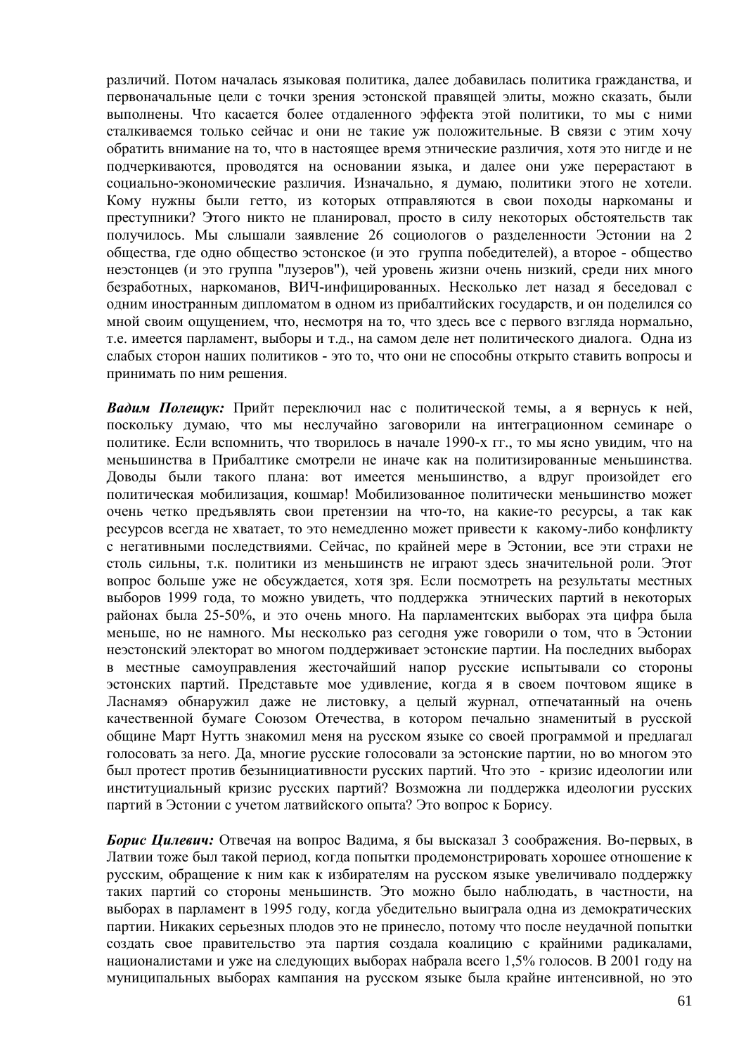различий. Потом началась языковая политика, далее добавилась политика гражданства, и первоначальные цели с точки зрения эстонской правящей элиты, можно сказать, были выполнены. Что касается более отдаленного эффекта этой политики, то мы с ними сталкиваемся только сейчас и они не такие уж положительные. В связи с этим хочу обратить внимание на то, что в настоящее время этнические различия, хотя это нигде и не подчеркиваются, проводятся на основании языка, и далее они уже перерастают в социально-экономические различия. Изначально, я думаю, политики этого не хотели. Кому нужны были гетто, из которых отправляются в свои походы наркоманы и преступники? Этого никто не планировал, просто в силу некоторых обстоятельств так получилось. Мы слышали заявление 26 социологов о разделенности Эстонии на 2 общества, где одно общество эстонское (и это группа победителей), а второе - общество неэстонцев (и это группа "лузеров"), чей уровень жизни очень низкий, среди них много безработных, наркоманов, ВИЧ-инфицированных. Несколько лет назад я беседовал с одним иностранным дипломатом в одном из прибалтийских государств, и он поделился со мной своим ощущением, что, несмотря на то, что здесь все с первого взгляда нормально, т.е. имеется парламент, выборы и т.д., на самом деле нет политического диалога. Одна из слабых сторон наших политиков - это то, что они не способны открыто ставить вопросы и принимать по ним решения.

***Вадим Полещук:*** Прийт переключил нас с политической темы, а я вернусь к ней, поскольку думаю, что мы неслучайно заговорили на интеграционном семинаре о политике. Если вспомнить, что творилось в начале 1990-х гг., то мы ясно увидим, что на меньшинства в Прибалтике смотрели не иначе как на политизированные меньшинства. Доводы были такого плана: вот имеется меньшинство, а вдруг произойдет его политическая мобилизация, кошмар! Мобилизованное политически меньшинство может очень четко предъявлять свои претензии на что-то, на какие-то ресурсы, а так как ресурсов всегда не хватает, то это немедленно может привести к какому-либо конфликту с негативными последствиями. Сейчас, по крайней мере в Эстонии, все эти страхи не столь сильны, т.к. политики из меньшинств не играют здесь значительной роли. Этот вопрос больше уже не обсуждается, хотя зря. Если посмотреть на результаты местных выборов 1999 года, то можно увидеть, что поддержка этнических партий в некоторых районах была 25-50%, и это очень много. На парламентских выборах эта цифра была меньше, но не намного. Мы несколько раз сегодня уже говорили о том, что в Эстонии неэстонский электорат во многом поддерживает эстонские партии. На последних выборах в местные самоуправления жесточайший напор русские испытывали со стороны эстонских партий. Представьте мое удивление, когда я в своем почтовом ящике в Ласнамяэ обнаружил даже не листовку, а целый журнал, отпечатанный на очень качественной бумаге Союзом Отечества, в котором печально знаменитый в русской общине Март Нутть знакомил меня на русском языке со своей программой и предлагал голосовать за него. Да, многие русские голосовали за эстонские партии, но во многом это был протест против безынициативности русских партий. Что это - кризис идеологии или институциальный кризис русских партий? Возможна ли поддержка идеологии русских партий в Эстонии с учетом латвийского опыта? Это вопрос к Борису.

***Борис Цилевич:*** Отвечая на вопрос Вадима, я бы высказал 3 соображения. Во-первых, в Латвии тоже был такой период, когда попытки продемонстрировать хорошее отношение к русским, обращение к ним как к избирателям на русском языке увеличивало поддержку таких партий со стороны меньшинств. Это можно было наблюдать, в частности, на выборах в парламент в 1995 году, когда убедительно выиграла одна из демократических партии. Никаких серьезных плодов это не принесло, потому что после неудачной попытки создать свое правительство эта партия создала коалицию с крайними радикалами, националистами и уже на следующих выборах набрала всего 1,5% голосов. В 2001 году на муниципальных выборах кампания на русском языке была крайне интенсивной, но это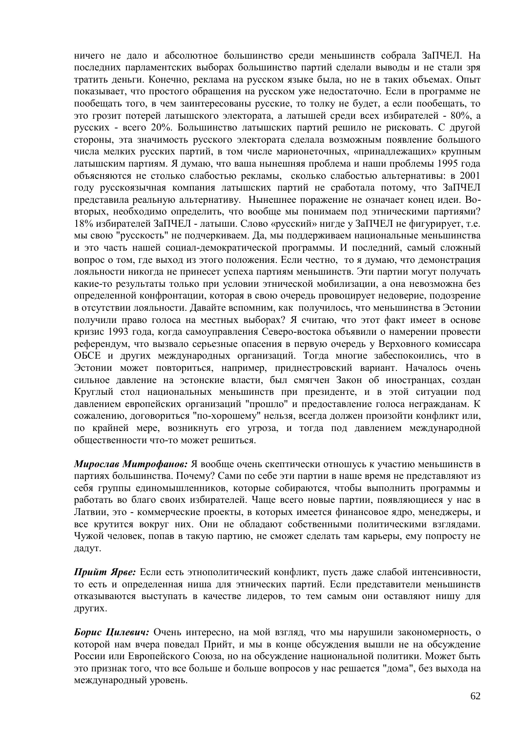ничего не дало и абсолютное большинство среди меньшинств собрала ЗаПЧЕЛ. На последних парламентских выборах большинство партий сделали выводы и не стали зря тратить деньги. Конечно, реклама на русском языке была, но не в таких объемах. Опыт показывает, что простого обращения на русском уже недостаточно. Если в программе не пообещать того, в чем заинтересованы русские, то толку не будет, а если пообещать, то это грозит потерей латышского электората, а латышей среди всех избирателей - 80%, а русских - всего 20%. Большинство латышских партий решило не рисковать. С другой стороны, эта значимость русского электората сделала возможным появление большого числа мелких русских партий, в том числе марионеточных, «принадлежащих» крупным латышским партиям. Я думаю, что ваша нынешняя проблема и наши проблемы 1995 года объясняются не столько слабостью рекламы, сколько слабостью альтернативы: в 2001 году русскоязычная компания латышских партий не сработала потому, что ЗаПЧЕЛ представила реальную альтернативу. Нынешнее поражение не означает конец идеи. Во-вторых, необходимо определить, что вообще мы понимаем под этническими партиями? 18% избирателей ЗаПЧЕЛ - латыши. Слово «русский» нигде у ЗаПЧЕЛ не фигурирует, т.е. мы свою "русскость" не подчеркиваем. Да, мы поддерживаем национальные меньшинства и это часть нашей социал-демократической программы. И последний, самый сложный вопрос о том, где выход из этого положения. Если честно, то я думаю, что демонстрация лояльности никогда не принесет успеха партиям меньшинств. Эти партии могут получать какие-то результаты только при условии этнической мобилизации, а она невозможна без определенной конфронтации, которая в свою очередь провоцирует недоверие, подозрение в отсутствии лояльности. Давайте вспомним, как получилось, что меньшинства в Эстонии получили право голоса на местных выборах? Я считаю, что этот факт имеет в основе кризис 1993 года, когда самоуправления Северо-востока объявили о намерении провести референдум, что вызвало серьезные опасения в первую очередь у Верховного комиссара ОБСЕ и других международных организаций. Тогда многие забеспокоились, что в Эстонии может повториться, например, приднестровский вариант. Началось очень сильное давление на эстонские власти, был смягчен Закон об иностранцах, создан Круглый стол национальных меньшинств при президенте, и в этой ситуации под давлением европейских организаций "прошло" и предоставление голоса негражданам. К сожалению, договориться "по-хорошему" нельзя, всегда должен произойти конфликт или, по крайней мере, возникнуть его угроза, и тогда под давлением международной общественности что-то может решиться.

***Мирослав Митрофанов:*** Я вообще очень скептически отношусь к участию меньшинств в партиях большинства. Почему? Сами по себе эти партии в наше время не представляют из себя группы единомышленников, которые собираются, чтобы выполнить программы и работать во благо своих избирателей. Чаще всего новые партии, появляющиеся у нас в Латвии, это - коммерческие проекты, в которых имеется финансовое ядро, менеджеры, и все крутится вокруг них. Они не обладают собственными политическими взглядами. Чужой человек, попав в такую партию, не сможет сделать там карьеры, ему попросту не дадут.

***Прийт Ярве:*** Если есть этнополитический конфликт, пусть даже слабой интенсивности, то есть и определенная ниша для этнических партий. Если представители меньшинств отказываются выступать в качестве лидеров, то тем самым они оставляют нишу для других.

***Борис Цилевич:*** Очень интересно, на мой взгляд, что мы нарушили закономерность, о которой нам вчера поведал Прийт, и мы в конце обсуждения вышли не на обсуждение России или Европейского Союза, но на обсуждение национальной политики. Может быть это признак того, что все больше и больше вопросов у нас решается "дома", без выхода на международный уровень.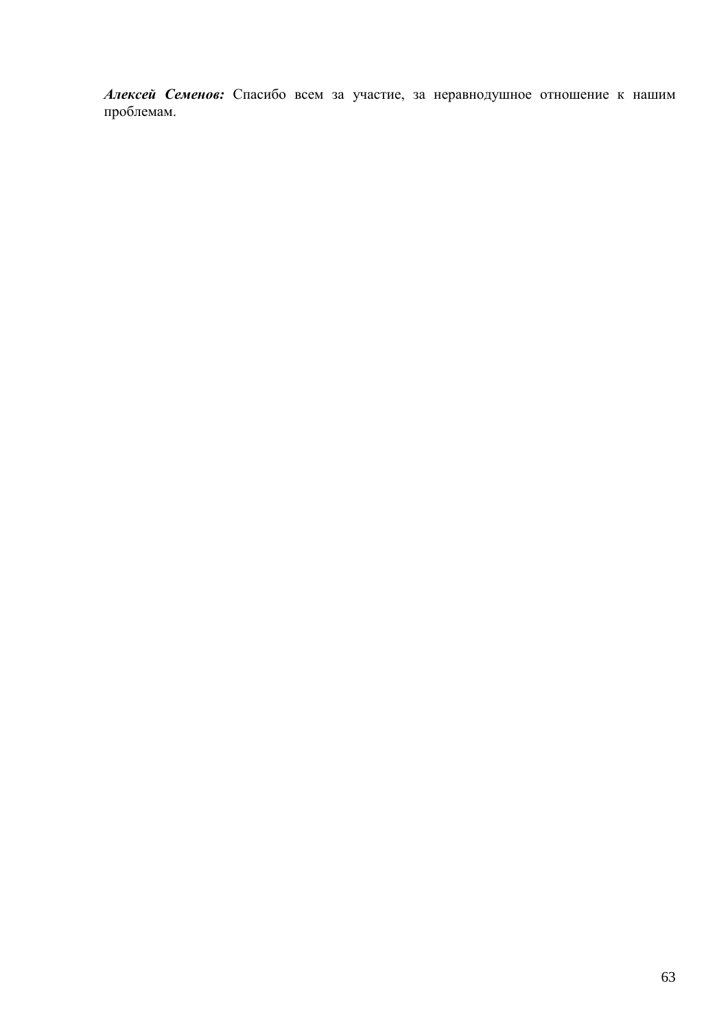***Алексей Семенов:*** Спасибо всем за участие, за неравнодушное отношение к нашим проблемам.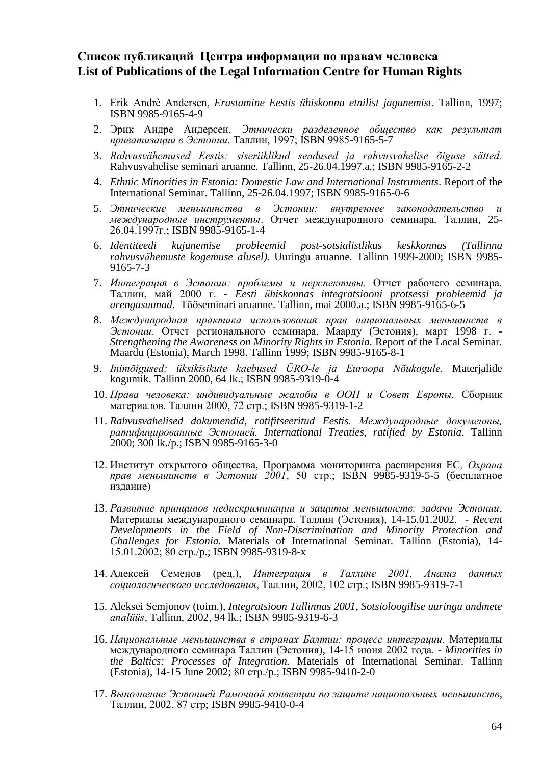## Список публикаций Центра информации по правам человека
## List of Publications of the Legal Information Centre for Human Rights

1. Erik Andrè Andersen, *Erastamine Eestis ühiskonna etnilist jagunemist*. Tallinn, 1997; ISBN 9985-9165-4-9
2. Эрик Андре Андерсен, *Этнически разделенное общество как результат приватизации в Эстонии.* Таллин, 1997; ISBN 9985-9165-5-7
3. *Rahvusvähemused Eestis: siseriiklikud seadused ja rahvusvahelise õiguse sätted.* Rahvusvahelise seminari aruanne. Tallinn, 25-26.04.1997.a.; ISBN 9985-9165-2-2
4. *Ethnic Minorities in Estonia: Domestic Law and International Instruments*. Report of the International Seminar. Tallinn, 25-26.04.1997; ISBN 9985-9165-0-6
5. *Этнические меньшинства в Эстонии: внутреннее законодательство и международные инструменты*. Отчет международного семинара. Таллин, 25-26.04.1997г.; ISBN 9985-9165-1-4
6. *Identiteedi kujunemise probleemid post-sotsialistlikus keskkonnas (Tallinna rahvusvähemuste kogemuse alusel).* Uuringu aruanne. Tallinn 1999-2000; ISBN 9985-9165-7-3
7. *Интеграция в Эстонии: проблемы и перспективы.* Отчет рабочего семинара. Таллин, май 2000 г. - *Eesti ühiskonnas integratsiooni protsessi probleemid ja arengusuunad.* Tööseminari aruanne. Tallinn, mai 2000.a.; ISBN 9985-9165-6-5
8. *Международная практика использования прав национальных меньшинств в Эстонии.* Отчет регионального семинара. Маарду (Эстония), март 1998 г. - *Strengthening the Awareness on Minority Rights in Estonia.* Report of the Local Seminar. Maardu (Estonia), March 1998. Tallinn 1999; ISBN 9985-9165-8-1
9. *Inimõigused: üksikisikute kaebused ÜRO-le ja Euroopa Nõukogule.* Materjalide kogumik. Tallinn 2000, 64 lk.; ISBN 9985-9319-0-4
10. *Права человека: индивидуальные жалобы в ООН и Совет Европы.* Сборник материалов. Таллин 2000, 72 стр.; ISBN 9985-9319-1-2
11. *Rahvusvahelised dokumendid, ratifitseeritud Eestis. Международные документы, ратифицированные Эстонией. International Treaties, ratified by Estonia*. Tallinn 2000; 300 lk./p.; ISBN 9985-9165-3-0
12. Институт открытого общества, Программа мониторинга расширения ЕС*, Охрана прав меньшинств в Эстонии 2001*, 50 стр.; ISBN 9985-9319-5-5 (бесплатное издание)
13. *Развитие принципов недискриминации и защиты меньшинств: задачи Эстонии*. Материалы международного семинара. Таллин (Эстония), 14-15.01.2002. - *Recent Developments in the Field of Non-Discrimination and Minority Protection and Challenges for Estonia.* Materials of International Seminar. Tallinn (Estonia), 14-15.01.2002; 80 стр./p.; ISBN 9985-9319-8-x
14. Алексей Семенов (ред.), *Интеграция в Таллине 2001, Анализ данных социологического исследования*, Таллин, 2002, 102 стр.; ISBN 9985-9319-7-1
15. Aleksei Semjonov (toim.), *Integratsioon Tallinnas 2001, Sotsioloogilise uuringu andmete analüüs*, Tallinn, 2002, 94 lk.; ISBN 9985-9319-6-3
16. *Национальные меньшинства в странах Балтии: процесс интеграции.* Материалы международного семинара Таллин (Эстония), 14-15 июня 2002 года. - *Minorities in the Baltics: Processes of Integration.* Materials of International Seminar. Tallinn (Estonia), 14-15 June 2002; 80 стр./p.; ISBN 9985-9410-2-0
17. *Выполнение Эстонией Рамочной конвенции по защите национальных меньшинств*, Таллин, 2002, 87 стр; ISBN 9985-9410-0-4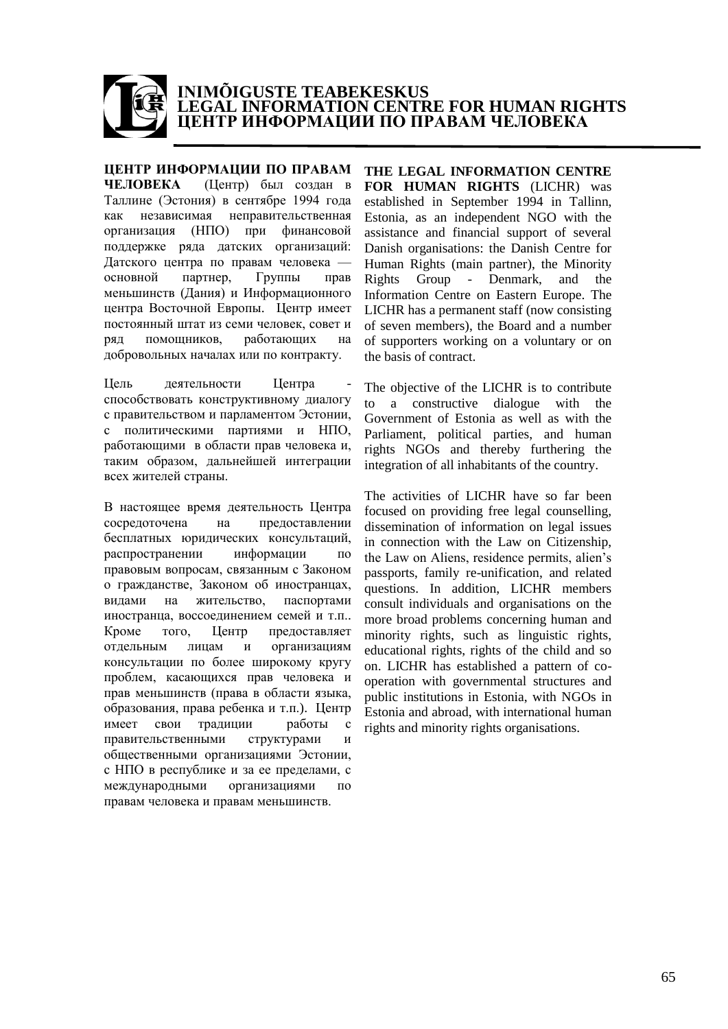# INIMÕIGUSTE TEABEKESKUS
# LEGAL INFORMATION CENTRE FOR HUMAN RIGHTS
# ЦЕНТР ИНФОРМАЦИИ ПО ПРАВАМ ЧЕЛОВЕКА

**ЦЕНТР ИНФОРМАЦИИ ПО ПРАВАМ ЧЕЛОВЕКА** (Центр) был создан в Таллине (Эстония) в сентябре 1994 года как независимая неправительственная организация (НПО) при финансовой поддержке ряда датских организаций: Датского центра по правам человека — основной партнер, Группы прав меньшинств (Дания) и Информационного центра Восточной Европы. Центр имеет постоянный штат из семи человек, совет и ряд помощников, работающих на добровольных началах или по контракту.

Цель деятельности Центра - способствовать конструктивному диалогу с правительством и парламентом Эстонии, с политическими партиями и НПО, работающими в области прав человека и, таким образом, дальнейшей интеграции всех жителей страны.

В настоящее время деятельность Центра сосредоточена на предоставлении бесплатных юридических консультаций, распространении информации по правовым вопросам, связанным с Законом о гражданстве, Законом об иностранцах, видами на жительство, паспортами иностранца, воссоединением семей и т.п.. Кроме того, Центр предоставляет отдельным лицам и организациям консультации по более широкому кругу проблем, касающихся прав человека и прав меньшинств (права в области языка, образования, права ребенка и т.п.). Центр имеет свои традиции работы с правительственными структурами и общественными организациями Эстонии, с НПО в республике и за ее пределами, с международными организациями по правам человека и правам меньшинств.

**THE LEGAL INFORMATION CENTRE FOR HUMAN RIGHTS** (LICHR) was established in September 1994 in Tallinn, Estonia, as an independent NGO with the assistance and financial support of several Danish organisations: the Danish Centre for Human Rights (main partner), the Minority Rights Group - Denmark, and the Information Centre on Eastern Europe. The LICHR has a permanent staff (now consisting of seven members), the Board and a number of supporters working on a voluntary or on the basis of contract.

The objective of the LICHR is to contribute to a constructive dialogue with the Government of Estonia as well as with the Parliament, political parties, and human rights NGOs and thereby furthering the integration of all inhabitants of the country.

The activities of LICHR have so far been focused on providing free legal counselling, dissemination of information on legal issues in connection with the Law on Citizenship, the Law on Aliens, residence permits, alien's passports, family re-unification, and related questions. In addition, LICHR members consult individuals and organisations on the more broad problems concerning human and minority rights, such as linguistic rights, educational rights, rights of the child and so on. LICHR has established a pattern of co-operation with governmental structures and public institutions in Estonia, with NGOs in Estonia and abroad, with international human rights and minority rights organisations.